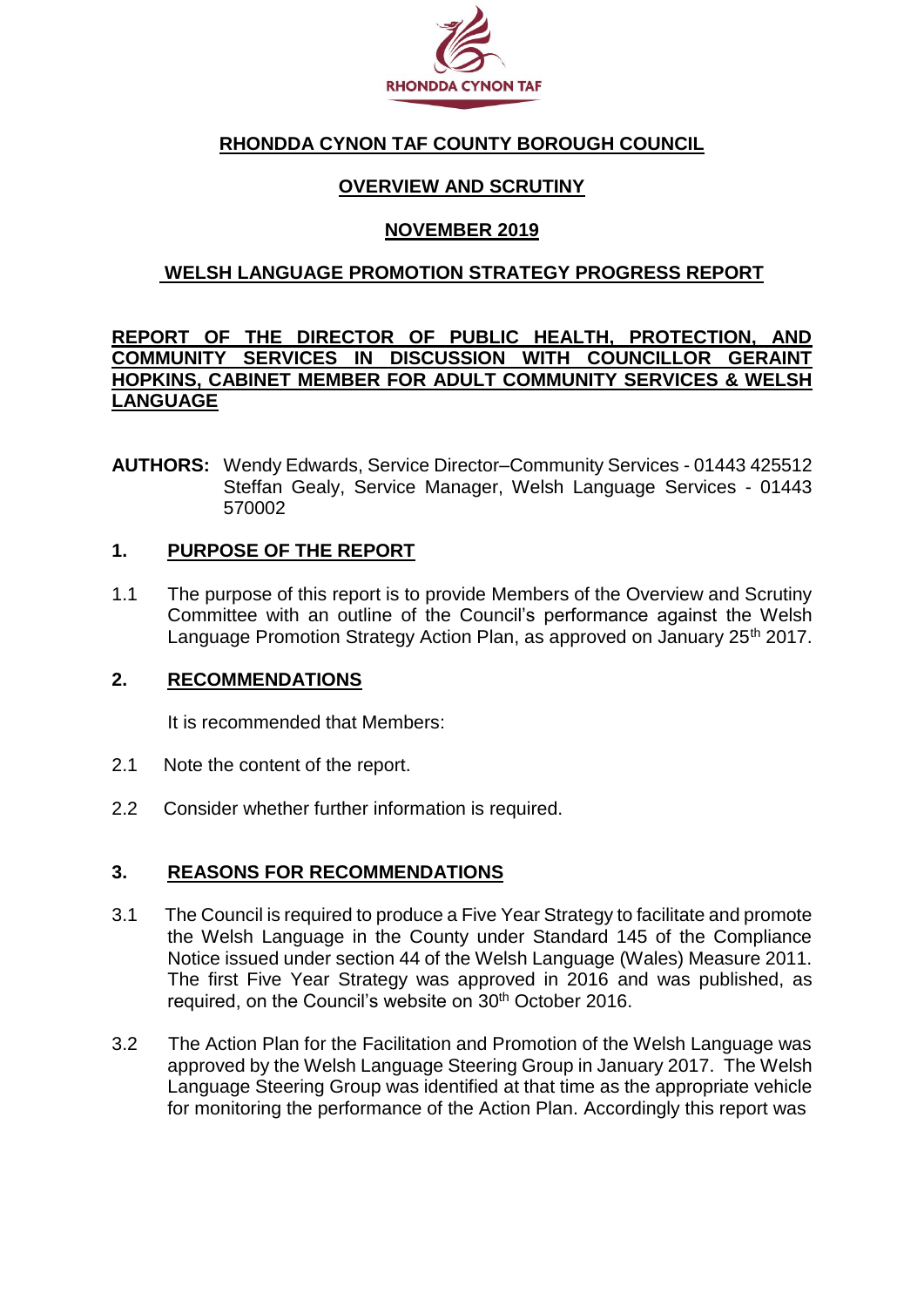RHONDDA CYNON TAF

**RHONDDA CYNON TAF COUNTY BOROUGH COUNCIL**

**OVERVIEW AND SCRUTINY**

**NOVEMBER 2019**

**WELSH LANGUAGE PROMOTION STRATEGY PROGRESS REPORT**

**REPORT OF THE DIRECTOR OF PUBLIC HEALTH, PROTECTION, AND COMMUNITY SERVICES IN DISCUSSION WITH COUNCILLOR GERAINT HOPKINS, CABINET MEMBER FOR ADULT COMMUNITY SERVICES & WELSH LANGUAGE**

**AUTHORS:** Wendy Edwards, Service Director–Community Services - 01443 425512
Steffan Gealy, Service Manager, Welsh Language Services - 01443 570002

## 1. PURPOSE OF THE REPORT

1.1 The purpose of this report is to provide Members of the Overview and Scrutiny Committee with an outline of the Council's performance against the Welsh Language Promotion Strategy Action Plan, as approved on January 25th 2017.

## 2. RECOMMENDATIONS

It is recommended that Members:

2.1 Note the content of the report.

2.2 Consider whether further information is required.

## 3. REASONS FOR RECOMMENDATIONS

3.1 The Council is required to produce a Five Year Strategy to facilitate and promote the Welsh Language in the County under Standard 145 of the Compliance Notice issued under section 44 of the Welsh Language (Wales) Measure 2011. The first Five Year Strategy was approved in 2016 and was published, as required, on the Council's website on 30th October 2016.

3.2 The Action Plan for the Facilitation and Promotion of the Welsh Language was approved by the Welsh Language Steering Group in January 2017. The Welsh Language Steering Group was identified at that time as the appropriate vehicle for monitoring the performance of the Action Plan. Accordingly this report was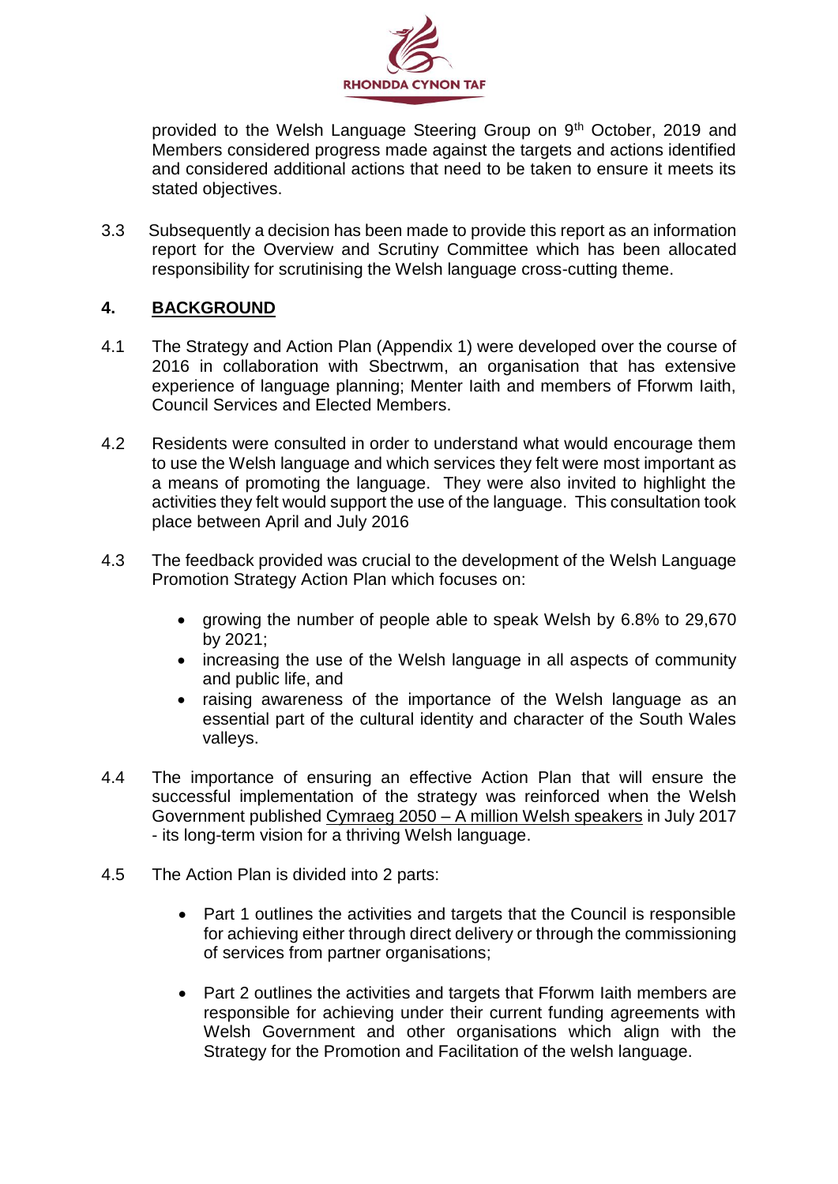provided to the Welsh Language Steering Group on 9th October, 2019 and Members considered progress made against the targets and actions identified and considered additional actions that need to be taken to ensure it meets its stated objectives.

3.3 Subsequently a decision has been made to provide this report as an information report for the Overview and Scrutiny Committee which has been allocated responsibility for scrutinising the Welsh language cross-cutting theme.

## 4. BACKGROUND

4.1 The Strategy and Action Plan (Appendix 1) were developed over the course of 2016 in collaboration with Sbectrwm, an organisation that has extensive experience of language planning; Menter Iaith and members of Fforwm Iaith, Council Services and Elected Members.

4.2 Residents were consulted in order to understand what would encourage them to use the Welsh language and which services they felt were most important as a means of promoting the language. They were also invited to highlight the activities they felt would support the use of the language. This consultation took place between April and July 2016

4.3 The feedback provided was crucial to the development of the Welsh Language Promotion Strategy Action Plan which focuses on:

- growing the number of people able to speak Welsh by 6.8% to 29,670 by 2021;
- increasing the use of the Welsh language in all aspects of community and public life, and
- raising awareness of the importance of the Welsh language as an essential part of the cultural identity and character of the South Wales valleys.

4.4 The importance of ensuring an effective Action Plan that will ensure the successful implementation of the strategy was reinforced when the Welsh Government published Cymraeg 2050 – A million Welsh speakers in July 2017 - its long-term vision for a thriving Welsh language.

4.5 The Action Plan is divided into 2 parts:

- Part 1 outlines the activities and targets that the Council is responsible for achieving either through direct delivery or through the commissioning of services from partner organisations;
- Part 2 outlines the activities and targets that Fforwm Iaith members are responsible for achieving under their current funding agreements with Welsh Government and other organisations which align with the Strategy for the Promotion and Facilitation of the welsh language.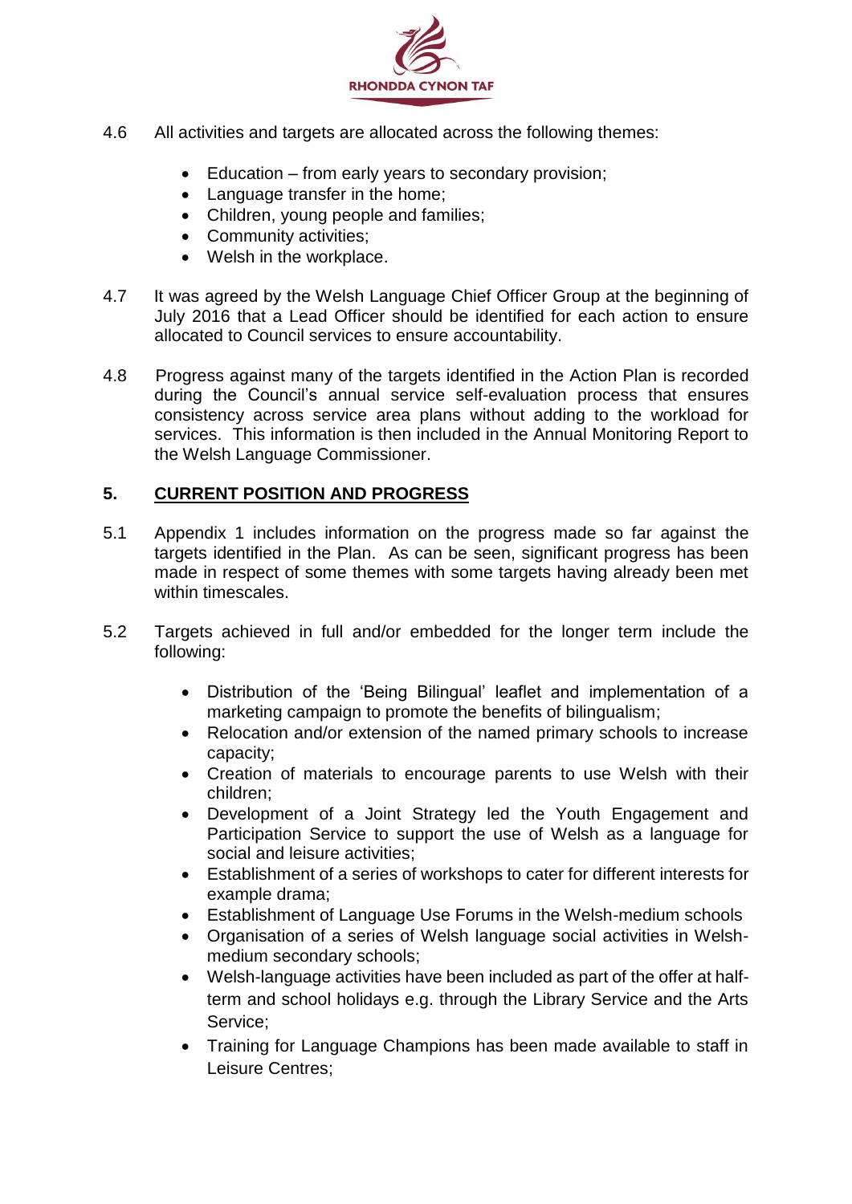4.6 All activities and targets are allocated across the following themes:

- Education – from early years to secondary provision;
- Language transfer in the home;
- Children, young people and families;
- Community activities;
- Welsh in the workplace.

4.7 It was agreed by the Welsh Language Chief Officer Group at the beginning of July 2016 that a Lead Officer should be identified for each action to ensure allocated to Council services to ensure accountability.

4.8 Progress against many of the targets identified in the Action Plan is recorded during the Council's annual service self-evaluation process that ensures consistency across service area plans without adding to the workload for services. This information is then included in the Annual Monitoring Report to the Welsh Language Commissioner.

## 5. CURRENT POSITION AND PROGRESS

5.1 Appendix 1 includes information on the progress made so far against the targets identified in the Plan. As can be seen, significant progress has been made in respect of some themes with some targets having already been met within timescales.

5.2 Targets achieved in full and/or embedded for the longer term include the following:

- Distribution of the 'Being Bilingual' leaflet and implementation of a marketing campaign to promote the benefits of bilingualism;
- Relocation and/or extension of the named primary schools to increase capacity;
- Creation of materials to encourage parents to use Welsh with their children;
- Development of a Joint Strategy led the Youth Engagement and Participation Service to support the use of Welsh as a language for social and leisure activities;
- Establishment of a series of workshops to cater for different interests for example drama;
- Establishment of Language Use Forums in the Welsh-medium schools
- Organisation of a series of Welsh language social activities in Welsh-medium secondary schools;
- Welsh-language activities have been included as part of the offer at half-term and school holidays e.g. through the Library Service and the Arts Service;
- Training for Language Champions has been made available to staff in Leisure Centres;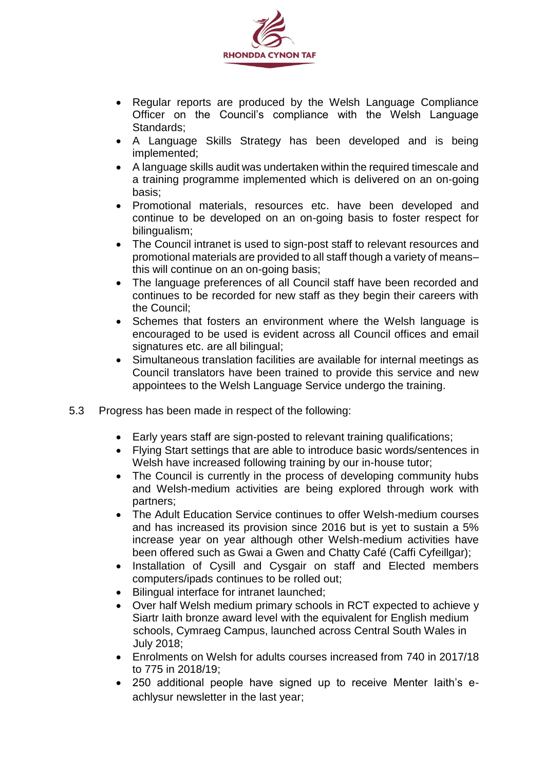- Regular reports are produced by the Welsh Language Compliance Officer on the Council's compliance with the Welsh Language Standards;
- A Language Skills Strategy has been developed and is being implemented;
- A language skills audit was undertaken within the required timescale and a training programme implemented which is delivered on an on-going basis;
- Promotional materials, resources etc. have been developed and continue to be developed on an on-going basis to foster respect for bilingualism;
- The Council intranet is used to sign-post staff to relevant resources and promotional materials are provided to all staff though a variety of means– this will continue on an on-going basis;
- The language preferences of all Council staff have been recorded and continues to be recorded for new staff as they begin their careers with the Council;
- Schemes that fosters an environment where the Welsh language is encouraged to be used is evident across all Council offices and email signatures etc. are all bilingual;
- Simultaneous translation facilities are available for internal meetings as Council translators have been trained to provide this service and new appointees to the Welsh Language Service undergo the training.

5.3 Progress has been made in respect of the following:

- Early years staff are sign-posted to relevant training qualifications;
- Flying Start settings that are able to introduce basic words/sentences in Welsh have increased following training by our in-house tutor;
- The Council is currently in the process of developing community hubs and Welsh-medium activities are being explored through work with partners;
- The Adult Education Service continues to offer Welsh-medium courses and has increased its provision since 2016 but is yet to sustain a 5% increase year on year although other Welsh-medium activities have been offered such as Gwai a Gwen and Chatty Café (Caffi Cyfeillgar);
- Installation of Cysill and Cysgair on staff and Elected members computers/ipads continues to be rolled out;
- Bilingual interface for intranet launched;
- Over half Welsh medium primary schools in RCT expected to achieve y Siartr Iaith bronze award level with the equivalent for English medium schools, Cymraeg Campus, launched across Central South Wales in July 2018;
- Enrolments on Welsh for adults courses increased from 740 in 2017/18 to 775 in 2018/19;
- 250 additional people have signed up to receive Menter Iaith's e-achlysur newsletter in the last year;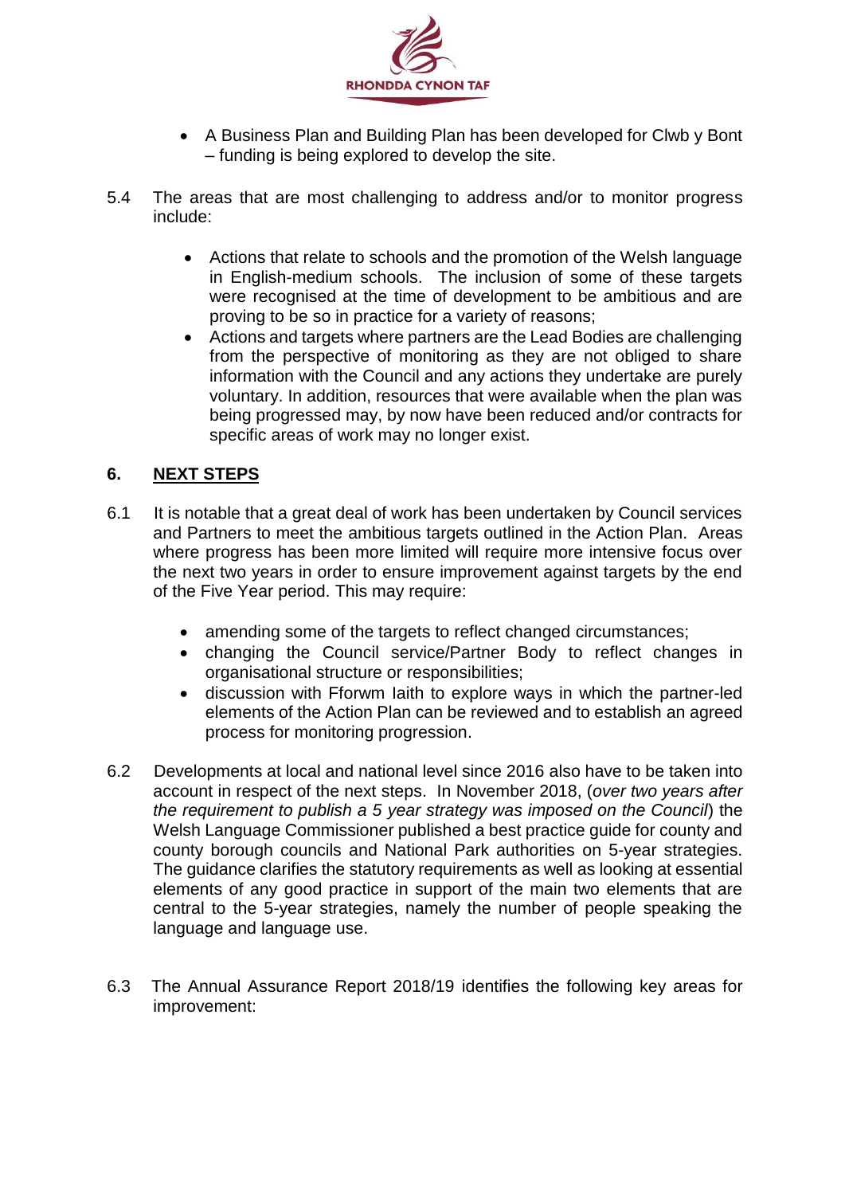- A Business Plan and Building Plan has been developed for Clwb y Bont – funding is being explored to develop the site.

5.4 The areas that are most challenging to address and/or to monitor progress include:

- Actions that relate to schools and the promotion of the Welsh language in English-medium schools. The inclusion of some of these targets were recognised at the time of development to be ambitious and are proving to be so in practice for a variety of reasons;
- Actions and targets where partners are the Lead Bodies are challenging from the perspective of monitoring as they are not obliged to share information with the Council and any actions they undertake are purely voluntary. In addition, resources that were available when the plan was being progressed may, by now have been reduced and/or contracts for specific areas of work may no longer exist.

## 6. NEXT STEPS

6.1 It is notable that a great deal of work has been undertaken by Council services and Partners to meet the ambitious targets outlined in the Action Plan. Areas where progress has been more limited will require more intensive focus over the next two years in order to ensure improvement against targets by the end of the Five Year period. This may require:

- amending some of the targets to reflect changed circumstances;
- changing the Council service/Partner Body to reflect changes in organisational structure or responsibilities;
- discussion with Fforwm Iaith to explore ways in which the partner-led elements of the Action Plan can be reviewed and to establish an agreed process for monitoring progression.

6.2 Developments at local and national level since 2016 also have to be taken into account in respect of the next steps. In November 2018, (*over two years after the requirement to publish a 5 year strategy was imposed on the Council*) the Welsh Language Commissioner published a best practice guide for county and county borough councils and National Park authorities on 5-year strategies. The guidance clarifies the statutory requirements as well as looking at essential elements of any good practice in support of the main two elements that are central to the 5-year strategies, namely the number of people speaking the language and language use.

6.3 The Annual Assurance Report 2018/19 identifies the following key areas for improvement: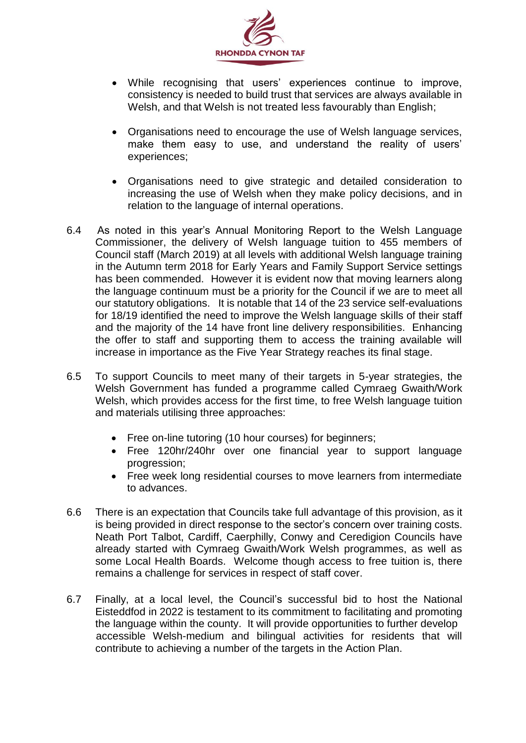- While recognising that users' experiences continue to improve, consistency is needed to build trust that services are always available in Welsh, and that Welsh is not treated less favourably than English;
- Organisations need to encourage the use of Welsh language services, make them easy to use, and understand the reality of users' experiences;
- Organisations need to give strategic and detailed consideration to increasing the use of Welsh when they make policy decisions, and in relation to the language of internal operations.

6.4 As noted in this year's Annual Monitoring Report to the Welsh Language Commissioner, the delivery of Welsh language tuition to 455 members of Council staff (March 2019) at all levels with additional Welsh language training in the Autumn term 2018 for Early Years and Family Support Service settings has been commended. However it is evident now that moving learners along the language continuum must be a priority for the Council if we are to meet all our statutory obligations. It is notable that 14 of the 23 service self-evaluations for 18/19 identified the need to improve the Welsh language skills of their staff and the majority of the 14 have front line delivery responsibilities. Enhancing the offer to staff and supporting them to access the training available will increase in importance as the Five Year Strategy reaches its final stage.

6.5 To support Councils to meet many of their targets in 5-year strategies, the Welsh Government has funded a programme called Cymraeg Gwaith/Work Welsh, which provides access for the first time, to free Welsh language tuition and materials utilising three approaches:

- Free on-line tutoring (10 hour courses) for beginners;
- Free 120hr/240hr over one financial year to support language progression;
- Free week long residential courses to move learners from intermediate to advances.

6.6 There is an expectation that Councils take full advantage of this provision, as it is being provided in direct response to the sector's concern over training costs. Neath Port Talbot, Cardiff, Caerphilly, Conwy and Ceredigion Councils have already started with Cymraeg Gwaith/Work Welsh programmes, as well as some Local Health Boards. Welcome though access to free tuition is, there remains a challenge for services in respect of staff cover.

6.7 Finally, at a local level, the Council's successful bid to host the National Eisteddfod in 2022 is testament to its commitment to facilitating and promoting the language within the county. It will provide opportunities to further develop accessible Welsh-medium and bilingual activities for residents that will contribute to achieving a number of the targets in the Action Plan.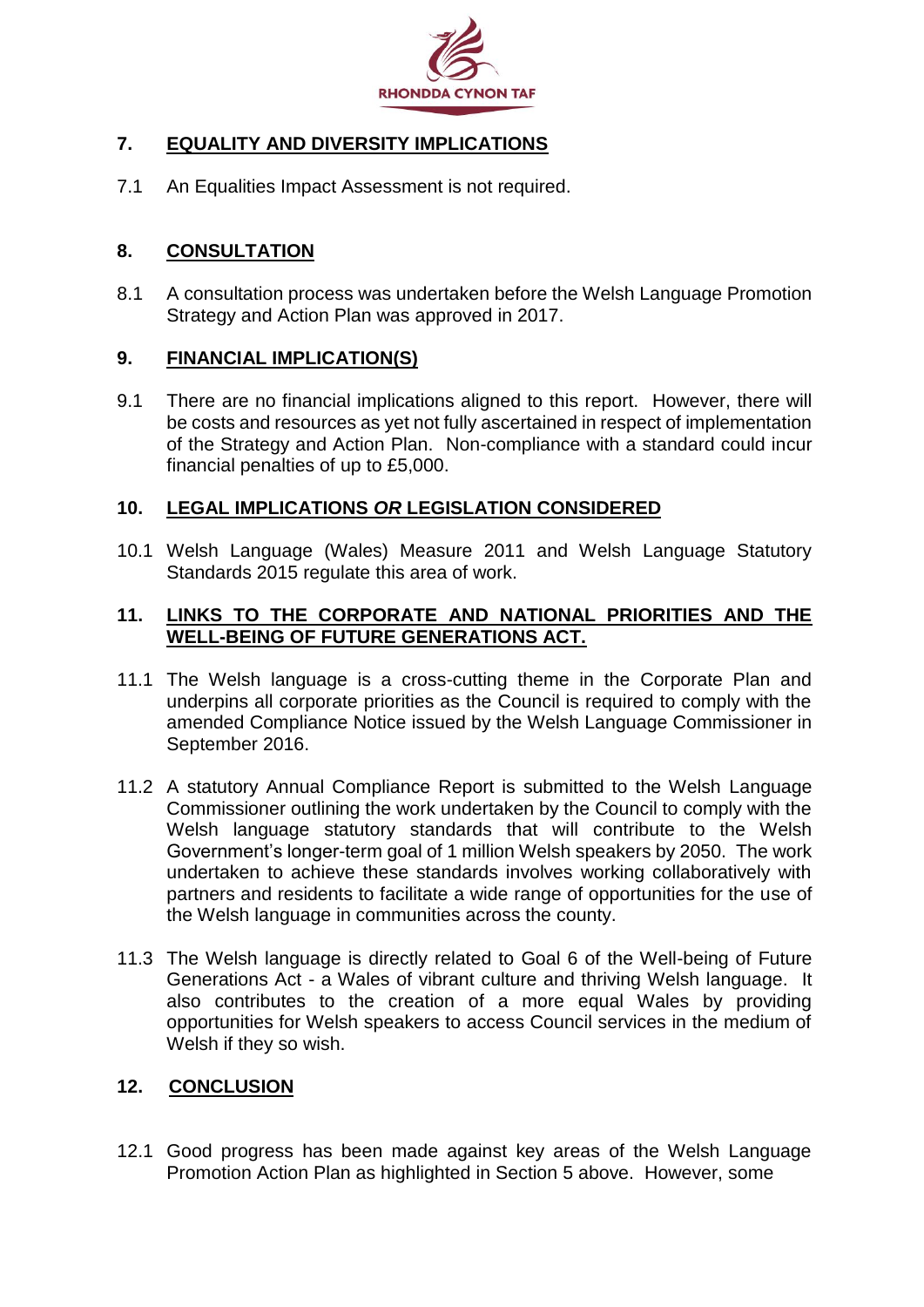## 7. EQUALITY AND DIVERSITY IMPLICATIONS

7.1 An Equalities Impact Assessment is not required.

## 8. CONSULTATION

8.1 A consultation process was undertaken before the Welsh Language Promotion Strategy and Action Plan was approved in 2017.

## 9. FINANCIAL IMPLICATION(S)

9.1 There are no financial implications aligned to this report. However, there will be costs and resources as yet not fully ascertained in respect of implementation of the Strategy and Action Plan. Non-compliance with a standard could incur financial penalties of up to £5,000.

## 10. LEGAL IMPLICATIONS *OR* LEGISLATION CONSIDERED

10.1 Welsh Language (Wales) Measure 2011 and Welsh Language Statutory Standards 2015 regulate this area of work.

## 11. LINKS TO THE CORPORATE AND NATIONAL PRIORITIES AND THE WELL-BEING OF FUTURE GENERATIONS ACT.

11.1 The Welsh language is a cross-cutting theme in the Corporate Plan and underpins all corporate priorities as the Council is required to comply with the amended Compliance Notice issued by the Welsh Language Commissioner in September 2016.

11.2 A statutory Annual Compliance Report is submitted to the Welsh Language Commissioner outlining the work undertaken by the Council to comply with the Welsh language statutory standards that will contribute to the Welsh Government's longer-term goal of 1 million Welsh speakers by 2050. The work undertaken to achieve these standards involves working collaboratively with partners and residents to facilitate a wide range of opportunities for the use of the Welsh language in communities across the county.

11.3 The Welsh language is directly related to Goal 6 of the Well-being of Future Generations Act - a Wales of vibrant culture and thriving Welsh language. It also contributes to the creation of a more equal Wales by providing opportunities for Welsh speakers to access Council services in the medium of Welsh if they so wish.

## 12. CONCLUSION

12.1 Good progress has been made against key areas of the Welsh Language Promotion Action Plan as highlighted in Section 5 above. However, some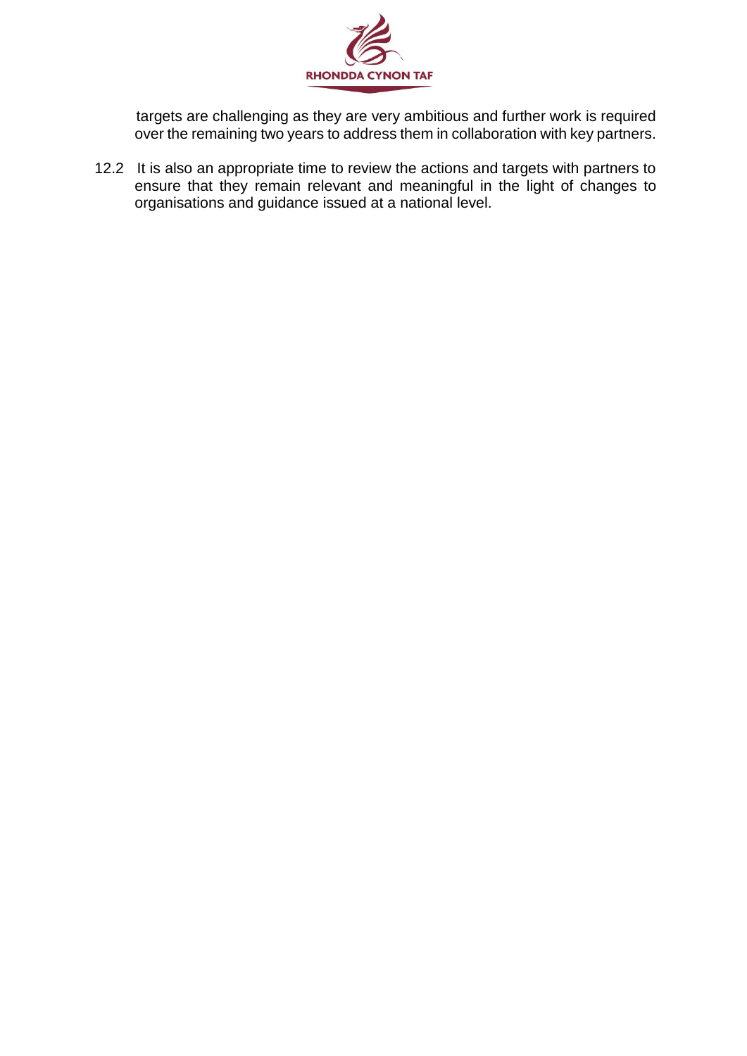targets are challenging as they are very ambitious and further work is required over the remaining two years to address them in collaboration with key partners.

12.2 It is also an appropriate time to review the actions and targets with partners to ensure that they remain relevant and meaningful in the light of changes to organisations and guidance issued at a national level.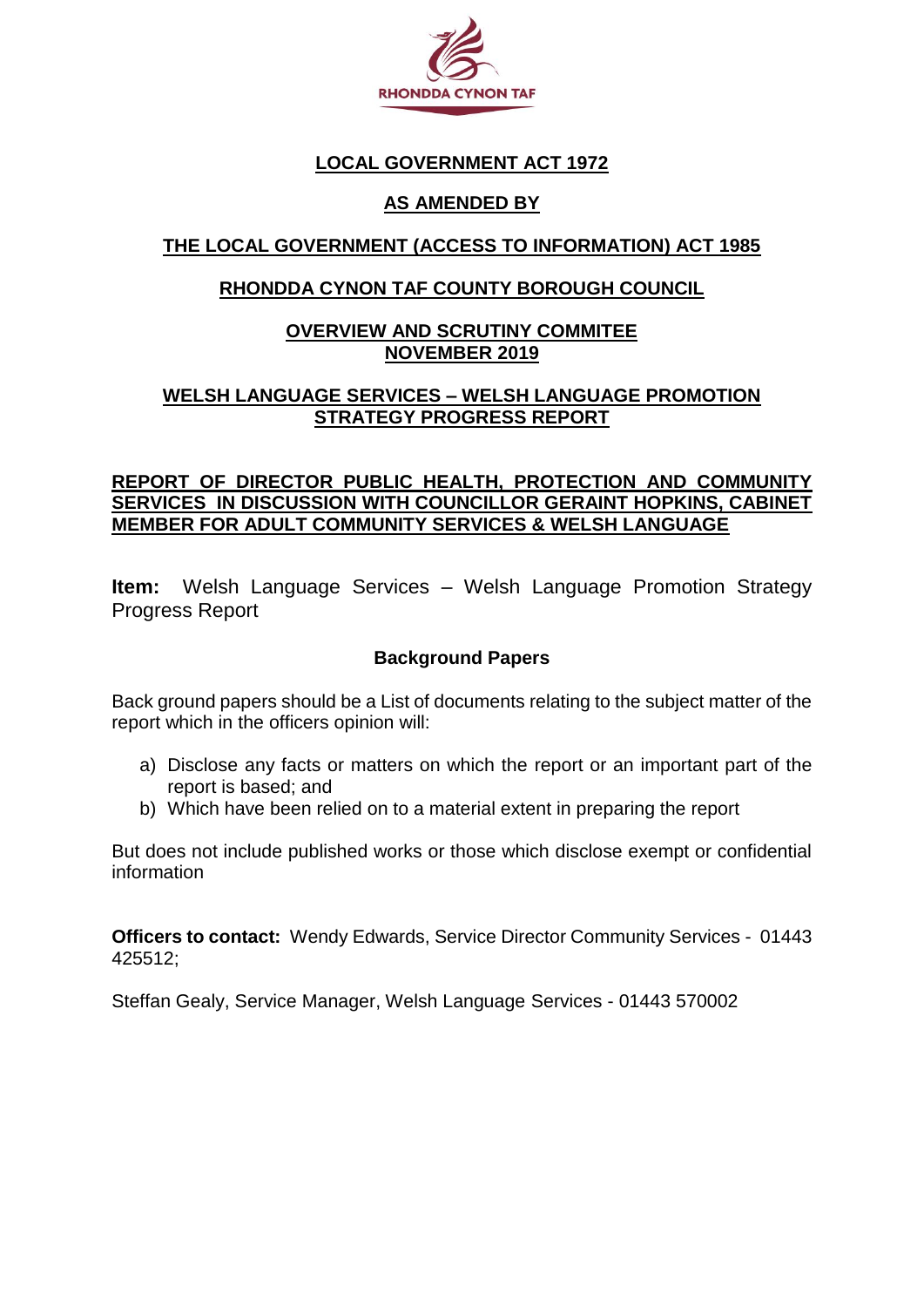**LOCAL GOVERNMENT ACT 1972**

**AS AMENDED BY**

**THE LOCAL GOVERNMENT (ACCESS TO INFORMATION) ACT 1985**

**RHONDDA CYNON TAF COUNTY BOROUGH COUNCIL**

**OVERVIEW AND SCRUTINY COMMITEE**
**NOVEMBER 2019**

**WELSH LANGUAGE SERVICES – WELSH LANGUAGE PROMOTION STRATEGY PROGRESS REPORT**

**REPORT OF DIRECTOR PUBLIC HEALTH, PROTECTION AND COMMUNITY SERVICES IN DISCUSSION WITH COUNCILLOR GERAINT HOPKINS, CABINET MEMBER FOR ADULT COMMUNITY SERVICES & WELSH LANGUAGE**

**Item:** Welsh Language Services – Welsh Language Promotion Strategy Progress Report

**Background Papers**

Back ground papers should be a List of documents relating to the subject matter of the report which in the officers opinion will:

a) Disclose any facts or matters on which the report or an important part of the report is based; and
b) Which have been relied on to a material extent in preparing the report

But does not include published works or those which disclose exempt or confidential information

**Officers to contact:** Wendy Edwards, Service Director Community Services - 01443 425512;

Steffan Gealy, Service Manager, Welsh Language Services - 01443 570002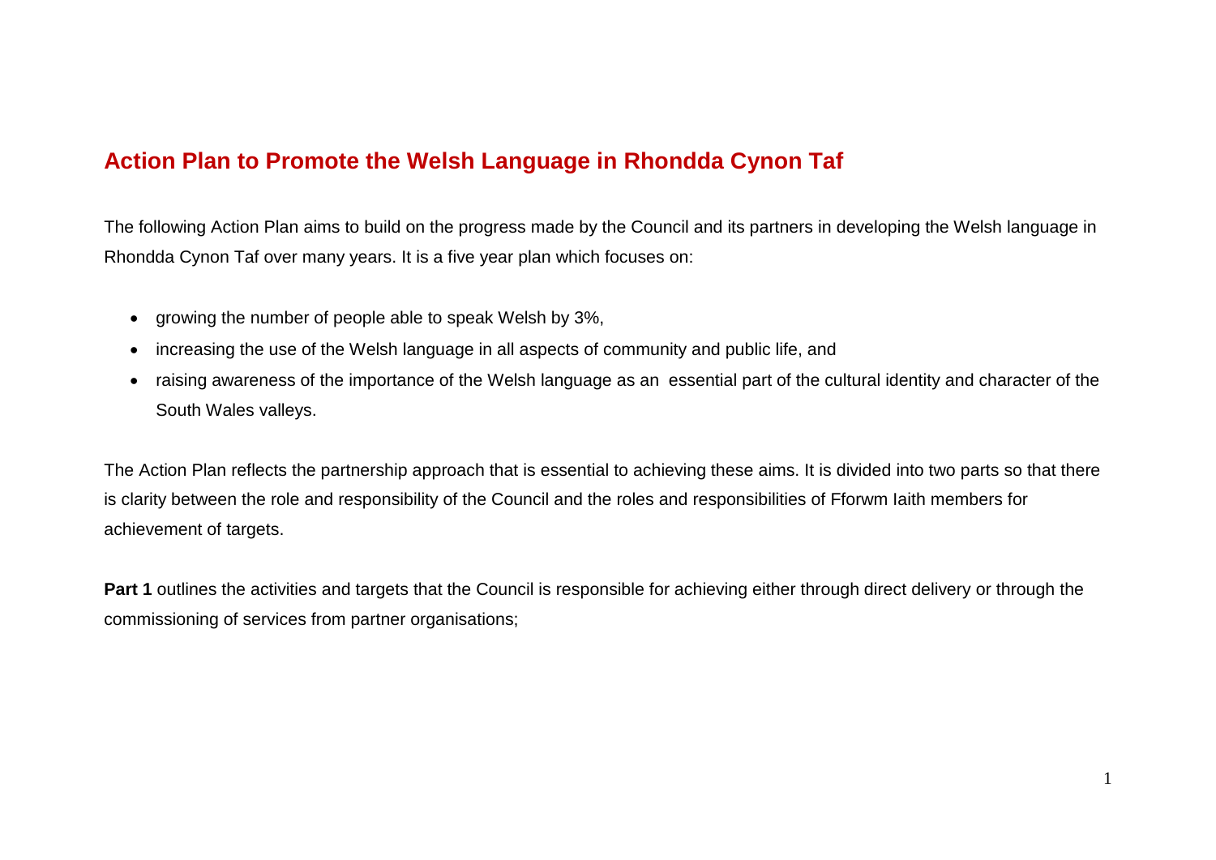## Action Plan to Promote the Welsh Language in Rhondda Cynon Taf

The following Action Plan aims to build on the progress made by the Council and its partners in developing the Welsh language in Rhondda Cynon Taf over many years. It is a five year plan which focuses on:

- growing the number of people able to speak Welsh by 3%,
- increasing the use of the Welsh language in all aspects of community and public life, and
- raising awareness of the importance of the Welsh language as an essential part of the cultural identity and character of the South Wales valleys.

The Action Plan reflects the partnership approach that is essential to achieving these aims. It is divided into two parts so that there is clarity between the role and responsibility of the Council and the roles and responsibilities of Fforwm Iaith members for achievement of targets.

**Part 1** outlines the activities and targets that the Council is responsible for achieving either through direct delivery or through the commissioning of services from partner organisations;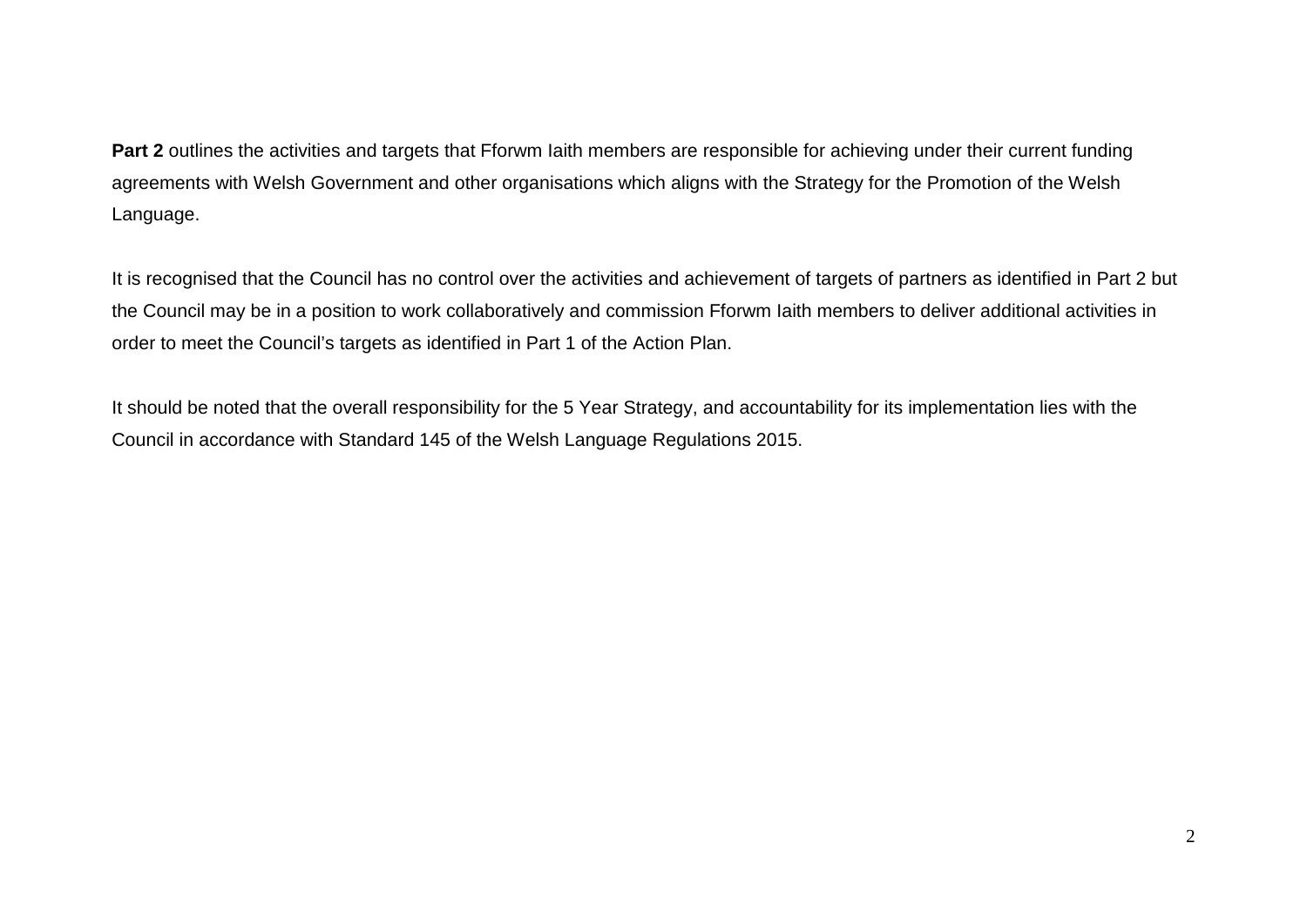**Part 2** outlines the activities and targets that Fforwm Iaith members are responsible for achieving under their current funding agreements with Welsh Government and other organisations which aligns with the Strategy for the Promotion of the Welsh Language.

It is recognised that the Council has no control over the activities and achievement of targets of partners as identified in Part 2 but the Council may be in a position to work collaboratively and commission Fforwm Iaith members to deliver additional activities in order to meet the Council's targets as identified in Part 1 of the Action Plan.

It should be noted that the overall responsibility for the 5 Year Strategy, and accountability for its implementation lies with the Council in accordance with Standard 145 of the Welsh Language Regulations 2015.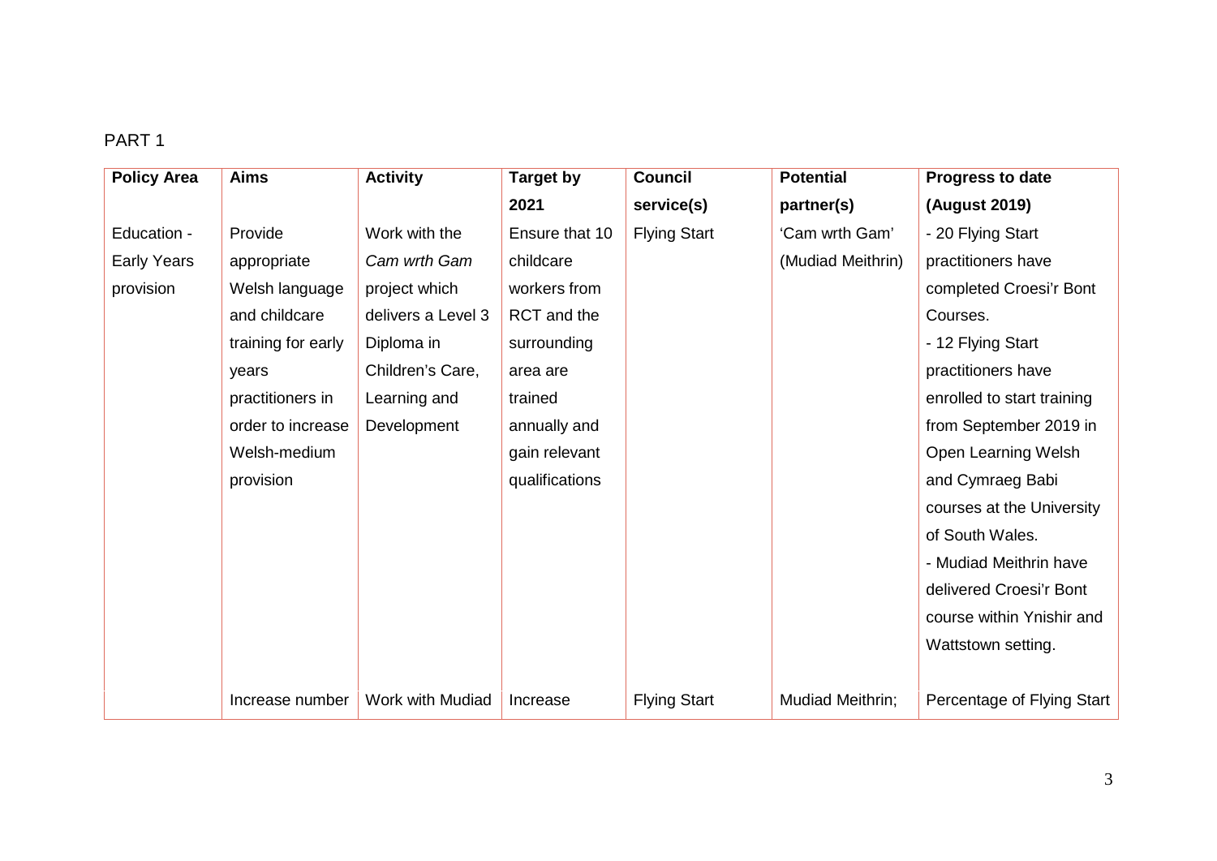PART 1

| Policy Area | Aims | Activity | Target by 2021 | Council service(s) | Potential partner(s) | Progress to date (August 2019) |
|---|---|---|---|---|---|---|
| Education - Early Years provision | Provide appropriate Welsh language and childcare training for early years practitioners in order to increase Welsh-medium provision | Work with the *Cam wrth Gam* project which delivers a Level 3 Diploma in Children's Care, Learning and Development | Ensure that 10 childcare workers from RCT and the surrounding area are trained annually and gain relevant qualifications | Flying Start | 'Cam wrth Gam' (Mudiad Meithrin) | - 20 Flying Start practitioners have completed Croesi'r Bont Courses.<br>- 12 Flying Start practitioners have enrolled to start training from September 2019 in Open Learning Welsh and Cymraeg Babi courses at the University of South Wales.<br>- Mudiad Meithrin have delivered Croesi'r Bont course within Ynishir and Wattstown setting. |
| | Increase number | Work with Mudiad | Increase | Flying Start | Mudiad Meithrin; | Percentage of Flying Start |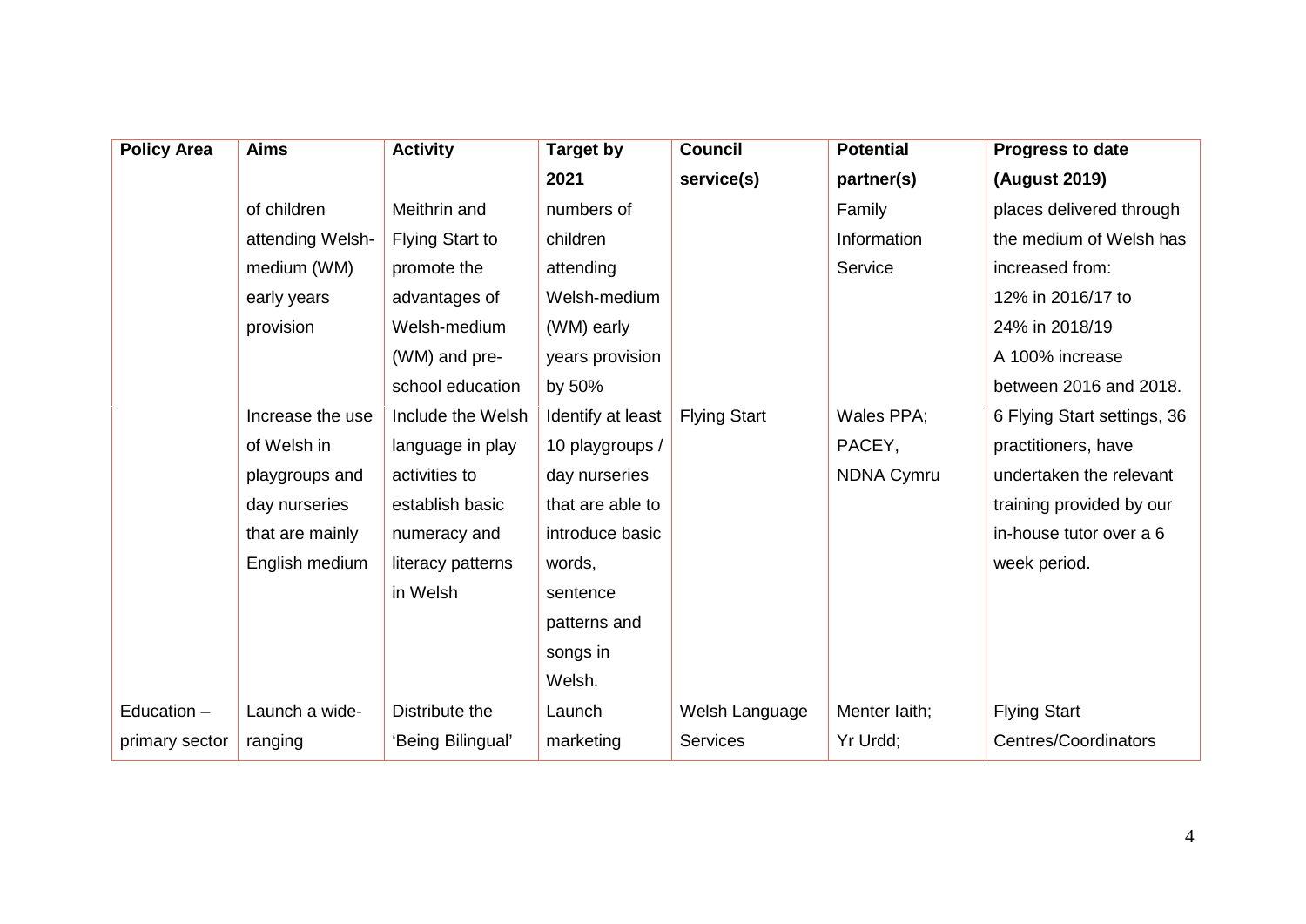| Policy Area | Aims | Activity | Target by 2021 | Council service(s) | Potential partner(s) | Progress to date (August 2019) |
|---|---|---|---|---|---|---|
| | of children attending Welsh-medium (WM) early years provision | Meithrin and Flying Start to promote the advantages of Welsh-medium (WM) and pre-school education | numbers of children attending Welsh-medium (WM) early years provision by 50% | | Family Information Service | places delivered through the medium of Welsh has increased from: 12% in 2016/17 to 24% in 2018/19 A 100% increase between 2016 and 2018. |
| | Increase the use of Welsh in playgroups and day nurseries that are mainly English medium | Include the Welsh language in play activities to establish basic numeracy and literacy patterns in Welsh | Identify at least 10 playgroups / day nurseries that are able to introduce basic words, sentence patterns and songs in Welsh. | Flying Start | Wales PPA; PACEY, NDNA Cymru | 6 Flying Start settings, 36 practitioners, have undertaken the relevant training provided by our in-house tutor over a 6 week period. |
| Education – primary sector | Launch a wide-ranging | Distribute the 'Being Bilingual' | Launch marketing | Welsh Language Services | Menter Iaith; Yr Urdd; | Flying Start Centres/Coordinators |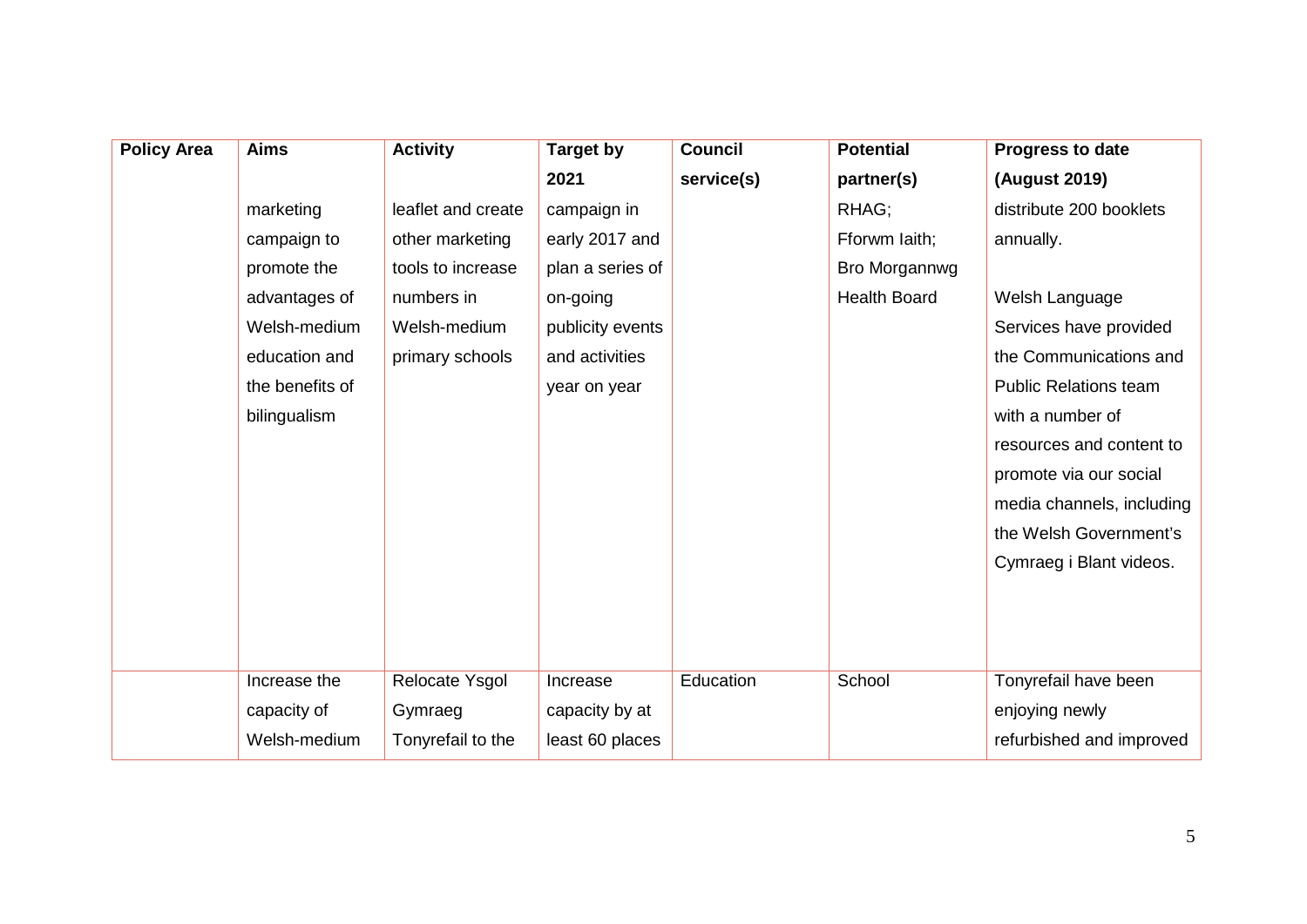| Policy Area | Aims | Activity | Target by 2021 | Council service(s) | Potential partner(s) | Progress to date (August 2019) |
|---|---|---|---|---|---|---|
| | marketing campaign to promote the advantages of Welsh-medium education and the benefits of bilingualism | leaflet and create other marketing tools to increase numbers in Welsh-medium primary schools | campaign in early 2017 and plan a series of on-going publicity events and activities year on year | | RHAG; Fforwm Iaith; Bro Morgannwg Health Board | distribute 200 booklets annually.<br><br>Welsh Language Services have provided the Communications and Public Relations team with a number of resources and content to promote via our social media channels, including the Welsh Government's Cymraeg i Blant videos. |
| | Increase the capacity of Welsh-medium | Relocate Ysgol Gymraeg Tonyrefail to the | Increase capacity by at least 60 places | Education | School | Tonyrefail have been enjoying newly refurbished and improved |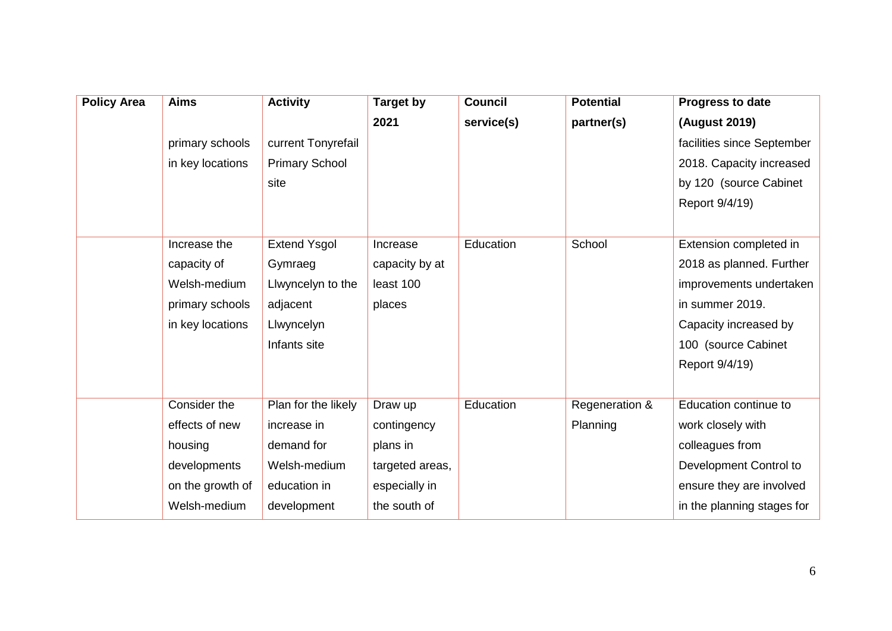| Policy Area | Aims | Activity | Target by 2021 | Council service(s) | Potential partner(s) | Progress to date (August 2019) |
|---|---|---|---|---|---|---|
| | primary schools in key locations | current Tonyrefail Primary School site | | | | facilities since September 2018. Capacity increased by 120 (source Cabinet Report 9/4/19) |
| | Increase the capacity of Welsh-medium primary schools in key locations | Extend Ysgol Gymraeg Llwyncelyn to the adjacent Llwyncelyn Infants site | Increase capacity by at least 100 places | Education | School | Extension completed in 2018 as planned. Further improvements undertaken in summer 2019. Capacity increased by 100 (source Cabinet Report 9/4/19) |
| | Consider the effects of new housing developments on the growth of Welsh-medium | Plan for the likely increase in demand for Welsh-medium education in development | Draw up contingency plans in targeted areas, especially in the south of | Education | Regeneration & Planning | Education continue to work closely with colleagues from Development Control to ensure they are involved in the planning stages for |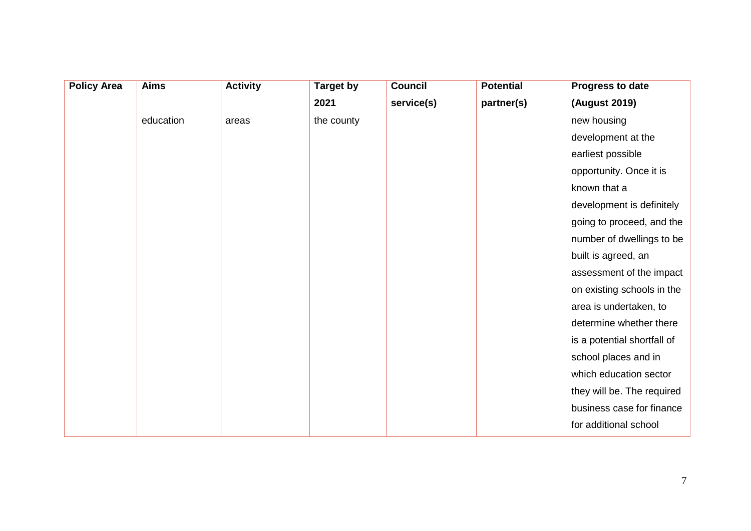| Policy Area | Aims | Activity | Target by 2021 | Council service(s) | Potential partner(s) | Progress to date (August 2019) |
|---|---|---|---|---|---|---|
| | education | areas | the county | | | new housing development at the earliest possible opportunity. Once it is known that a development is definitely going to proceed, and the number of dwellings to be built is agreed, an assessment of the impact on existing schools in the area is undertaken, to determine whether there is a potential shortfall of school places and in which education sector they will be. The required business case for finance for additional school |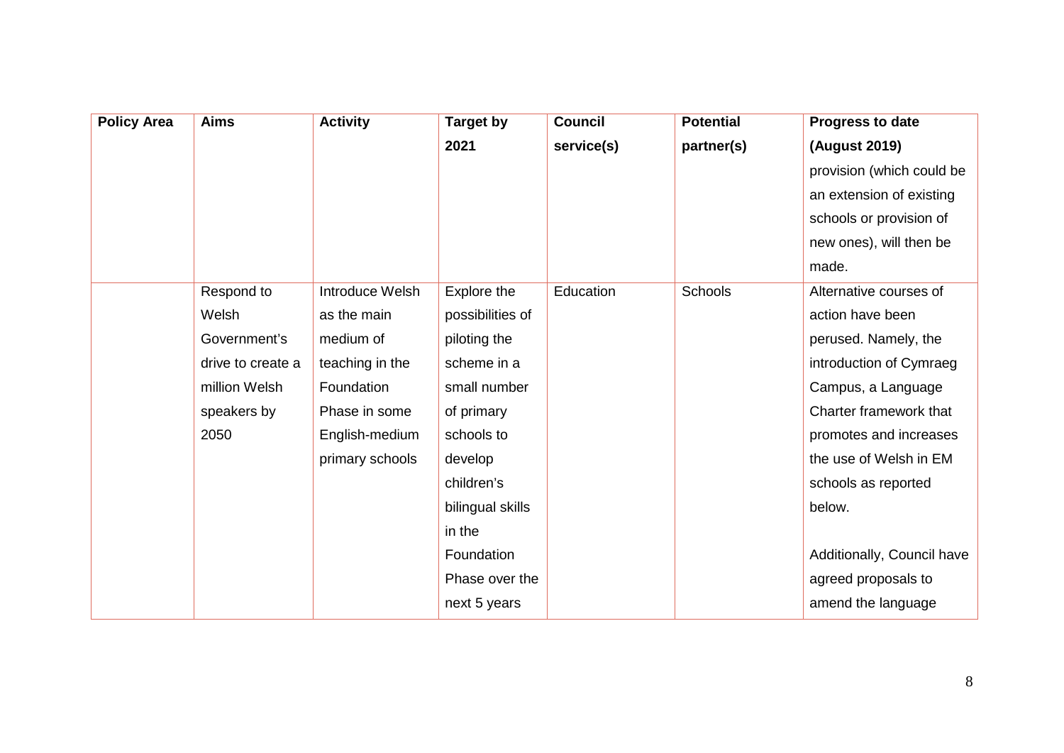| Policy Area | Aims | Activity | Target by 2021 | Council service(s) | Potential partner(s) | Progress to date (August 2019) |
|---|---|---|---|---|---|---|
| | | | | | | provision (which could be an extension of existing schools or provision of new ones), will then be made. |
| | Respond to Welsh Government's drive to create a million Welsh speakers by 2050 | Introduce Welsh as the main medium of teaching in the Foundation Phase in some English-medium primary schools | Explore the possibilities of piloting the scheme in a small number of primary schools to develop children's bilingual skills in the Foundation Phase over the next 5 years | Education | Schools | Alternative courses of action have been perused. Namely, the introduction of Cymraeg Campus, a Language Charter framework that promotes and increases the use of Welsh in EM schools as reported below.<br><br>Additionally, Council have agreed proposals to amend the language |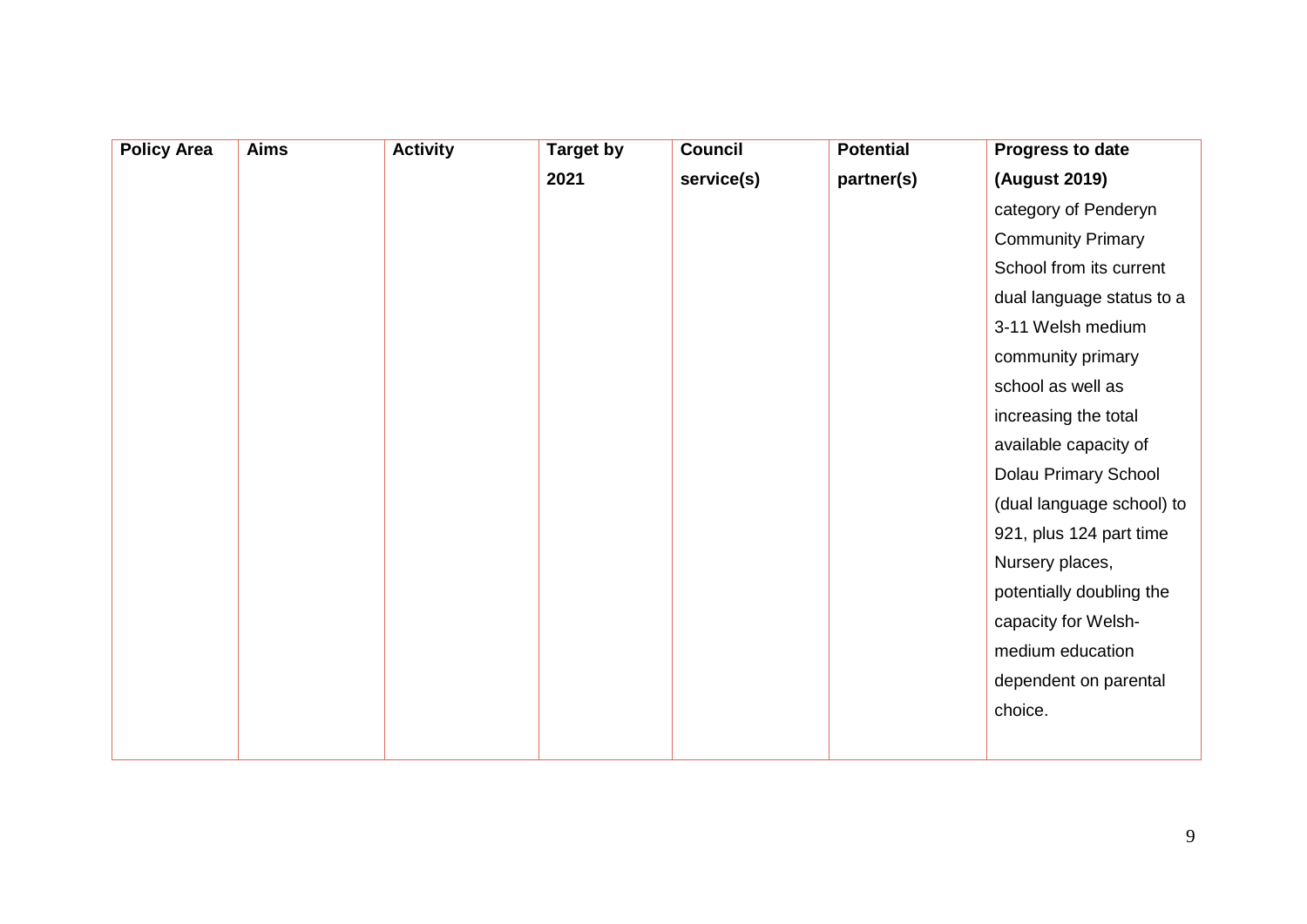| Policy Area | Aims | Activity | Target by 2021 | Council service(s) | Potential partner(s) | Progress to date (August 2019) |
|---|---|---|---|---|---|---|
| | | | | | | category of Penderyn Community Primary School from its current dual language status to a 3-11 Welsh medium community primary school as well as increasing the total available capacity of Dolau Primary School (dual language school) to 921, plus 124 part time Nursery places, potentially doubling the capacity for Welsh-medium education dependent on parental choice. |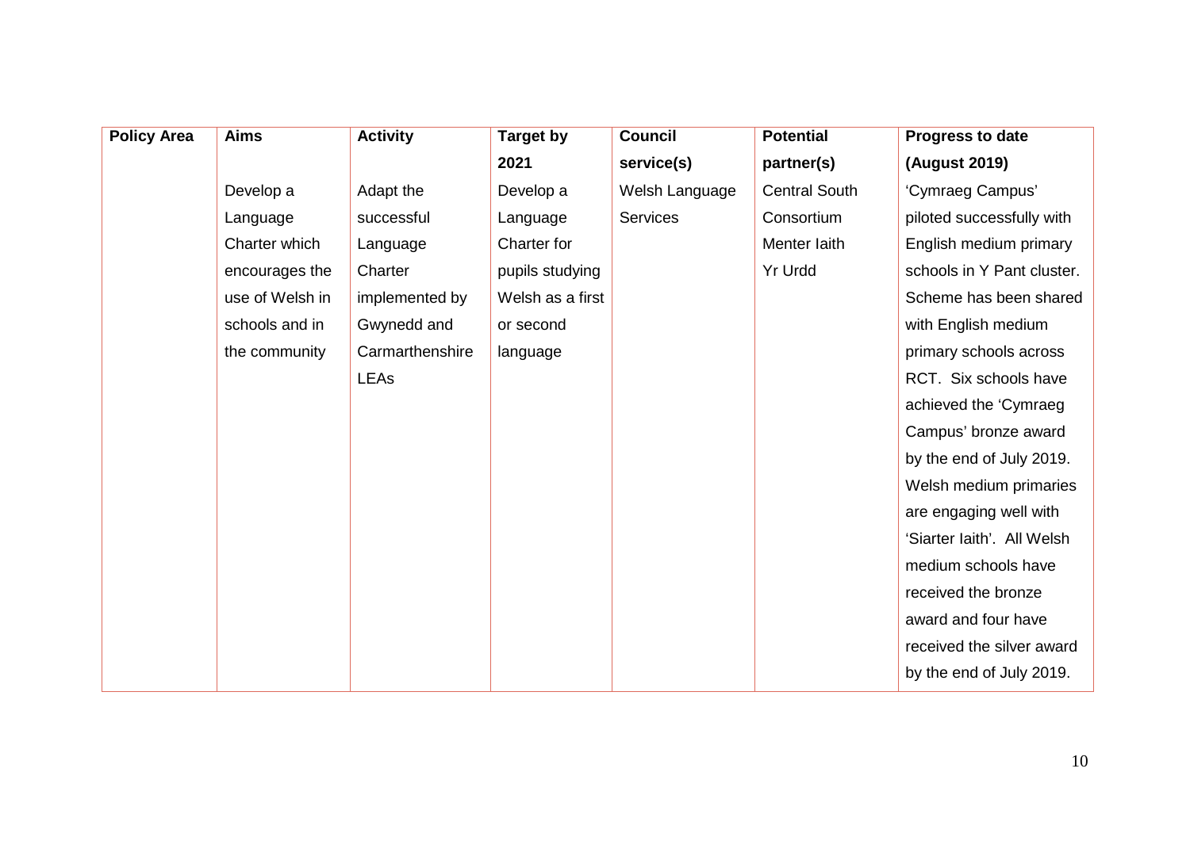| Policy Area | Aims | Activity | Target by 2021 | Council service(s) | Potential partner(s) | Progress to date (August 2019) |
|---|---|---|---|---|---|---|
| | Develop a Language Charter which encourages the use of Welsh in schools and in the community | Adapt the successful Language Charter implemented by Gwynedd and Carmarthenshire LEAs | Develop a Language Charter for pupils studying Welsh as a first or second language | Welsh Language Services | Central South Consortium<br>Menter Iaith<br>Yr Urdd | 'Cymraeg Campus' piloted successfully with English medium primary schools in Y Pant cluster. Scheme has been shared with English medium primary schools across RCT. Six schools have achieved the 'Cymraeg Campus' bronze award by the end of July 2019. Welsh medium primaries are engaging well with 'Siarter Iaith'. All Welsh medium schools have received the bronze award and four have received the silver award by the end of July 2019. |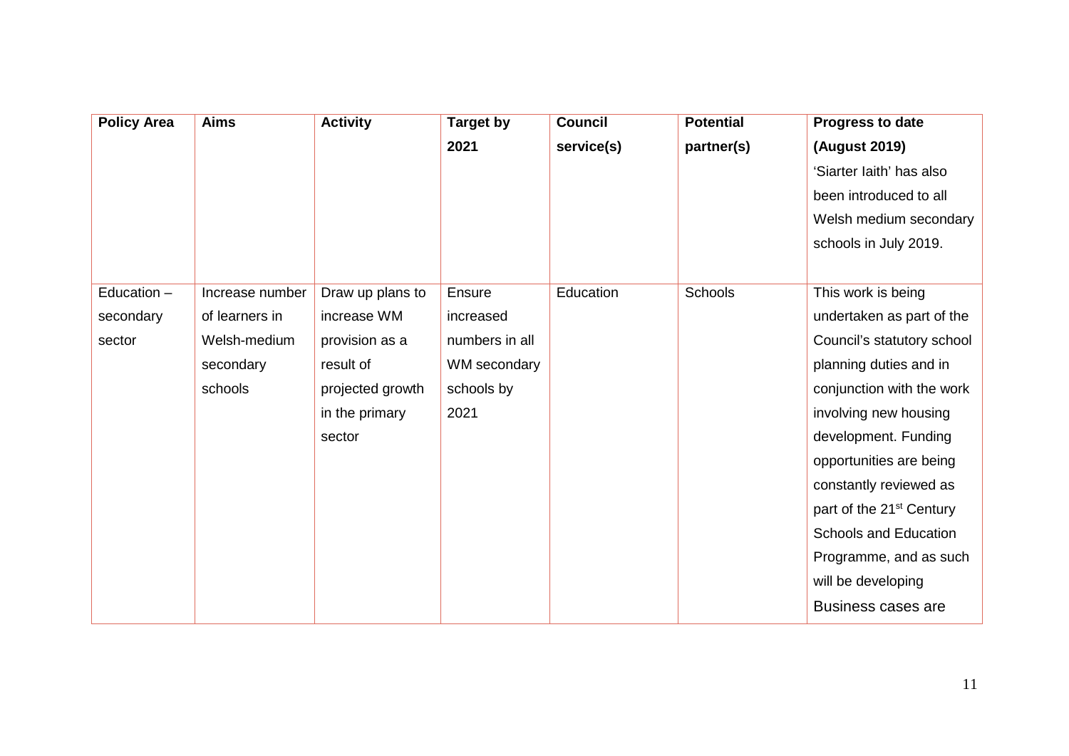| Policy Area | Aims | Activity | Target by 2021 | Council service(s) | Potential partner(s) | Progress to date (August 2019) |
|---|---|---|---|---|---|---|
| | | | | | | 'Siarter Iaith' has also been introduced to all Welsh medium secondary schools in July 2019. |
| Education – secondary sector | Increase number of learners in Welsh-medium secondary schools | Draw up plans to increase WM provision as a result of projected growth in the primary sector | Ensure increased numbers in all WM secondary schools by 2021 | Education | Schools | This work is being undertaken as part of the Council's statutory school planning duties and in conjunction with the work involving new housing development. Funding opportunities are being constantly reviewed as part of the 21st Century Schools and Education Programme, and as such will be developing Business cases are |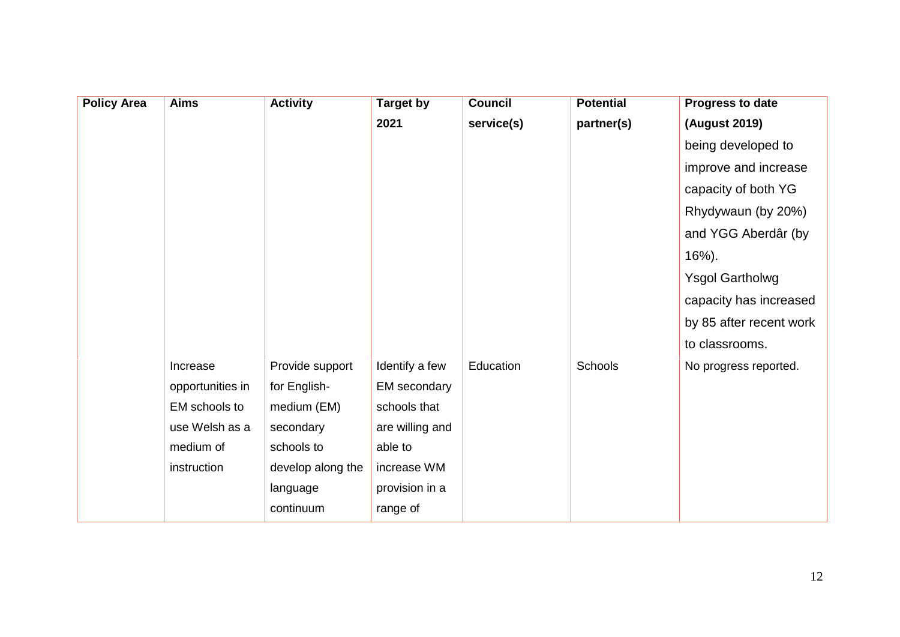| Policy Area | Aims | Activity | Target by 2021 | Council service(s) | Potential partner(s) | Progress to date (August 2019) |
|---|---|---|---|---|---|---|
| | | | | | | being developed to improve and increase capacity of both YG Rhydywaun (by 20%) and YGG Aberdâr (by 16%). Ysgol Gartholwg capacity has increased by 85 after recent work to classrooms. |
| | Increase opportunities in EM schools to use Welsh as a medium of instruction | Provide support for English-medium (EM) secondary schools to develop along the language continuum | Identify a few EM secondary schools that are willing and able to increase WM provision in a range of | Education | Schools | No progress reported. |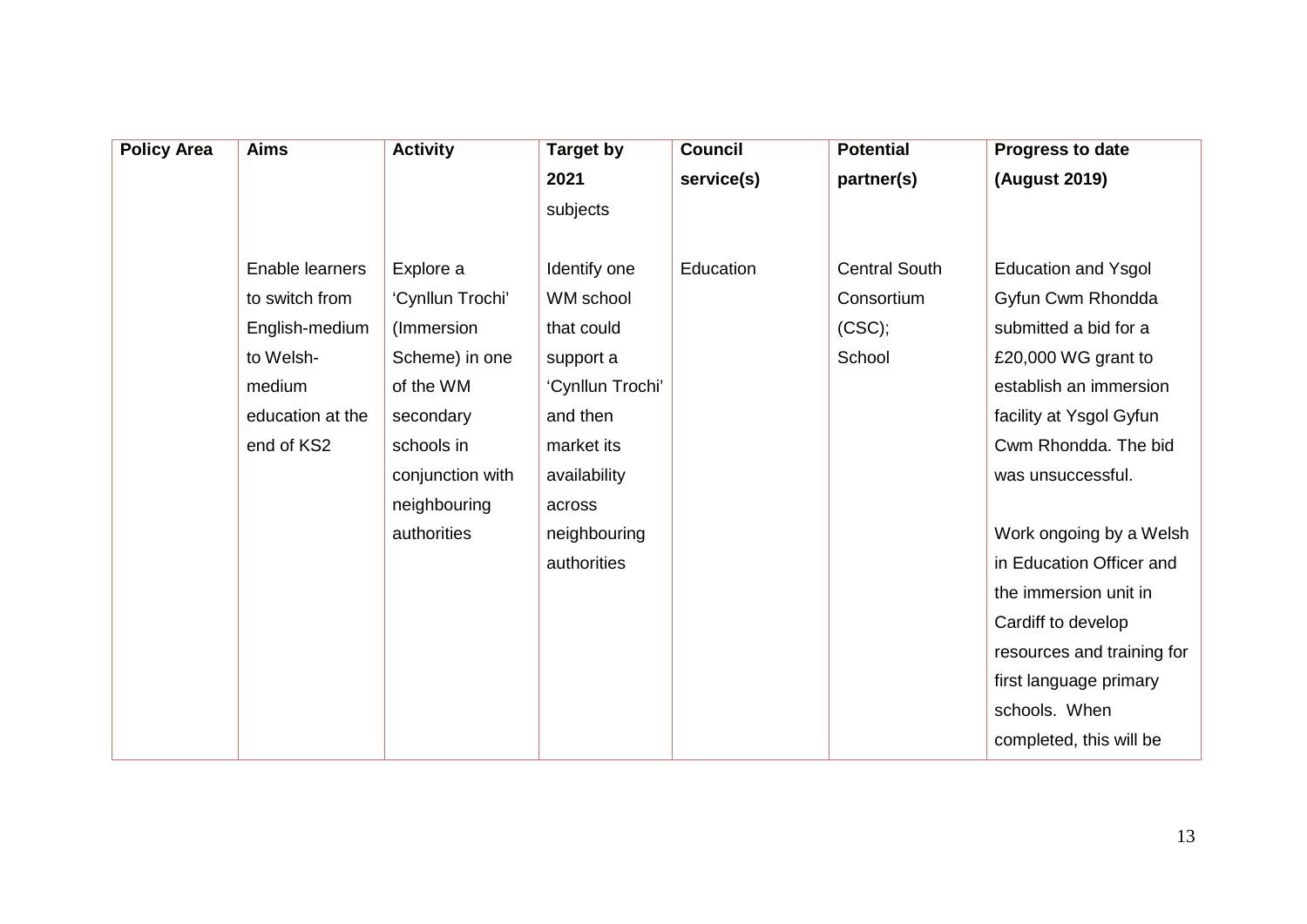| Policy Area | Aims | Activity | Target by 2021 | Council service(s) | Potential partner(s) | Progress to date (August 2019) |
|---|---|---|---|---|---|---|
| | | | subjects | | | |
| | Enable learners to switch from English-medium to Welsh-medium education at the end of KS2 | Explore a 'Cynllun Trochi' (Immersion Scheme) in one of the WM secondary schools in conjunction with neighbouring authorities | Identify one WM school that could support a 'Cynllun Trochi' and then market its availability across neighbouring authorities | Education | Central South Consortium (CSC); School | Education and Ysgol Gyfun Cwm Rhondda submitted a bid for a £20,000 WG grant to establish an immersion facility at Ysgol Gyfun Cwm Rhondda. The bid was unsuccessful.<br><br>Work ongoing by a Welsh in Education Officer and the immersion unit in Cardiff to develop resources and training for first language primary schools. When completed, this will be |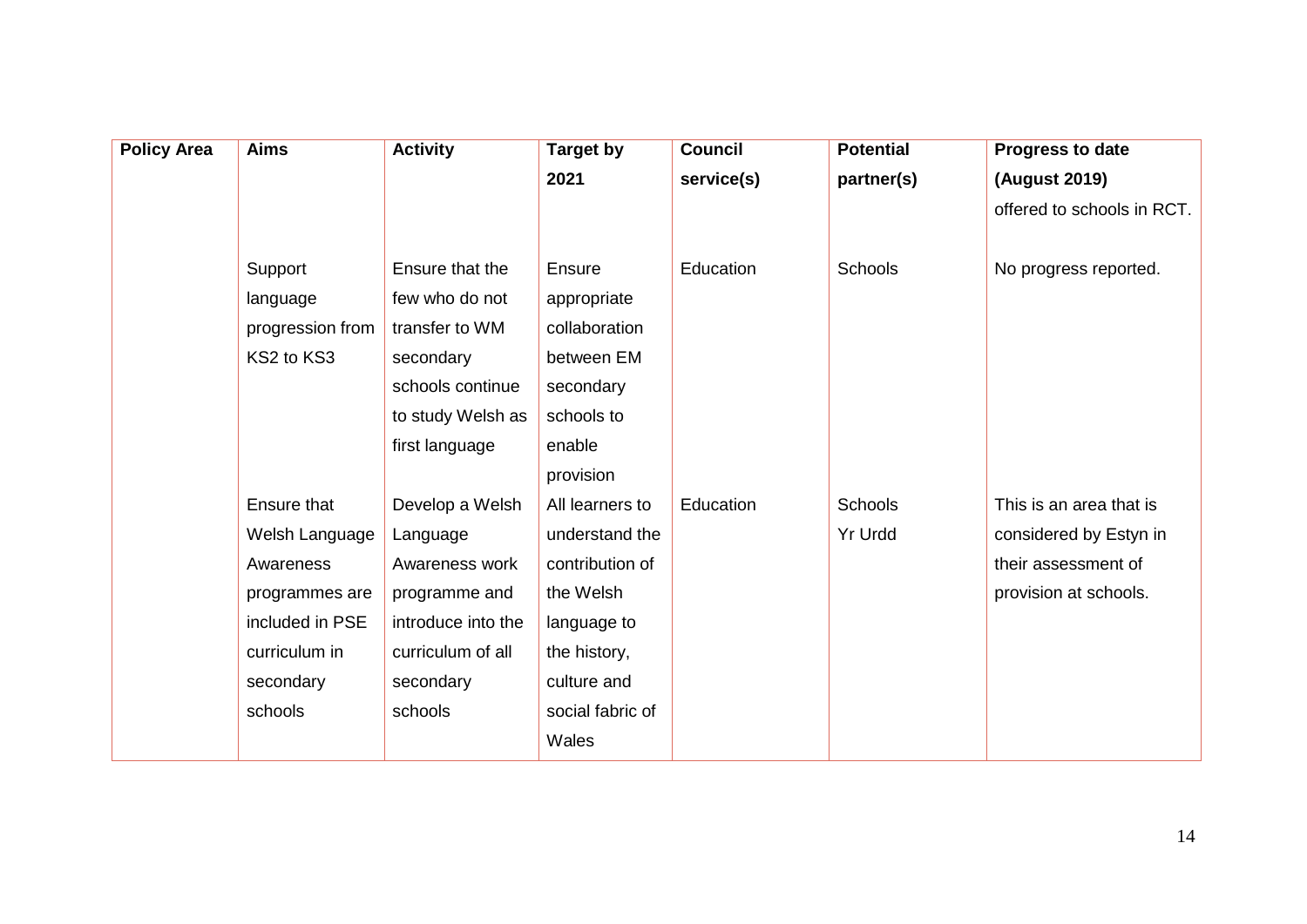| Policy Area | Aims | Activity | Target by 2021 | Council service(s) | Potential partner(s) | Progress to date (August 2019) |
|---|---|---|---|---|---|---|
| | | | | | | offered to schools in RCT. |
| | Support language progression from KS2 to KS3 | Ensure that the few who do not transfer to WM secondary schools continue to study Welsh as first language | Ensure appropriate collaboration between EM secondary schools to enable provision | Education | Schools | No progress reported. |
| | Ensure that Welsh Language Awareness programmes are included in PSE curriculum in secondary schools | Develop a Welsh Language Awareness work programme and introduce into the curriculum of all secondary schools | All learners to understand the contribution of the Welsh language to the history, culture and social fabric of Wales | Education | Schools<br>Yr Urdd | This is an area that is considered by Estyn in their assessment of provision at schools. |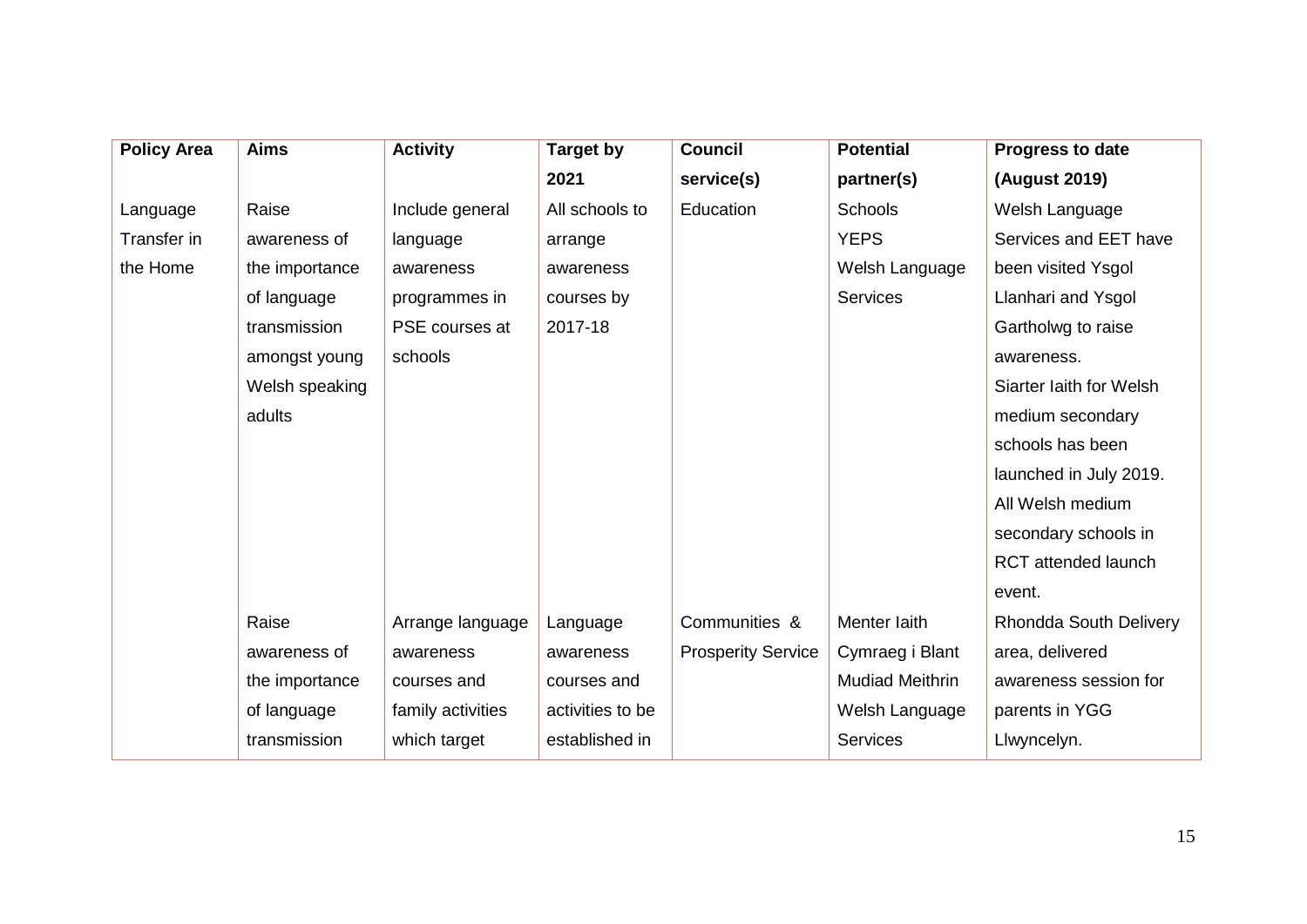| Policy Area | Aims | Activity | Target by 2021 | Council service(s) | Potential partner(s) | Progress to date (August 2019) |
|---|---|---|---|---|---|---|
| Language Transfer in the Home | Raise awareness of the importance of language transmission amongst young Welsh speaking adults | Include general language awareness programmes in PSE courses at schools | All schools to arrange awareness courses by 2017-18 | Education | Schools<br>YEPS<br>Welsh Language Services | Welsh Language Services and EET have been visited Ysgol Llanhari and Ysgol Gartholwg to raise awareness.<br>Siarter Iaith for Welsh medium secondary schools has been launched in July 2019. All Welsh medium secondary schools in RCT attended launch event. |
| | Raise awareness of the importance of language transmission | Arrange language awareness courses and family activities which target | Language awareness courses and activities to be established in | Communities & Prosperity Service | Menter Iaith<br>Cymraeg i Blant<br>Mudiad Meithrin<br>Welsh Language Services | Rhondda South Delivery area, delivered awareness session for parents in YGG Llwyncelyn. |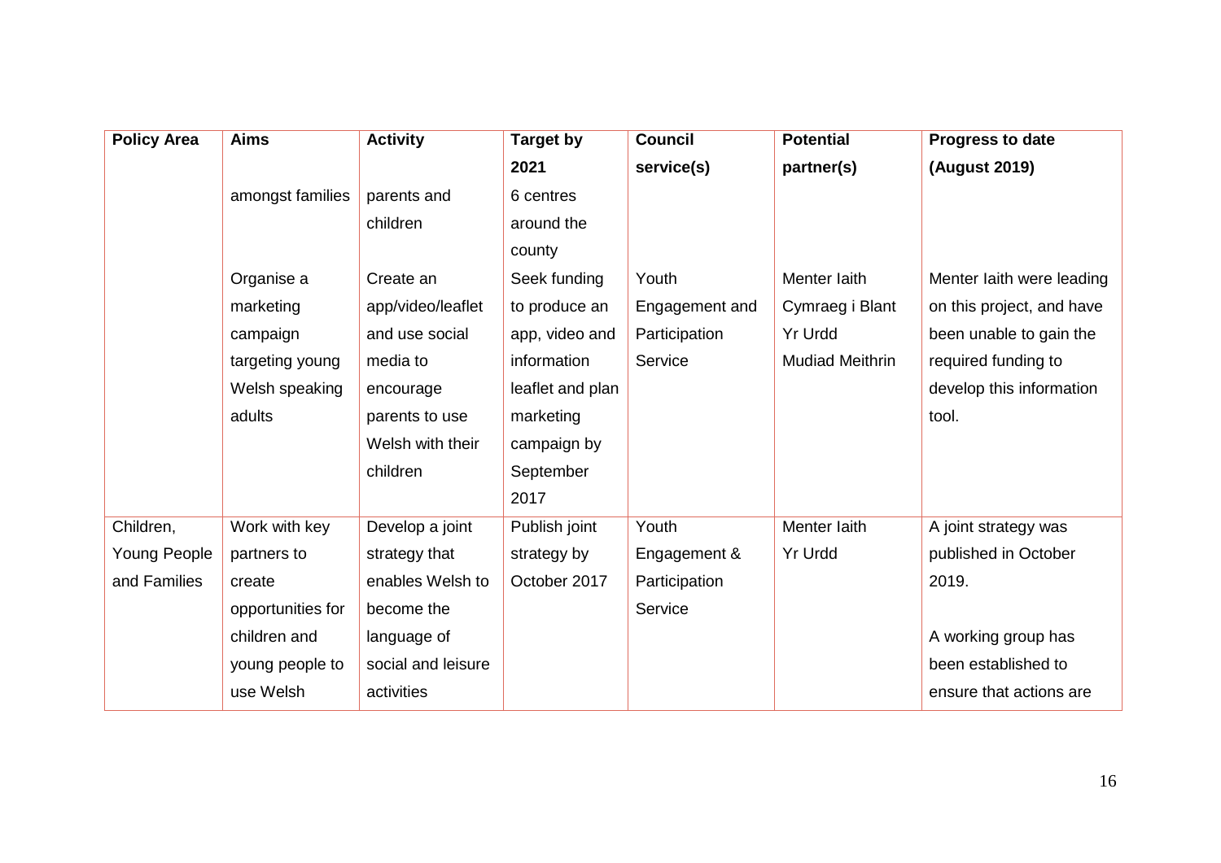| Policy Area | Aims | Activity | Target by 2021 | Council service(s) | Potential partner(s) | Progress to date (August 2019) |
|---|---|---|---|---|---|---|
| | amongst families | parents and children | 6 centres around the county | | | |
| | Organise a marketing campaign targeting young Welsh speaking adults | Create an app/video/leaflet and use social media to encourage parents to use Welsh with their children | Seek funding to produce an app, video and information leaflet and plan marketing campaign by September 2017 | Youth Engagement and Participation Service | Menter Iaith<br>Cymraeg i Blant<br>Yr Urdd<br>Mudiad Meithrin | Menter Iaith were leading on this project, and have been unable to gain the required funding to develop this information tool. |
| Children, Young People and Families | Work with key partners to create opportunities for children and young people to use Welsh | Develop a joint strategy that enables Welsh to become the language of social and leisure activities | Publish joint strategy by October 2017 | Youth Engagement & Participation Service | Menter Iaith<br>Yr Urdd | A joint strategy was published in October 2019.<br><br>A working group has been established to ensure that actions are |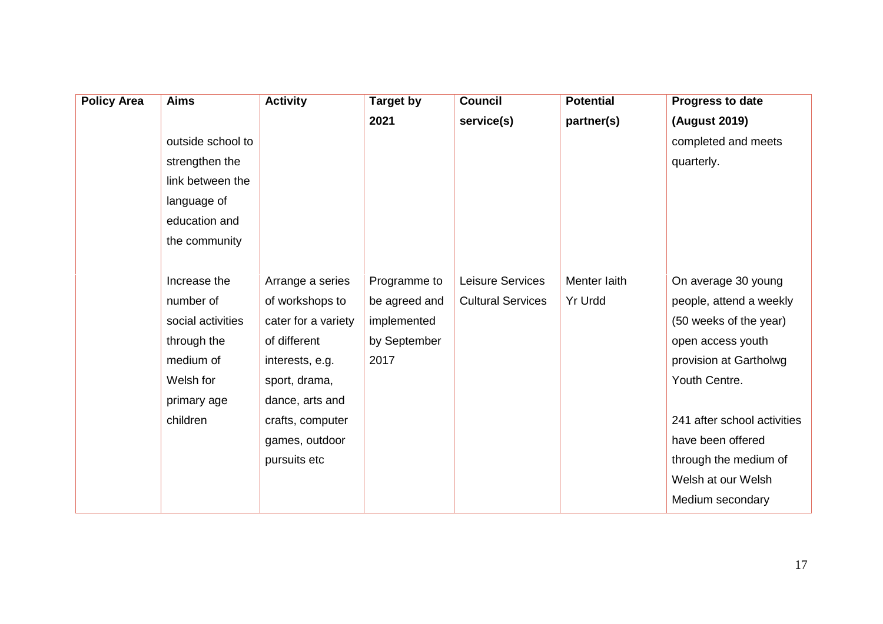| Policy Area | Aims | Activity | Target by 2021 | Council service(s) | Potential partner(s) | Progress to date (August 2019) |
|---|---|---|---|---|---|---|
| | outside school to strengthen the link between the language of education and the community | | | | | completed and meets quarterly. |
| | Increase the number of social activities through the medium of Welsh for primary age children | Arrange a series of workshops to cater for a variety of different interests, e.g. sport, drama, dance, arts and crafts, computer games, outdoor pursuits etc | Programme to be agreed and implemented by September 2017 | Leisure Services<br>Cultural Services | Menter Iaith<br>Yr Urdd | On average 30 young people, attend a weekly (50 weeks of the year) open access youth provision at Gartholwg Youth Centre.<br><br>241 after school activities have been offered through the medium of Welsh at our Welsh Medium secondary |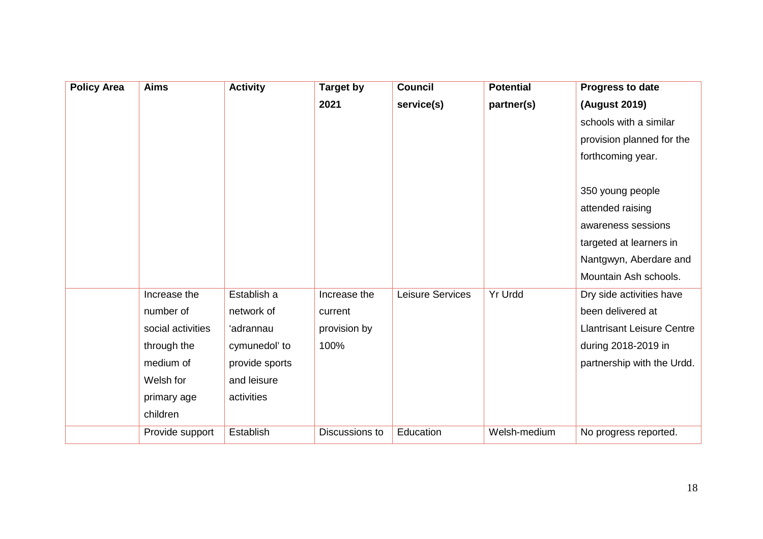| Policy Area | Aims | Activity | Target by 2021 | Council service(s) | Potential partner(s) | Progress to date (August 2019) |
|---|---|---|---|---|---|---|
| | | | | | | schools with a similar provision planned for the forthcoming year.<br><br>350 young people attended raising awareness sessions targeted at learners in Nantgwyn, Aberdare and Mountain Ash schools. |
| | Increase the number of social activities through the medium of Welsh for primary age children | Establish a network of 'adrannau cymunedol' to provide sports and leisure activities | Increase the current provision by 100% | Leisure Services | Yr Urdd | Dry side activities have been delivered at Llantrisant Leisure Centre during 2018-2019 in partnership with the Urdd. |
| | Provide support | Establish | Discussions to | Education | Welsh-medium | No progress reported. |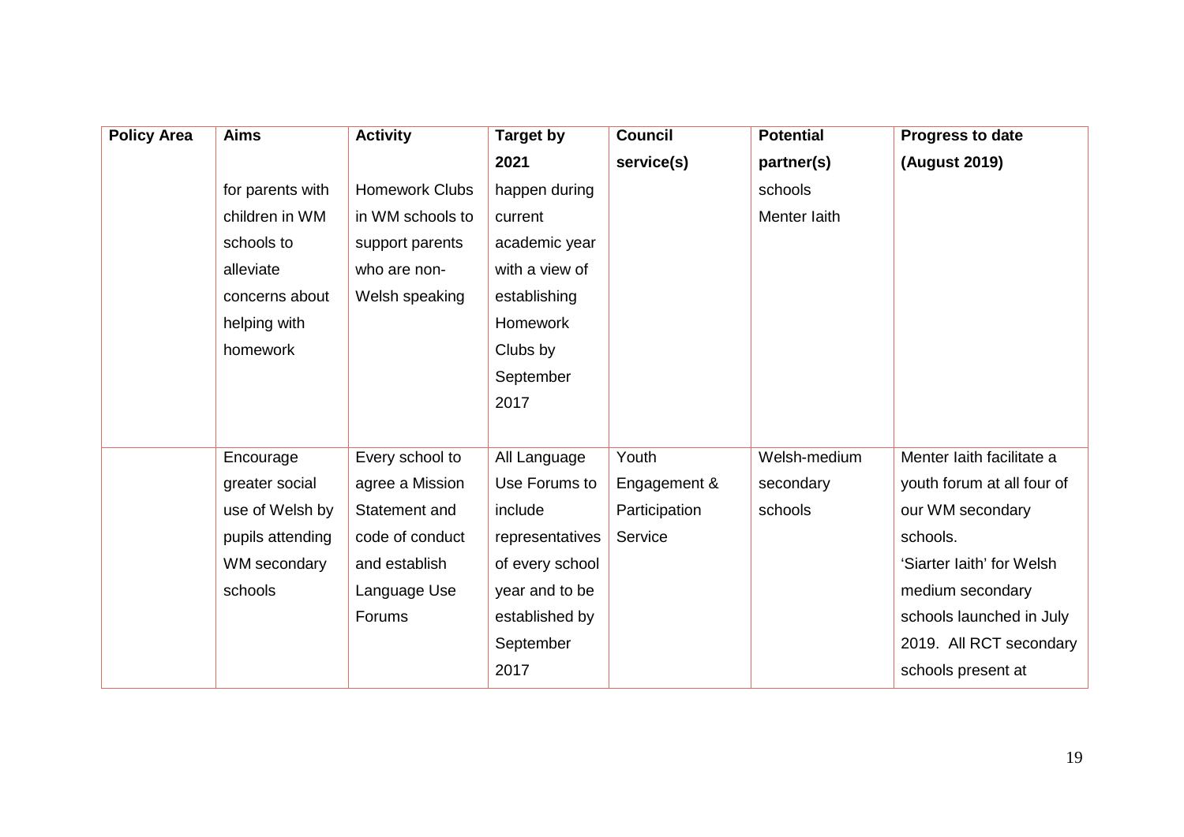| Policy Area | Aims | Activity | Target by 2021 | Council service(s) | Potential partner(s) | Progress to date (August 2019) |
|---|---|---|---|---|---|---|
| | for parents with children in WM schools to alleviate concerns about helping with homework | Homework Clubs in WM schools to support parents who are non-Welsh speaking | happen during current academic year with a view of establishing Homework Clubs by September 2017 | | schools Menter Iaith | |
| | Encourage greater social use of Welsh by pupils attending WM secondary schools | Every school to agree a Mission Statement and code of conduct and establish Language Use Forums | All Language Use Forums to include representatives of every school year and to be established by September 2017 | Youth Engagement & Participation Service | Welsh-medium secondary schools | Menter Iaith facilitate a youth forum at all four of our WM secondary schools. 'Siarter Iaith' for Welsh medium secondary schools launched in July 2019. All RCT secondary schools present at |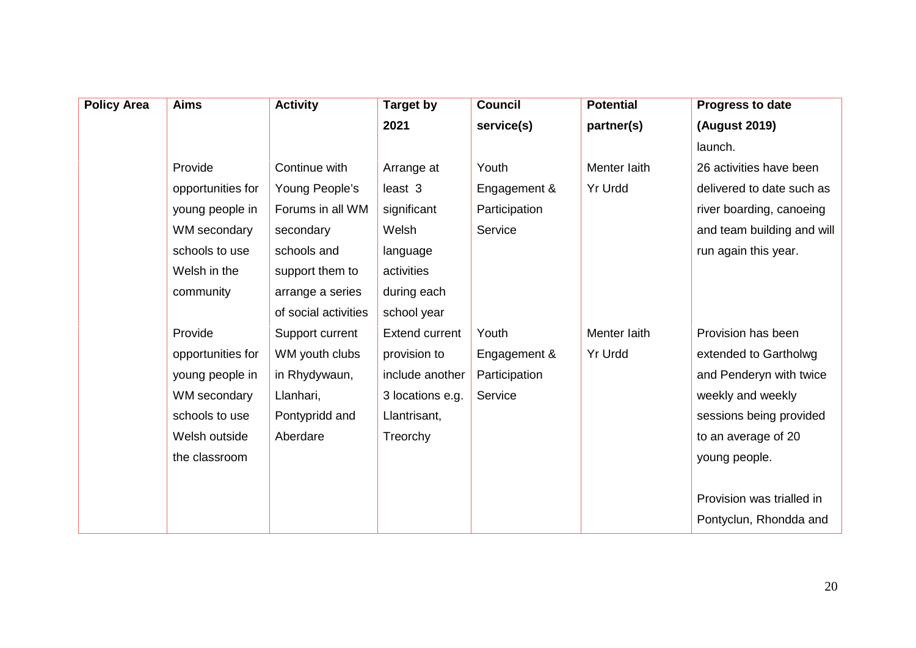| Policy Area | Aims | Activity | Target by 2021 | Council service(s) | Potential partner(s) | Progress to date (August 2019) |
|---|---|---|---|---|---|---|
| | | | | | | launch. |
| | Provide opportunities for young people in WM secondary schools to use Welsh in the community | Continue with Young People's Forums in all WM secondary schools and support them to arrange a series of social activities | Arrange at least 3 significant Welsh language activities during each school year | Youth Engagement & Participation Service | Menter Iaith Yr Urdd | 26 activities have been delivered to date such as river boarding, canoeing and team building and will run again this year. |
| | Provide opportunities for young people in WM secondary schools to use Welsh outside the classroom | Support current WM youth clubs in Rhydywaun, Llanhari, Pontypridd and Aberdare | Extend current provision to include another 3 locations e.g. Llantrisant, Treorchy | Youth Engagement & Participation Service | Menter Iaith Yr Urdd | Provision has been extended to Gartholwg and Penderyn with twice weekly and weekly sessions being provided to an average of 20 young people.<br><br>Provision was trialled in Pontyclun, Rhondda and |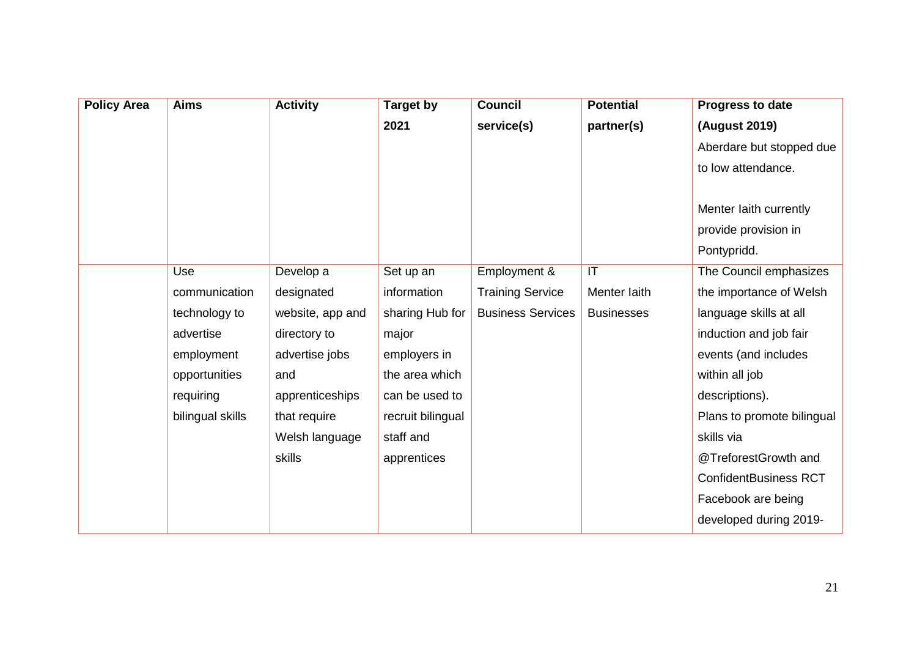| Policy Area | Aims | Activity | Target by 2021 | Council service(s) | Potential partner(s) | Progress to date (August 2019) |
| --- | --- | --- | --- | --- | --- | --- |
| | | | | | | Aberdare but stopped due to low attendance.<br><br>Menter Iaith currently provide provision in Pontypridd. |
| | Use communication technology to advertise employment opportunities requiring bilingual skills | Develop a designated website, app and directory to advertise jobs and apprenticeships that require Welsh language skills | Set up an information sharing Hub for major employers in the area which can be used to recruit bilingual staff and apprentices | Employment & Training Service<br>Business Services | IT<br>Menter Iaith<br>Businesses | The Council emphasizes the importance of Welsh language skills at all induction and job fair events (and includes within all job descriptions).<br>Plans to promote bilingual skills via @TreforestGrowth and ConfidentBusiness RCT Facebook are being developed during 2019- |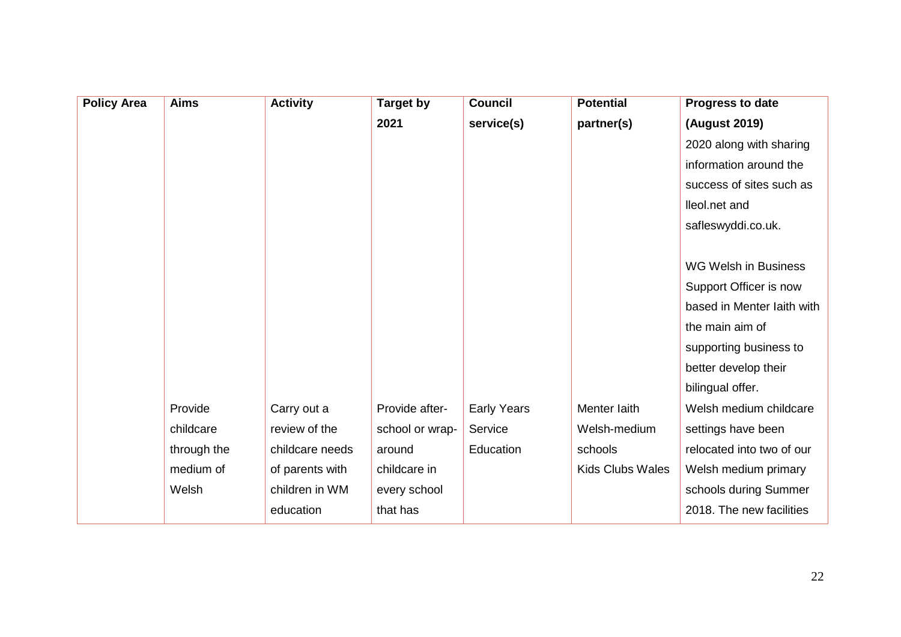| Policy Area | Aims | Activity | Target by 2021 | Council service(s) | Potential partner(s) | Progress to date (August 2019) |
|---|---|---|---|---|---|---|
| | | | | | | 2020 along with sharing information around the success of sites such as lleol.net and safleswyddi.co.uk.<br><br>WG Welsh in Business Support Officer is now based in Menter Iaith with the main aim of supporting business to better develop their bilingual offer. |
| | Provide childcare through the medium of Welsh | Carry out a review of the childcare needs of parents with children in WM education | Provide after-school or wrap-around childcare in every school that has | Early Years Service<br>Education | Menter Iaith<br>Welsh-medium schools<br>Kids Clubs Wales | Welsh medium childcare settings have been relocated into two of our Welsh medium primary schools during Summer 2018. The new facilities |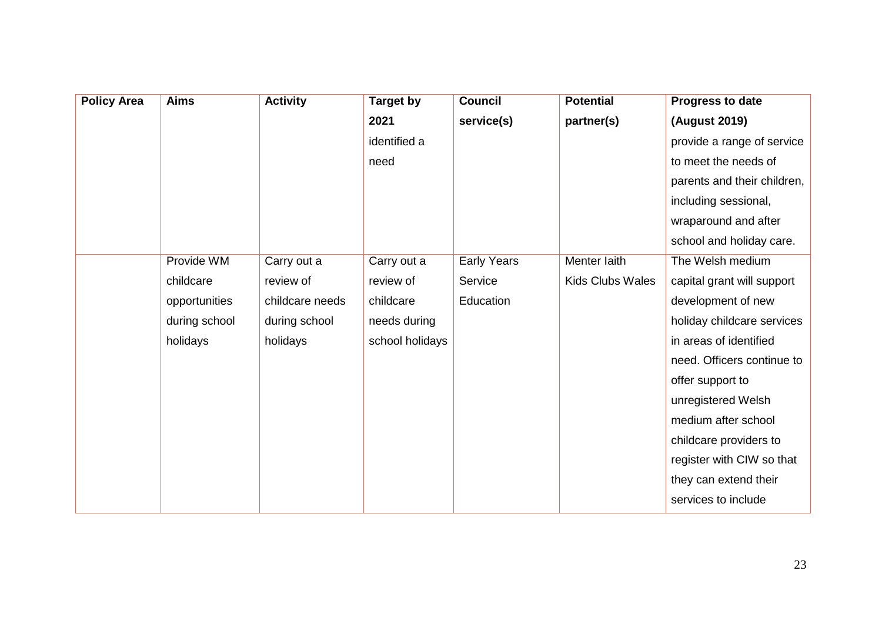| Policy Area | Aims | Activity | Target by 2021 | Council service(s) | Potential partner(s) | Progress to date (August 2019) |
|---|---|---|---|---|---|---|
| | | | identified a need | | | provide a range of service to meet the needs of parents and their children, including sessional, wraparound and after school and holiday care. |
| | Provide WM childcare opportunities during school holidays | Carry out a review of childcare needs during school holidays | Carry out a review of childcare needs during school holidays | Early Years Service Education | Menter Iaith Kids Clubs Wales | The Welsh medium capital grant will support development of new holiday childcare services in areas of identified need. Officers continue to offer support to unregistered Welsh medium after school childcare providers to register with CIW so that they can extend their services to include |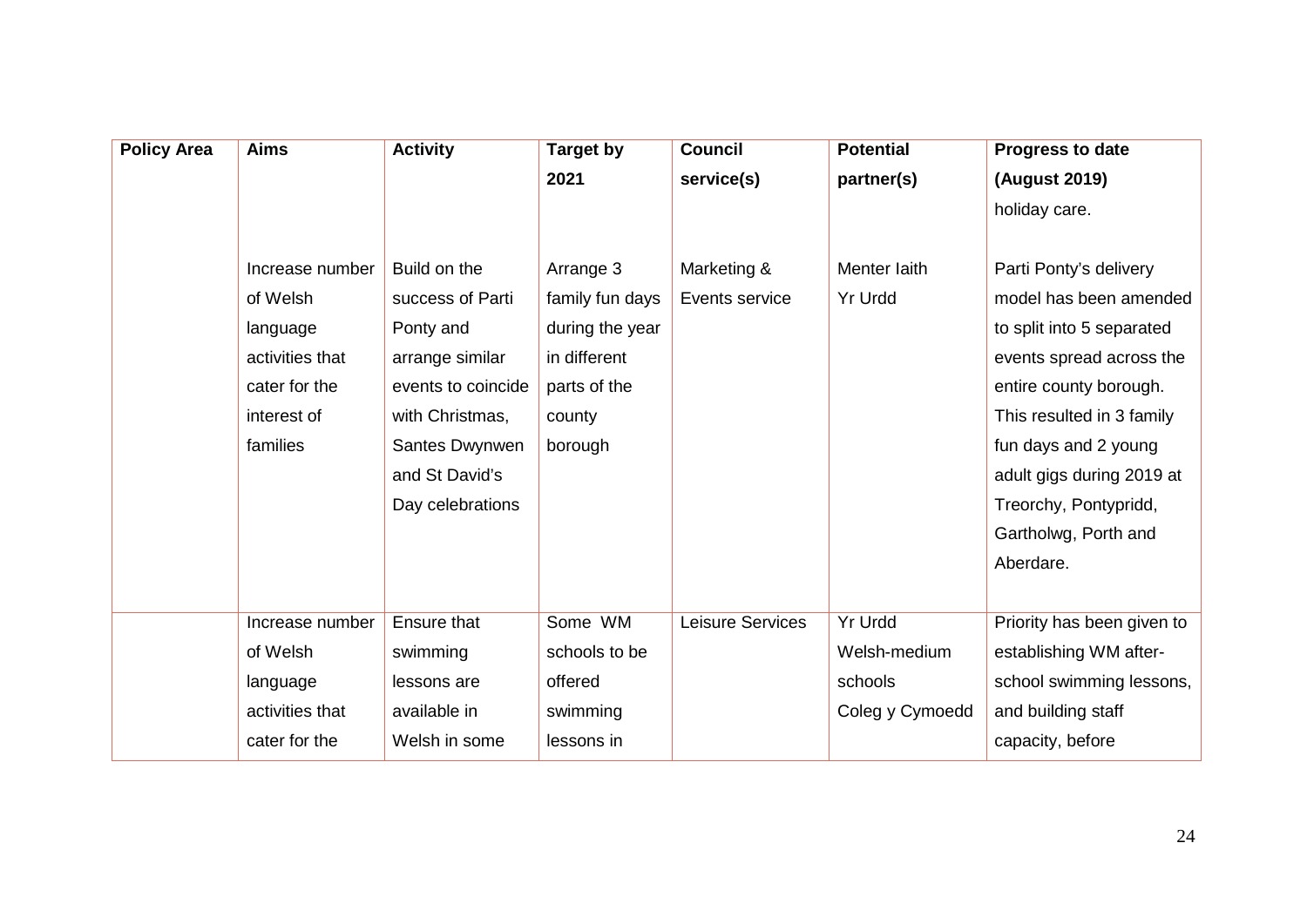| Policy Area | Aims | Activity | Target by 2021 | Council service(s) | Potential partner(s) | Progress to date (August 2019) |
|---|---|---|---|---|---|---|
| | | | | | | holiday care. |
| | Increase number of Welsh language activities that cater for the interest of families | Build on the success of Parti Ponty and arrange similar events to coincide with Christmas, Santes Dwynwen and St David's Day celebrations | Arrange 3 family fun days during the year in different parts of the county borough | Marketing & Events service | Menter Iaith<br>Yr Urdd | Parti Ponty's delivery model has been amended to split into 5 separated events spread across the entire county borough. This resulted in 3 family fun days and 2 young adult gigs during 2019 at Treorchy, Pontypridd, Gartholwg, Porth and Aberdare. |
| | Increase number of Welsh language activities that cater for the | Ensure that swimming lessons are available in Welsh in some | Some WM schools to be offered swimming lessons in | Leisure Services | Yr Urdd<br>Welsh-medium schools<br>Coleg y Cymoedd | Priority has been given to establishing WM after-school swimming lessons, and building staff capacity, before |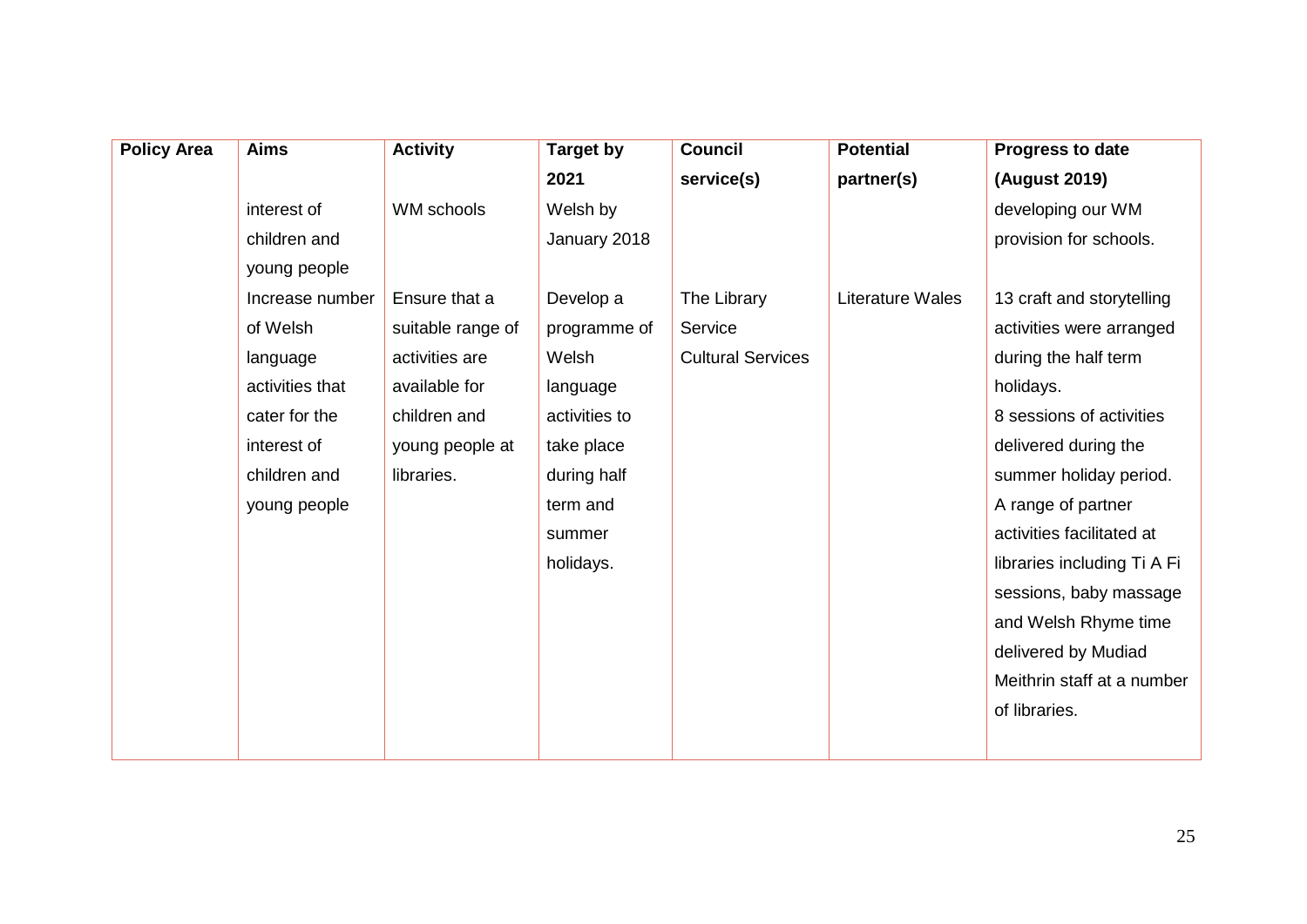| Policy Area | Aims | Activity | Target by 2021 | Council service(s) | Potential partner(s) | Progress to date (August 2019) |
|---|---|---|---|---|---|---|
| | interest of children and young people | WM schools | Welsh by January 2018 | | | developing our WM provision for schools. |
| | Increase number of Welsh language activities that cater for the interest of children and young people | Ensure that a suitable range of activities are available for children and young people at libraries. | Develop a programme of Welsh language activities to take place during half term and summer holidays. | The Library Service Cultural Services | Literature Wales | 13 craft and storytelling activities were arranged during the half term holidays. 8 sessions of activities delivered during the summer holiday period. A range of partner activities facilitated at libraries including Ti A Fi sessions, baby massage and Welsh Rhyme time delivered by Mudiad Meithrin staff at a number of libraries. |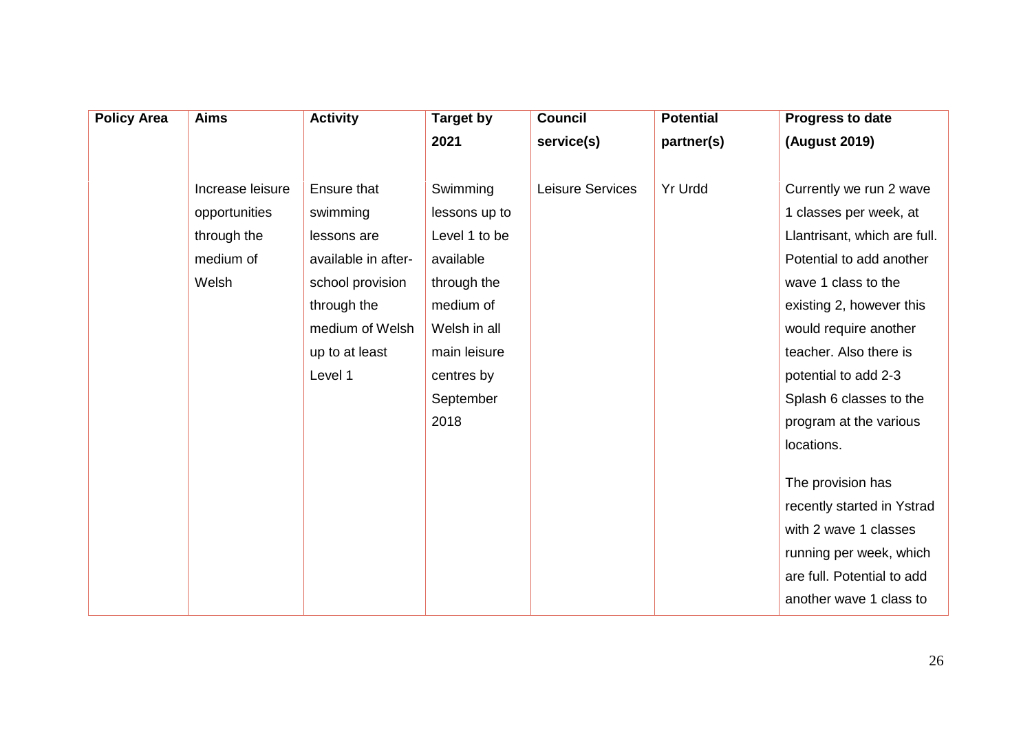| Policy Area | Aims | Activity | Target by 2021 | Council service(s) | Potential partner(s) | Progress to date (August 2019) |
|---|---|---|---|---|---|---|
| | Increase leisure opportunities through the medium of Welsh | Ensure that swimming lessons are available in after-school provision through the medium of Welsh up to at least Level 1 | Swimming lessons up to Level 1 to be available through the medium of Welsh in all main leisure centres by September 2018 | Leisure Services | Yr Urdd | Currently we run 2 wave 1 classes per week, at Llantrisant, which are full. Potential to add another wave 1 class to the existing 2, however this would require another teacher. Also there is potential to add 2-3 Splash 6 classes to the program at the various locations.<br><br>The provision has recently started in Ystrad with 2 wave 1 classes running per week, which are full. Potential to add another wave 1 class to |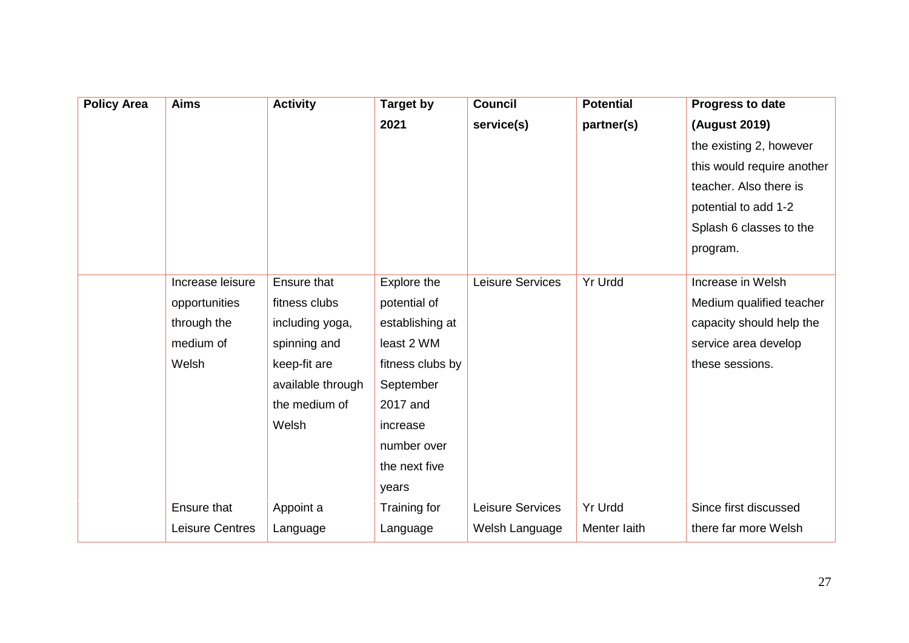| Policy Area | Aims | Activity | Target by 2021 | Council service(s) | Potential partner(s) | Progress to date (August 2019) |
|---|---|---|---|---|---|---|
| | | | | | | the existing 2, however this would require another teacher. Also there is potential to add 1-2 Splash 6 classes to the program. |
| | Increase leisure opportunities through the medium of Welsh | Ensure that fitness clubs including yoga, spinning and keep-fit are available through the medium of Welsh | Explore the potential of establishing at least 2 WM fitness clubs by September 2017 and increase number over the next five years | Leisure Services | Yr Urdd | Increase in Welsh Medium qualified teacher capacity should help the service area develop these sessions. |
| | Ensure that Leisure Centres | Appoint a Language | Training for Language | Leisure Services Welsh Language | Yr Urdd Menter Iaith | Since first discussed there far more Welsh |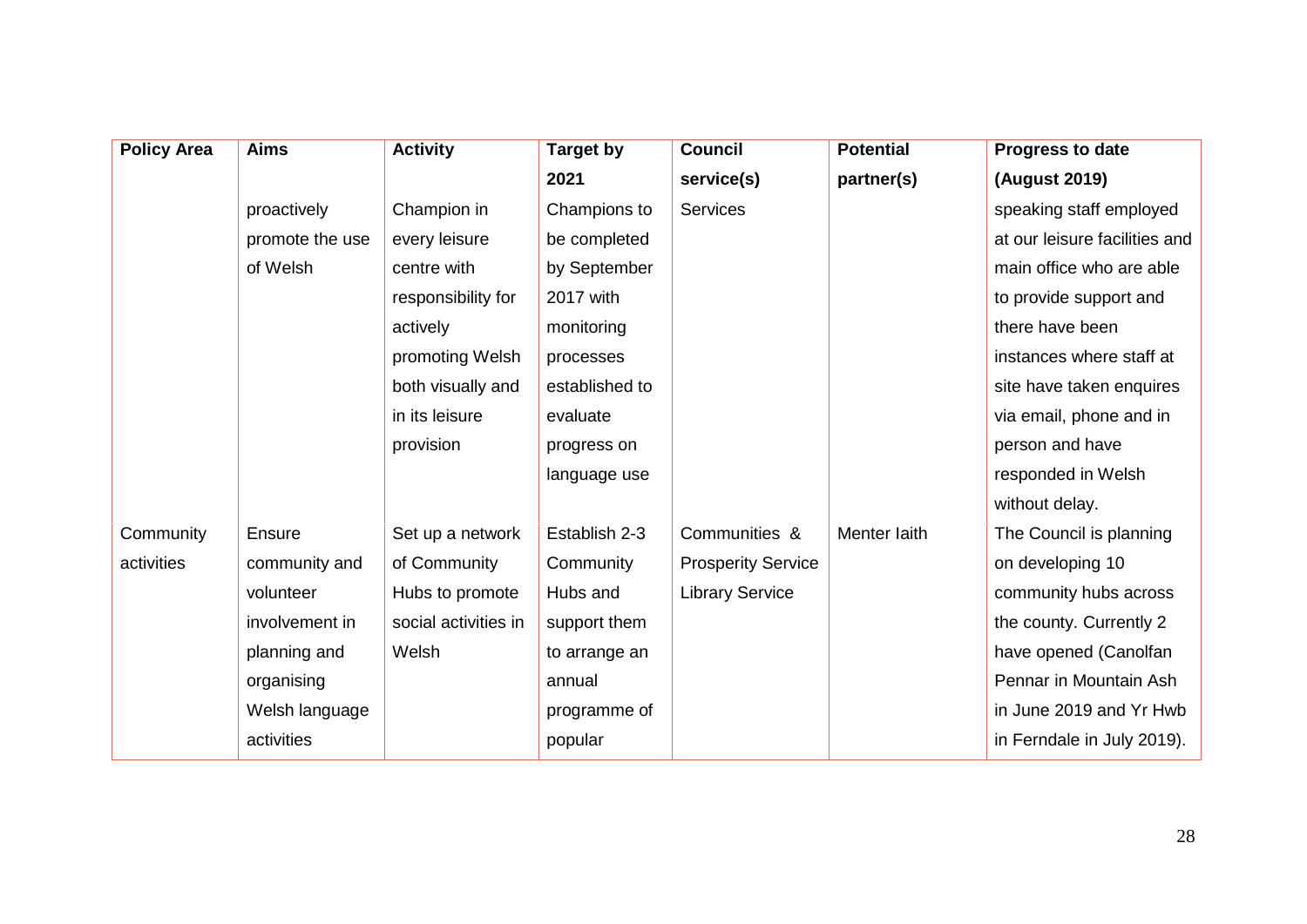| Policy Area | Aims | Activity | Target by 2021 | Council service(s) | Potential partner(s) | Progress to date (August 2019) |
| --- | --- | --- | --- | --- | --- | --- |
| | proactively promote the use of Welsh | Champion in every leisure centre with responsibility for actively promoting Welsh both visually and in its leisure provision | Champions to be completed by September 2017 with monitoring processes established to evaluate progress on language use | Services | | speaking staff employed at our leisure facilities and main office who are able to provide support and there have been instances where staff at site have taken enquires via email, phone and in person and have responded in Welsh without delay. |
| Community activities | Ensure community and volunteer involvement in planning and organising Welsh language activities | Set up a network of Community Hubs to promote social activities in Welsh | Establish 2-3 Community Hubs and support them to arrange an annual programme of popular | Communities & Prosperity Service Library Service | Menter Iaith | The Council is planning on developing 10 community hubs across the county. Currently 2 have opened (Canolfan Pennar in Mountain Ash in June 2019 and Yr Hwb in Ferndale in July 2019). |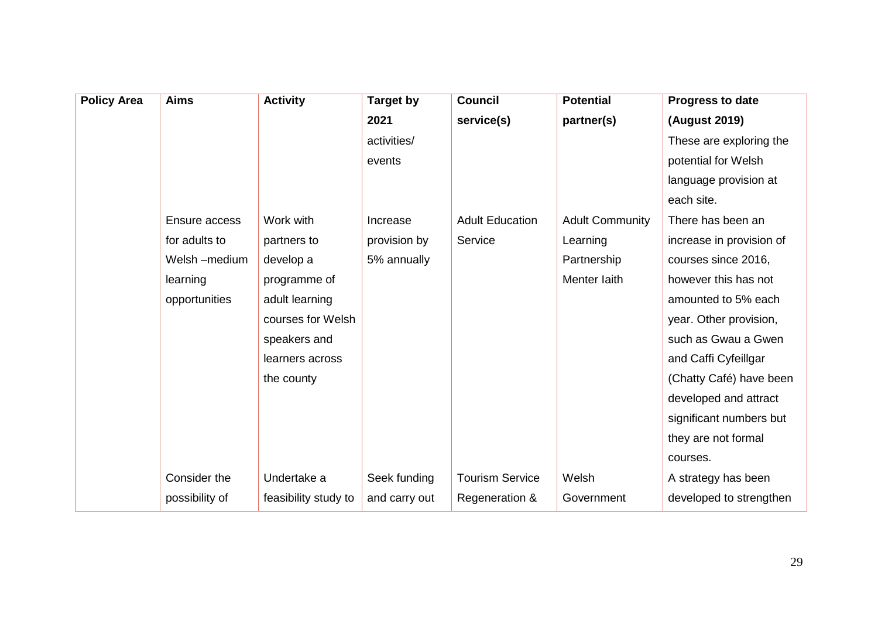| Policy Area | Aims | Activity | Target by 2021 | Council service(s) | Potential partner(s) | Progress to date (August 2019) |
|---|---|---|---|---|---|---|
| | | | activities/ events | | | These are exploring the potential for Welsh language provision at each site. |
| | Ensure access for adults to Welsh –medium learning opportunities | Work with partners to develop a programme of adult learning courses for Welsh speakers and learners across the county | Increase provision by 5% annually | Adult Education Service | Adult Community Learning Partnership Menter Iaith | There has been an increase in provision of courses since 2016, however this has not amounted to 5% each year. Other provision, such as Gwau a Gwen and Caffi Cyfeillgar (Chatty Café) have been developed and attract significant numbers but they are not formal courses. |
| | Consider the possibility of | Undertake a feasibility study to | Seek funding and carry out | Tourism Service Regeneration & | Welsh Government | A strategy has been developed to strengthen |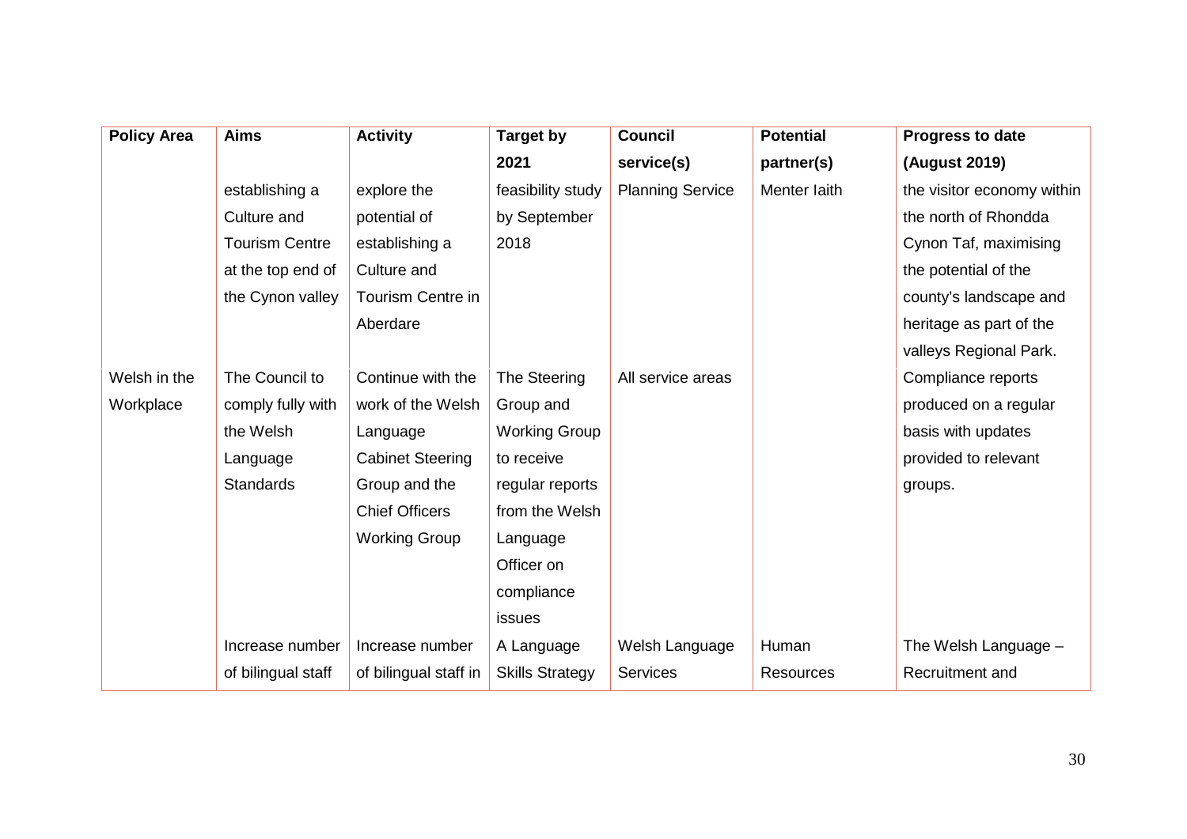| Policy Area | Aims | Activity | Target by 2021 | Council service(s) | Potential partner(s) | Progress to date (August 2019) |
|---|---|---|---|---|---|---|
| | establishing a Culture and Tourism Centre at the top end of the Cynon valley | explore the potential of establishing a Culture and Tourism Centre in Aberdare | feasibility study by September 2018 | Planning Service | Menter Iaith | the visitor economy within the north of Rhondda Cynon Taf, maximising the potential of the county's landscape and heritage as part of the valleys Regional Park. |
| Welsh in the Workplace | The Council to comply fully with the Welsh Language Standards | Continue with the work of the Welsh Language Cabinet Steering Group and the Chief Officers Working Group | The Steering Group and Working Group to receive regular reports from the Welsh Language Officer on compliance issues | All service areas | | Compliance reports produced on a regular basis with updates provided to relevant groups. |
| | Increase number of bilingual staff | Increase number of bilingual staff in | A Language Skills Strategy | Welsh Language Services | Human Resources | The Welsh Language – Recruitment and |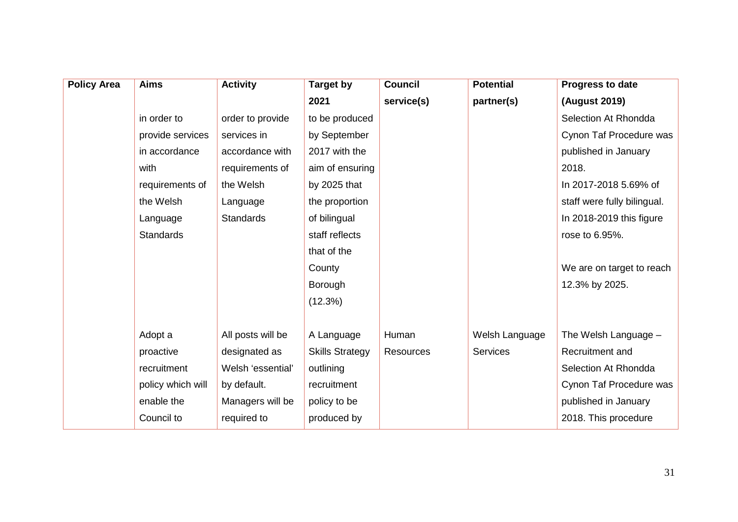| Policy Area | Aims | Activity | Target by 2021 | Council service(s) | Potential partner(s) | Progress to date (August 2019) |
|---|---|---|---|---|---|---|
| | in order to provide services in accordance with requirements of the Welsh Language Standards | order to provide services in accordance with requirements of the Welsh Language Standards | to be produced by September 2017 with the aim of ensuring by 2025 that the proportion of bilingual staff reflects that of the County Borough (12.3%) | | | Selection At Rhondda Cynon Taf Procedure was published in January 2018. In 2017-2018 5.69% of staff were fully bilingual. In 2018-2019 this figure rose to 6.95%.<br><br>We are on target to reach 12.3% by 2025. |
| | Adopt a proactive recruitment policy which will enable the Council to | All posts will be designated as Welsh 'essential' by default. Managers will be required to | A Language Skills Strategy outlining recruitment policy to be produced by | Human Resources | Welsh Language Services | The Welsh Language – Recruitment and Selection At Rhondda Cynon Taf Procedure was published in January 2018. This procedure |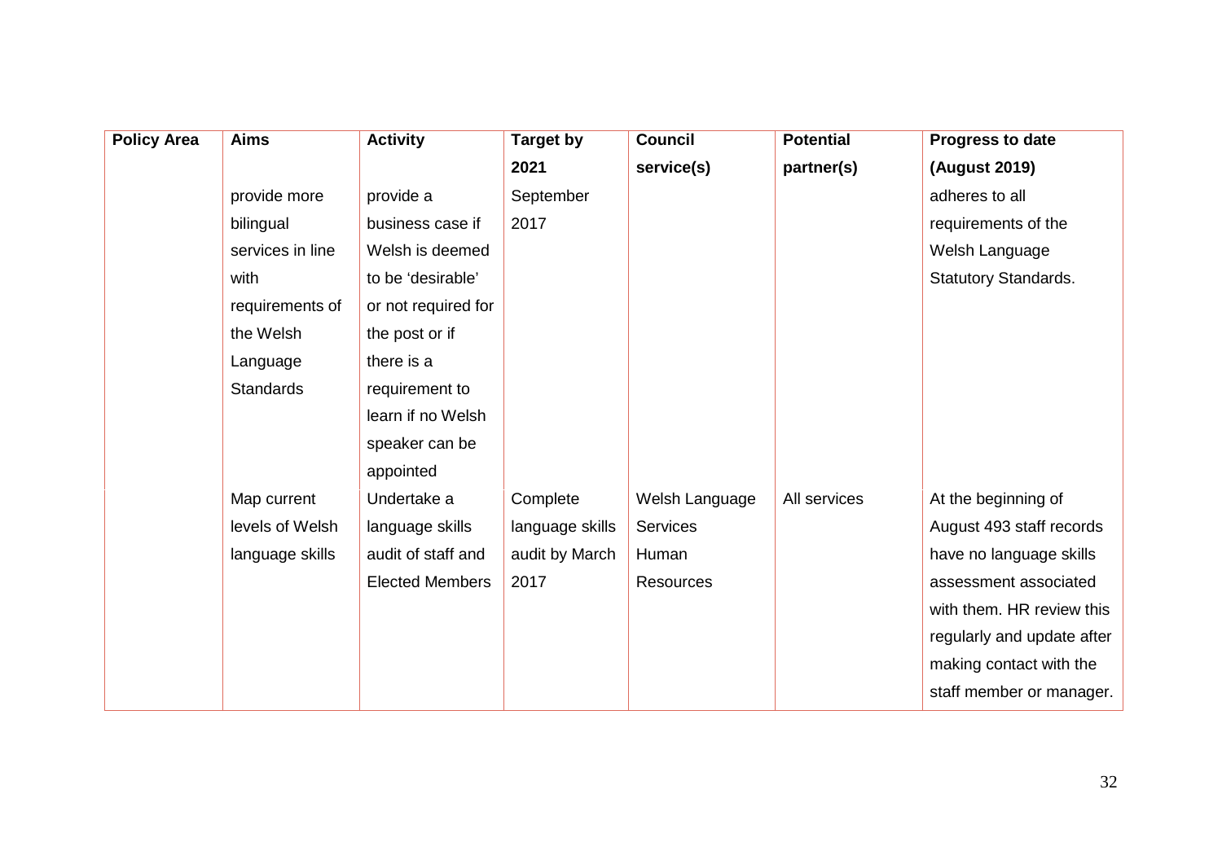| Policy Area | Aims | Activity | Target by 2021 | Council service(s) | Potential partner(s) | Progress to date (August 2019) |
|---|---|---|---|---|---|---|
| | provide more bilingual services in line with requirements of the Welsh Language Standards | provide a business case if Welsh is deemed to be 'desirable' or not required for the post or if there is a requirement to learn if no Welsh speaker can be appointed | September 2017 | | | adheres to all requirements of the Welsh Language Statutory Standards. |
| | Map current levels of Welsh language skills | Undertake a language skills audit of staff and Elected Members | Complete language skills audit by March 2017 | Welsh Language Services<br>Human Resources | All services | At the beginning of August 493 staff records have no language skills assessment associated with them. HR review this regularly and update after making contact with the staff member or manager. |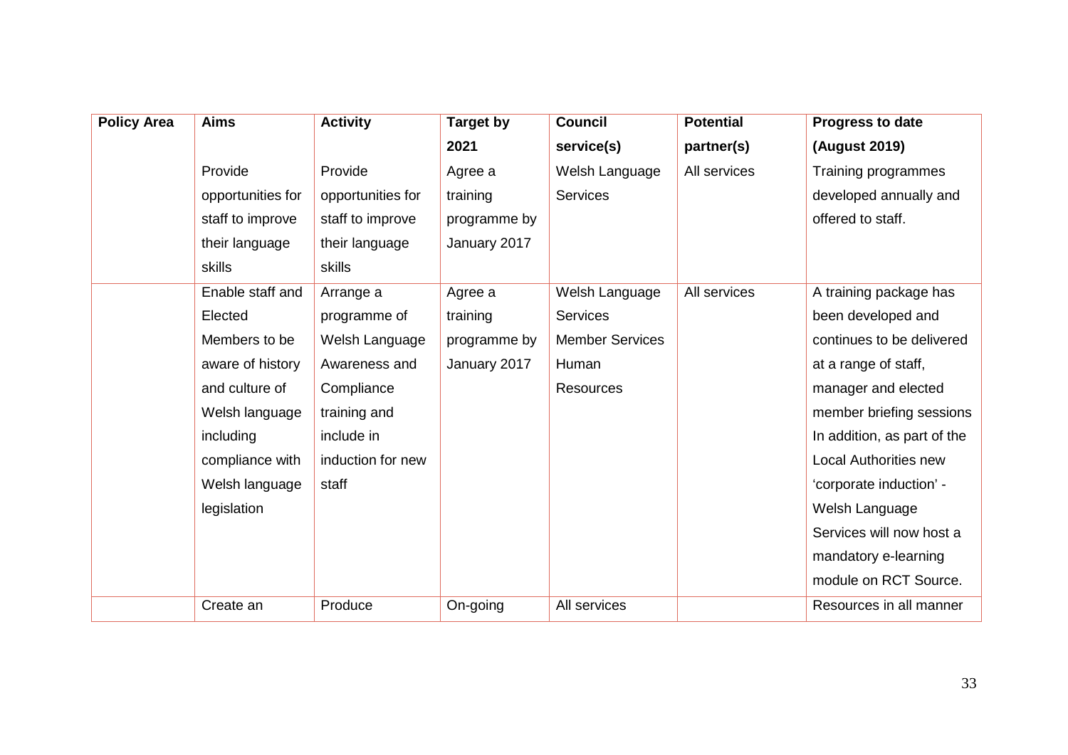| Policy Area | Aims | Activity | Target by 2021 | Council service(s) | Potential partner(s) | Progress to date (August 2019) |
|---|---|---|---|---|---|---|
| | Provide opportunities for staff to improve their language skills | Provide opportunities for staff to improve their language skills | Agree a training programme by January 2017 | Welsh Language Services | All services | Training programmes developed annually and offered to staff. |
| | Enable staff and Elected Members to be aware of history and culture of Welsh language including compliance with Welsh language legislation | Arrange a programme of Welsh Language Awareness and Compliance training and include in induction for new staff | Agree a training programme by January 2017 | Welsh Language Services Member Services Human Resources | All services | A training package has been developed and continues to be delivered at a range of staff, manager and elected member briefing sessions In addition, as part of the Local Authorities new 'corporate induction' - Welsh Language Services will now host a mandatory e-learning module on RCT Source. |
| | Create an | Produce | On-going | All services | | Resources in all manner |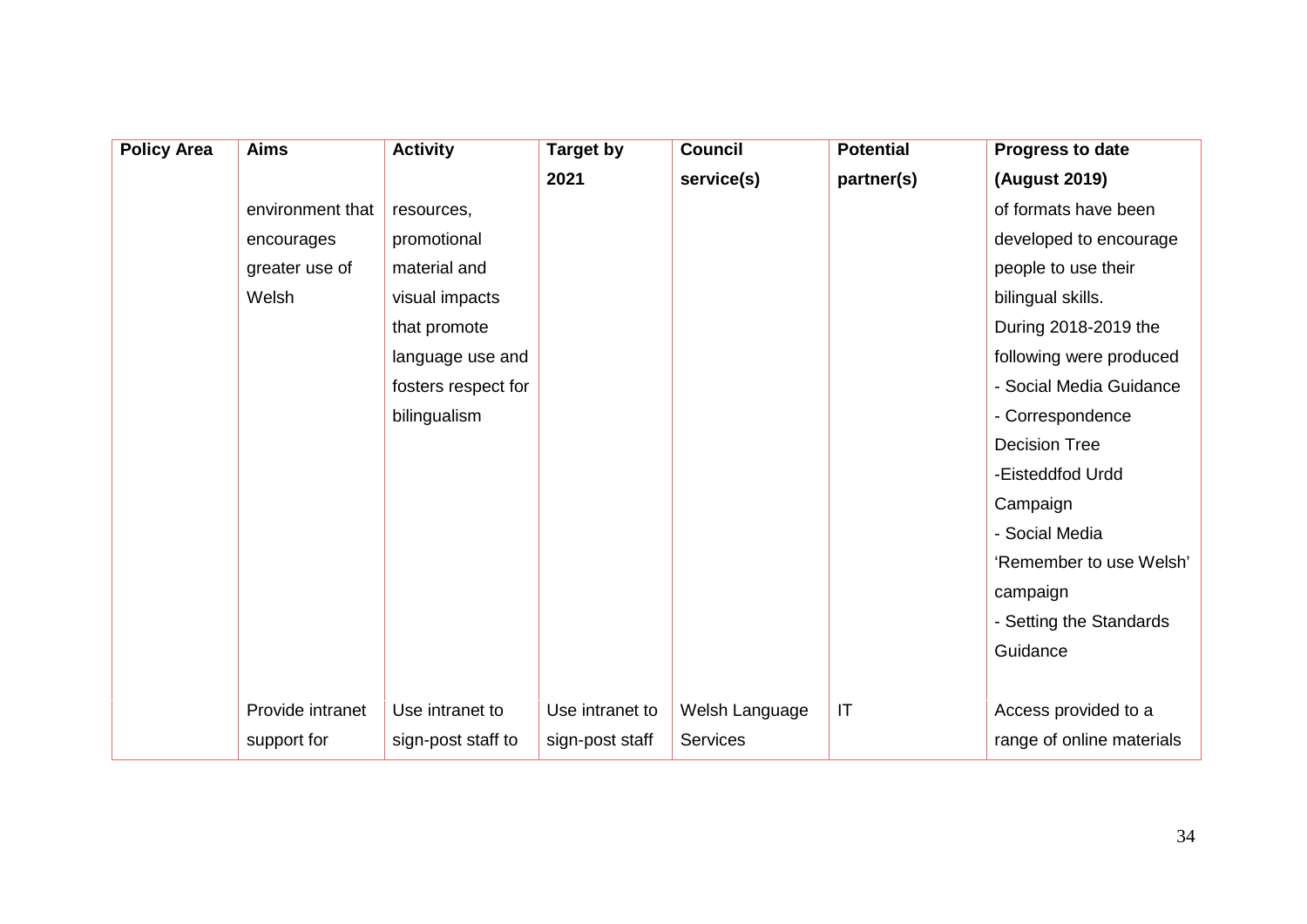| Policy Area | Aims | Activity | Target by 2021 | Council service(s) | Potential partner(s) | Progress to date (August 2019) |
|---|---|---|---|---|---|---|
| | environment that encourages greater use of Welsh | resources, promotional material and visual impacts that promote language use and fosters respect for bilingualism | | | | of formats have been developed to encourage people to use their bilingual skills. During 2018-2019 the following were produced - Social Media Guidance - Correspondence Decision Tree -Eisteddfod Urdd Campaign - Social Media 'Remember to use Welsh' campaign - Setting the Standards Guidance |
| | Provide intranet support for | Use intranet to sign-post staff to | Use intranet to sign-post staff | Welsh Language Services | IT | Access provided to a range of online materials |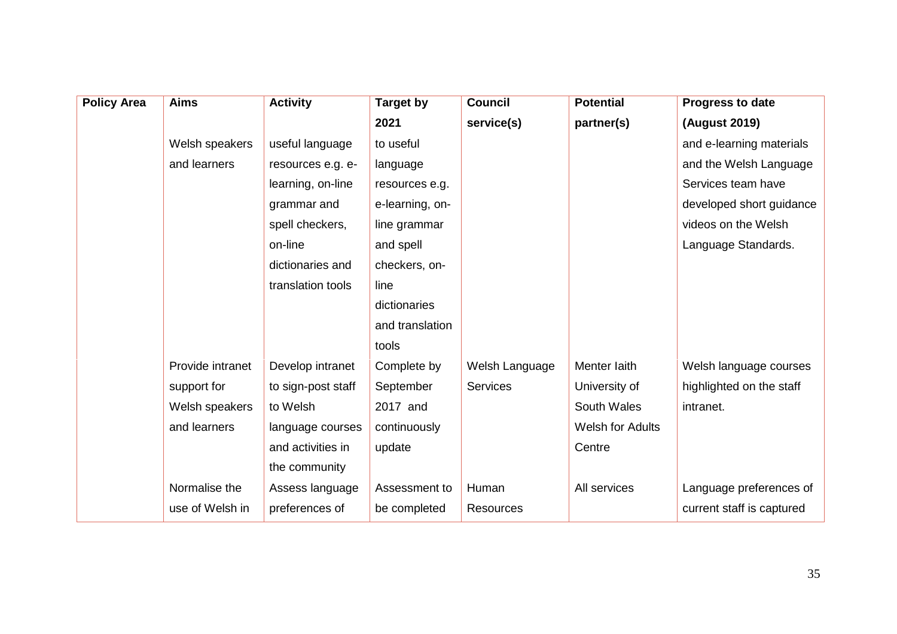| Policy Area | Aims | Activity | Target by 2021 | Council service(s) | Potential partner(s) | Progress to date (August 2019) |
|---|---|---|---|---|---|---|
| | Welsh speakers and learners | useful language resources e.g. e-learning, on-line grammar and spell checkers, on-line dictionaries and translation tools | to useful language resources e.g. e-learning, on-line grammar and spell checkers, on-line dictionaries and translation tools | | | and e-learning materials and the Welsh Language Services team have developed short guidance videos on the Welsh Language Standards. |
| | Provide intranet support for Welsh speakers and learners | Develop intranet to sign-post staff to Welsh language courses and activities in the community | Complete by September 2017 and continuously update | Welsh Language Services | Menter Iaith University of South Wales Welsh for Adults Centre | Welsh language courses highlighted on the staff intranet. |
| | Normalise the use of Welsh in | Assess language preferences of | Assessment to be completed | Human Resources | All services | Language preferences of current staff is captured |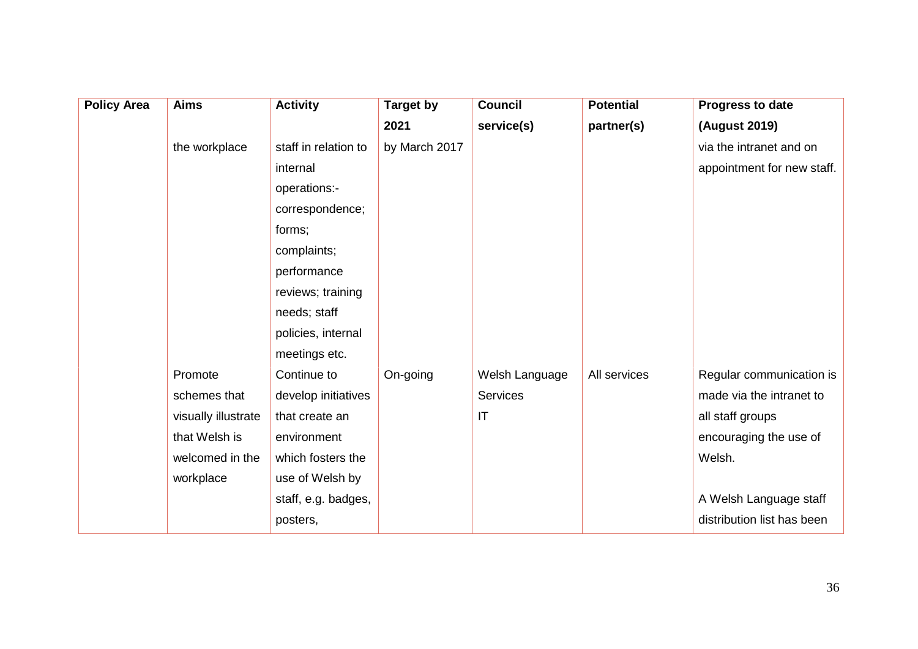| Policy Area | Aims | Activity | Target by 2021 | Council service(s) | Potential partner(s) | Progress to date (August 2019) |
|---|---|---|---|---|---|---|
| | the workplace | staff in relation to internal operations:- correspondence; forms; complaints; performance reviews; training needs; staff policies, internal meetings etc. | by March 2017 | | | via the intranet and on appointment for new staff. |
| | Promote schemes that visually illustrate that Welsh is welcomed in the workplace | Continue to develop initiatives that create an environment which fosters the use of Welsh by staff, e.g. badges, posters, | On-going | Welsh Language Services<br>IT | All services | Regular communication is made via the intranet to all staff groups encouraging the use of Welsh.<br><br>A Welsh Language staff distribution list has been |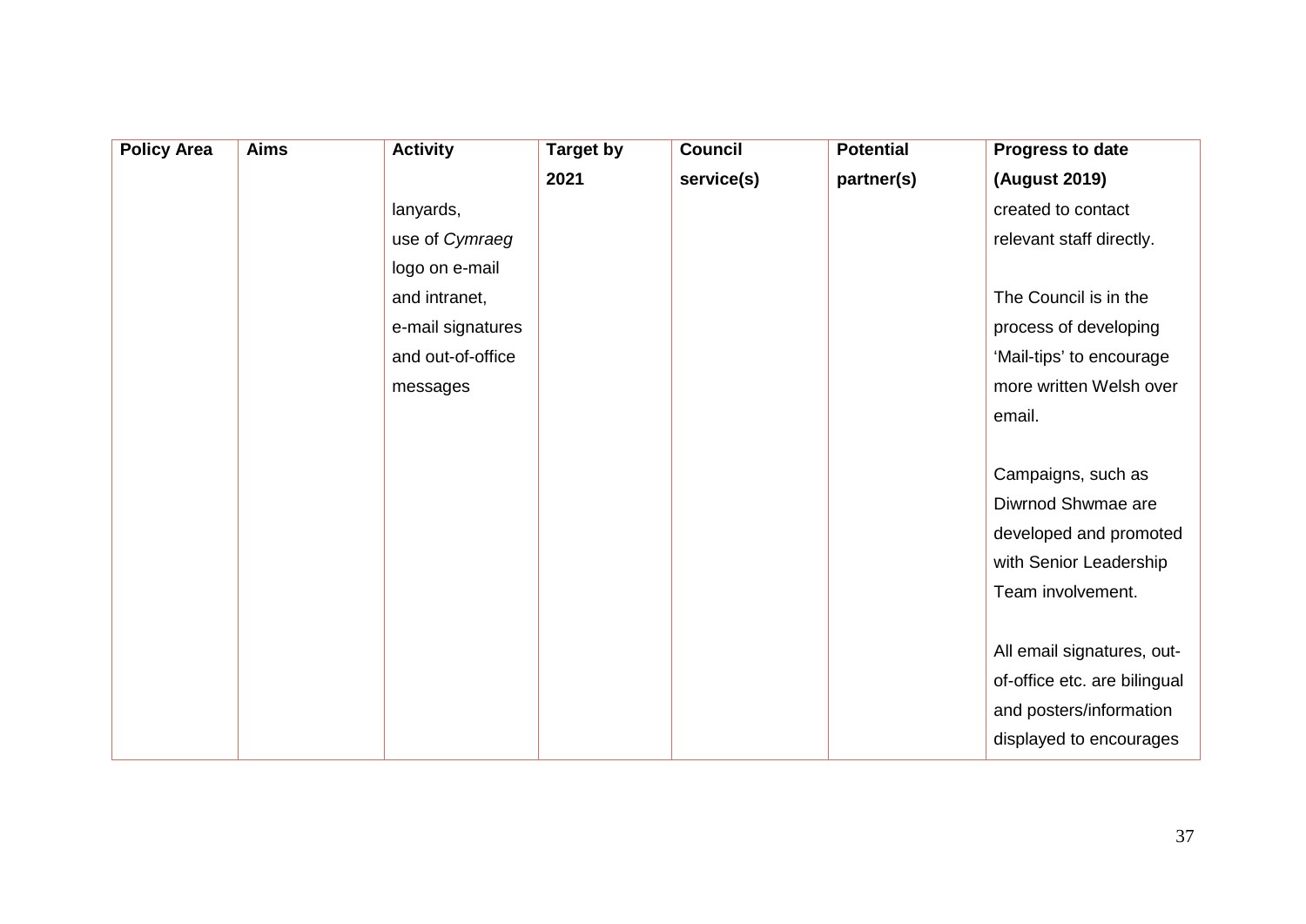| Policy Area | Aims | Activity | Target by 2021 | Council service(s) | Potential partner(s) | Progress to date (August 2019) |
| --- | --- | --- | --- | --- | --- | --- |
| | | lanyards, use of *Cymraeg* logo on e-mail and intranet, e-mail signatures and out-of-office messages | | | | created to contact relevant staff directly.<br><br>The Council is in the process of developing 'Mail-tips' to encourage more written Welsh over email.<br><br>Campaigns, such as Diwrnod Shwmae are developed and promoted with Senior Leadership Team involvement.<br><br>All email signatures, out-of-office etc. are bilingual and posters/information displayed to encourages |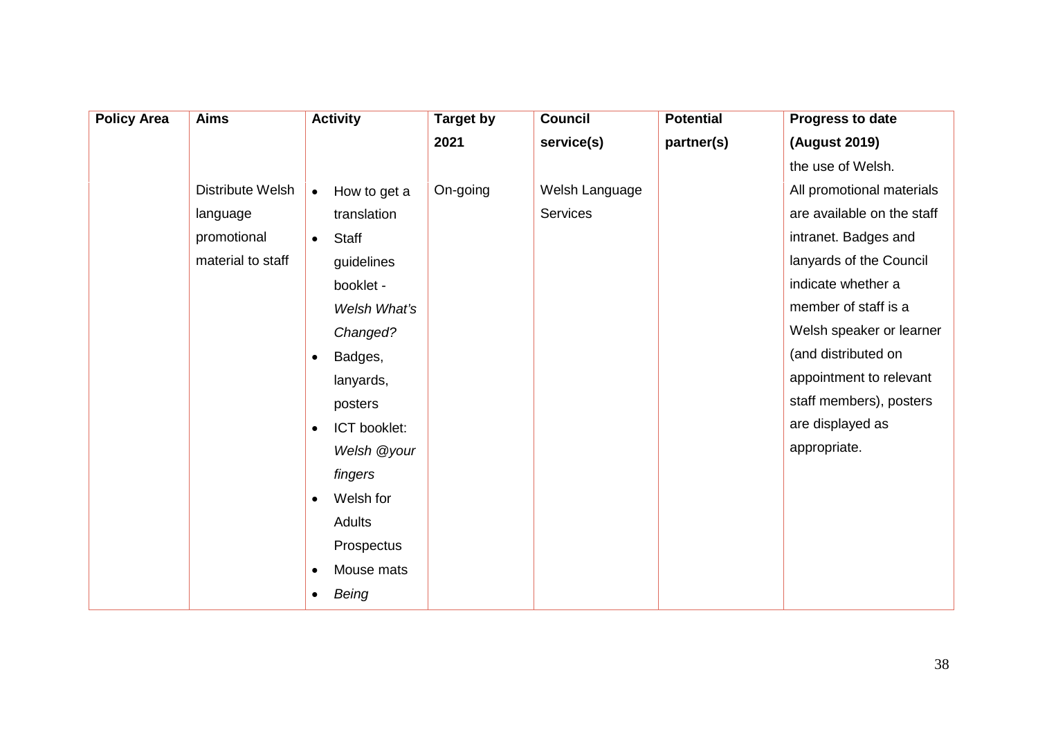| Policy Area | Aims | Activity | Target by 2021 | Council service(s) | Potential partner(s) | Progress to date (August 2019) |
|---|---|---|---|---|---|---|
| | | | | | | the use of Welsh. |
| | Distribute Welsh language promotional material to staff | • How to get a translation<br>• Staff guidelines booklet - *Welsh What's Changed?*<br>• Badges, lanyards, posters<br>• ICT booklet: *Welsh @your fingers*<br>• Welsh for Adults Prospectus<br>• Mouse mats<br>• *Being* | On-going | Welsh Language Services | | All promotional materials are available on the staff intranet. Badges and lanyards of the Council indicate whether a member of staff is a Welsh speaker or learner (and distributed on appointment to relevant staff members), posters are displayed as appropriate. |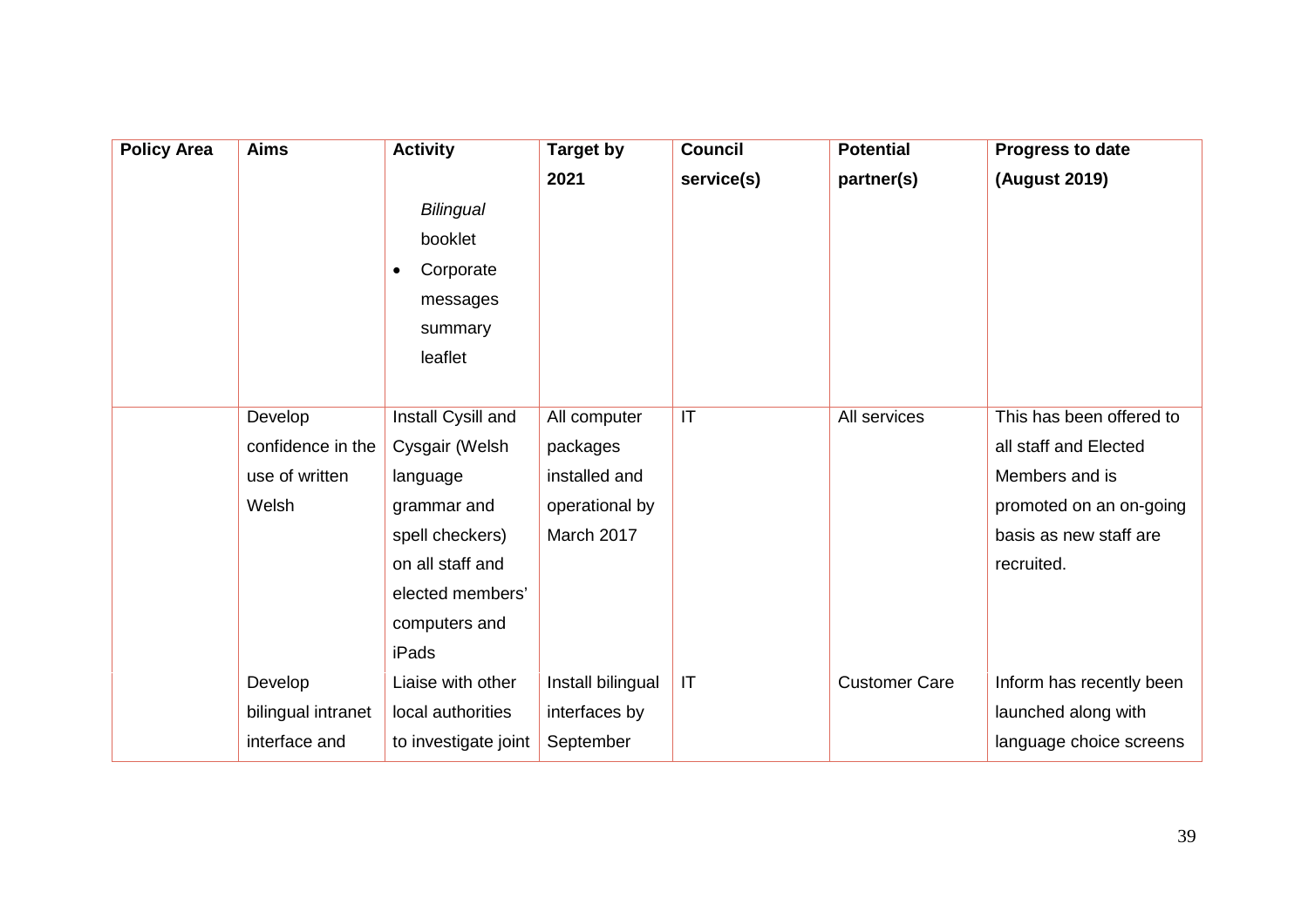| Policy Area | Aims | Activity | Target by 2021 | Council service(s) | Potential partner(s) | Progress to date (August 2019) |
|---|---|---|---|---|---|---|
| | | *Bilingual* booklet<br>• Corporate messages summary leaflet | | | | |
| | Develop confidence in the use of written Welsh | Install Cysill and Cysgair (Welsh language grammar and spell checkers) on all staff and elected members' computers and iPads | All computer packages installed and operational by March 2017 | IT | All services | This has been offered to all staff and Elected Members and is promoted on an on-going basis as new staff are recruited. |
| | Develop bilingual intranet interface and | Liaise with other local authorities to investigate joint | Install bilingual interfaces by September | IT | Customer Care | Inform has recently been launched along with language choice screens |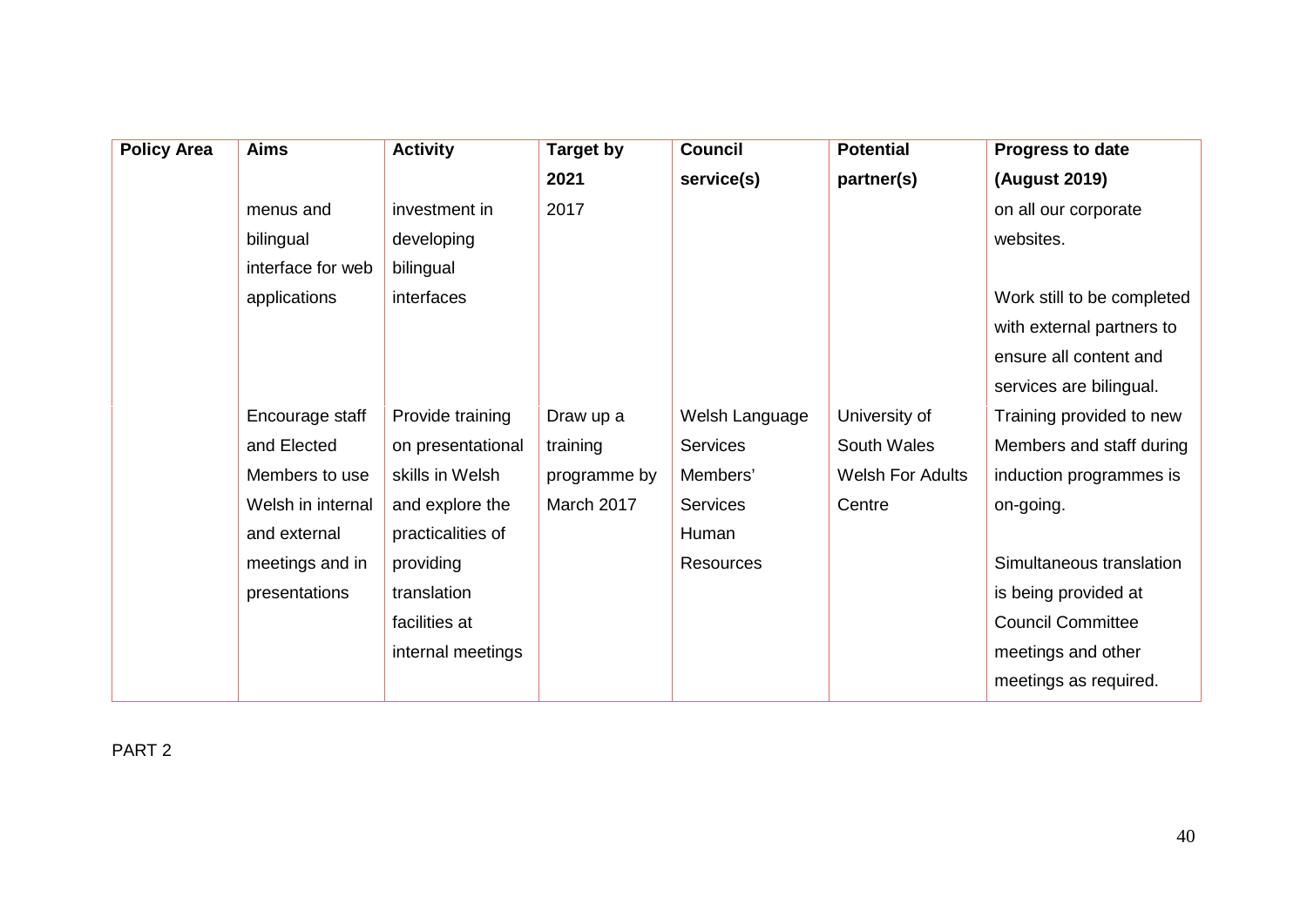| Policy Area | Aims | Activity | Target by 2021 | Council service(s) | Potential partner(s) | Progress to date (August 2019) |
|---|---|---|---|---|---|---|
| | menus and bilingual interface for web applications | investment in developing bilingual interfaces | 2017 | | | on all our corporate websites.<br><br>Work still to be completed with external partners to ensure all content and services are bilingual. |
| | Encourage staff and Elected Members to use Welsh in internal and external meetings and in presentations | Provide training on presentational skills in Welsh and explore the practicalities of providing translation facilities at internal meetings | Draw up a training programme by March 2017 | Welsh Language Services<br>Members' Services<br>Human Resources | University of South Wales<br>Welsh For Adults Centre | Training provided to new Members and staff during induction programmes is on-going.<br><br>Simultaneous translation is being provided at Council Committee meetings and other meetings as required. |

PART 2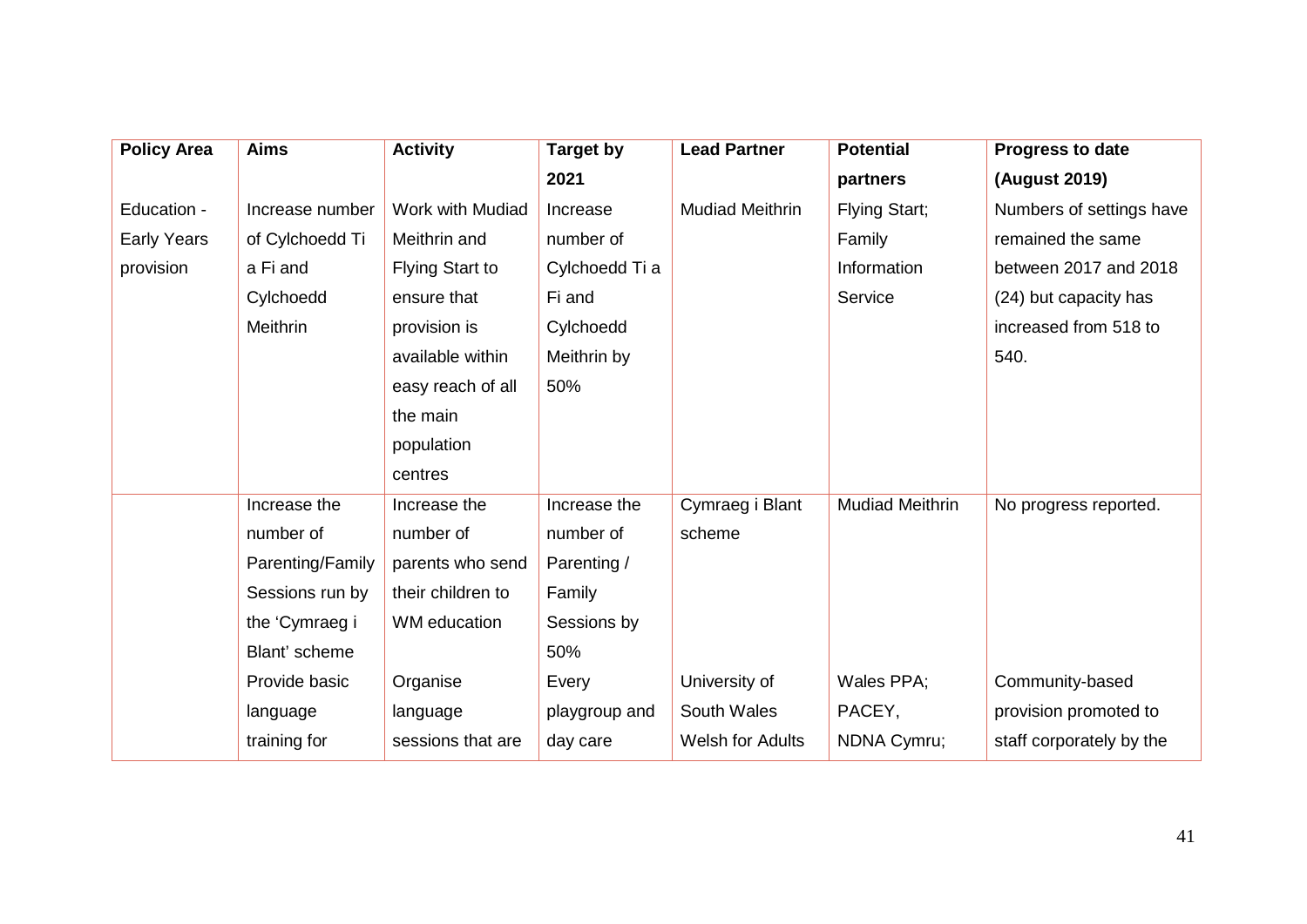| Policy Area | Aims | Activity | Target by 2021 | Lead Partner | Potential partners | Progress to date (August 2019) |
|---|---|---|---|---|---|---|
| Education - Early Years provision | Increase number of Cylchoedd Ti a Fi and Cylchoedd Meithrin | Work with Mudiad Meithrin and Flying Start to ensure that provision is available within easy reach of all the main population centres | Increase number of Cylchoedd Ti a Fi and Cylchoedd Meithrin by 50% | Mudiad Meithrin | Flying Start; Family Information Service | Numbers of settings have remained the same between 2017 and 2018 (24) but capacity has increased from 518 to 540. |
| | Increase the number of Parenting/Family Sessions run by the 'Cymraeg i Blant' scheme | Increase the number of parents who send their children to WM education | Increase the number of Parenting / Family Sessions by 50% | Cymraeg i Blant scheme | Mudiad Meithrin | No progress reported. |
| | Provide basic language training for | Organise language sessions that are | Every playgroup and day care | University of South Wales Welsh for Adults | Wales PPA; PACEY, NDNA Cymru; | Community-based provision promoted to staff corporately by the |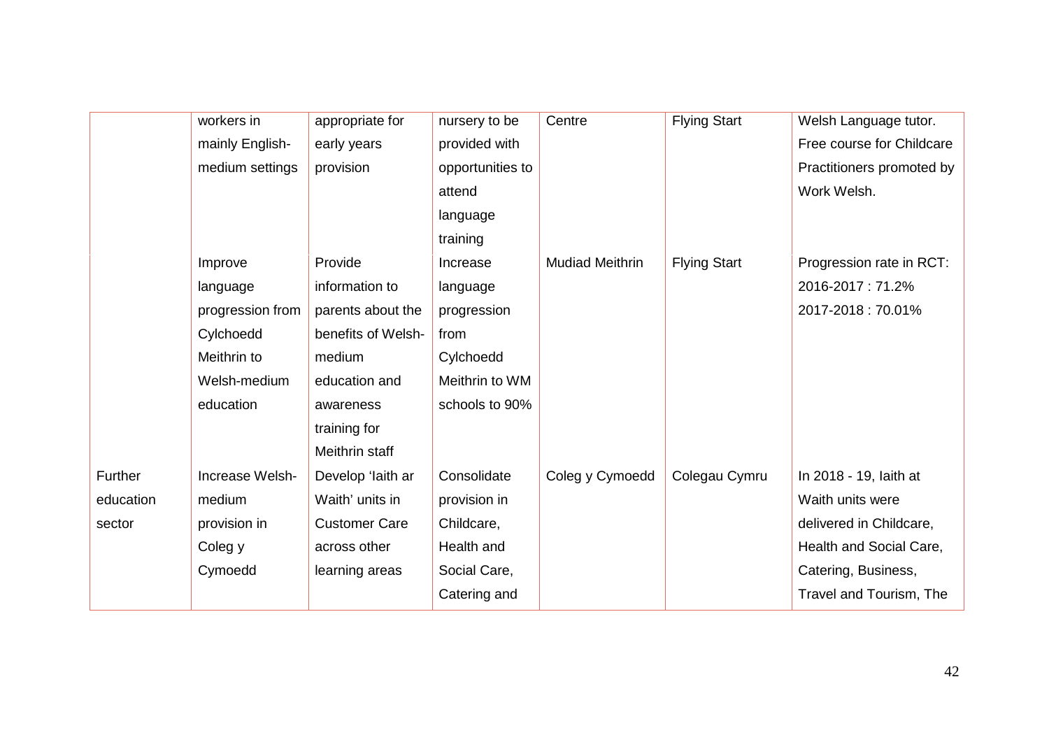| | | | | | | |
|---|---|---|---|---|---|---|
| | workers in mainly English-medium settings | appropriate for early years provision | nursery to be provided with opportunities to attend language training | Centre | Flying Start | Welsh Language tutor. Free course for Childcare Practitioners promoted by Work Welsh. |
| | Improve language progression from Cylchoedd Meithrin to Welsh-medium education | Provide information to parents about the benefits of Welsh-medium education and awareness training for Meithrin staff | Increase language progression from Cylchoedd Meithrin to WM schools to 90% | Mudiad Meithrin | Flying Start | Progression rate in RCT: 2016-2017 : 71.2% 2017-2018 : 70.01% |
| Further education sector | Increase Welsh-medium provision in Coleg y Cymoedd | Develop 'Iaith ar Waith' units in Customer Care across other learning areas | Consolidate provision in Childcare, Health and Social Care, Catering and | Coleg y Cymoedd | Colegau Cymru | In 2018 - 19, Iaith at Waith units were delivered in Childcare, Health and Social Care, Catering, Business, Travel and Tourism, The |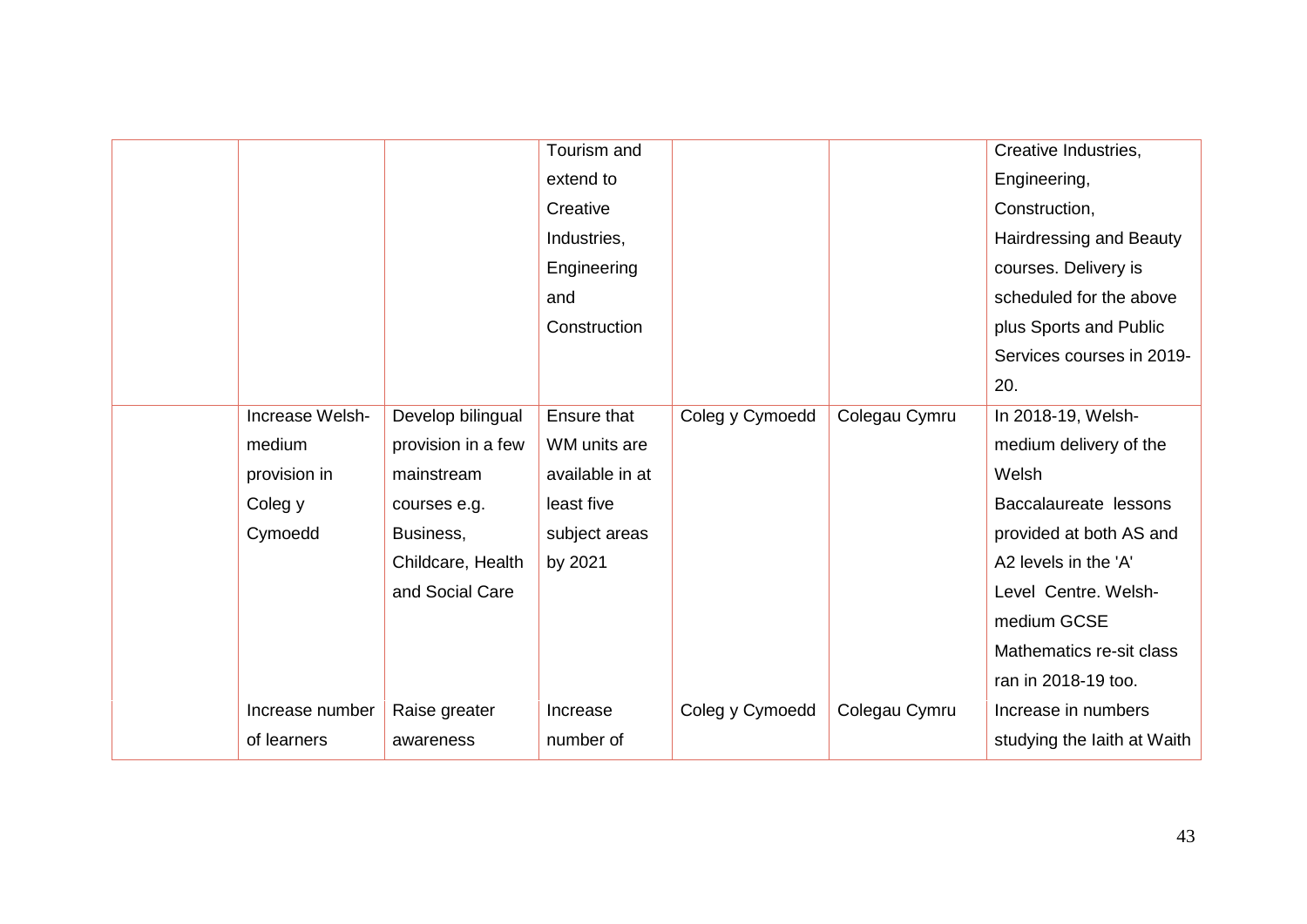| | | | | | | |
|---|---|---|---|---|---|---|
| | | | Tourism and extend to Creative Industries, Engineering and Construction | | | Creative Industries, Engineering, Construction, Hairdressing and Beauty courses. Delivery is scheduled for the above plus Sports and Public Services courses in 2019-20. |
| | Increase Welsh-medium provision in Coleg y Cymoedd | Develop bilingual provision in a few mainstream courses e.g. Business, Childcare, Health and Social Care | Ensure that WM units are available in at least five subject areas by 2021 | Coleg y Cymoedd | Colegau Cymru | In 2018-19, Welsh-medium delivery of the Welsh Baccalaureate lessons provided at both AS and A2 levels in the 'A' Level Centre. Welsh-medium GCSE Mathematics re-sit class ran in 2018-19 too. |
| | Increase number of learners | Raise greater awareness | Increase number of | Coleg y Cymoedd | Colegau Cymru | Increase in numbers studying the Iaith at Waith |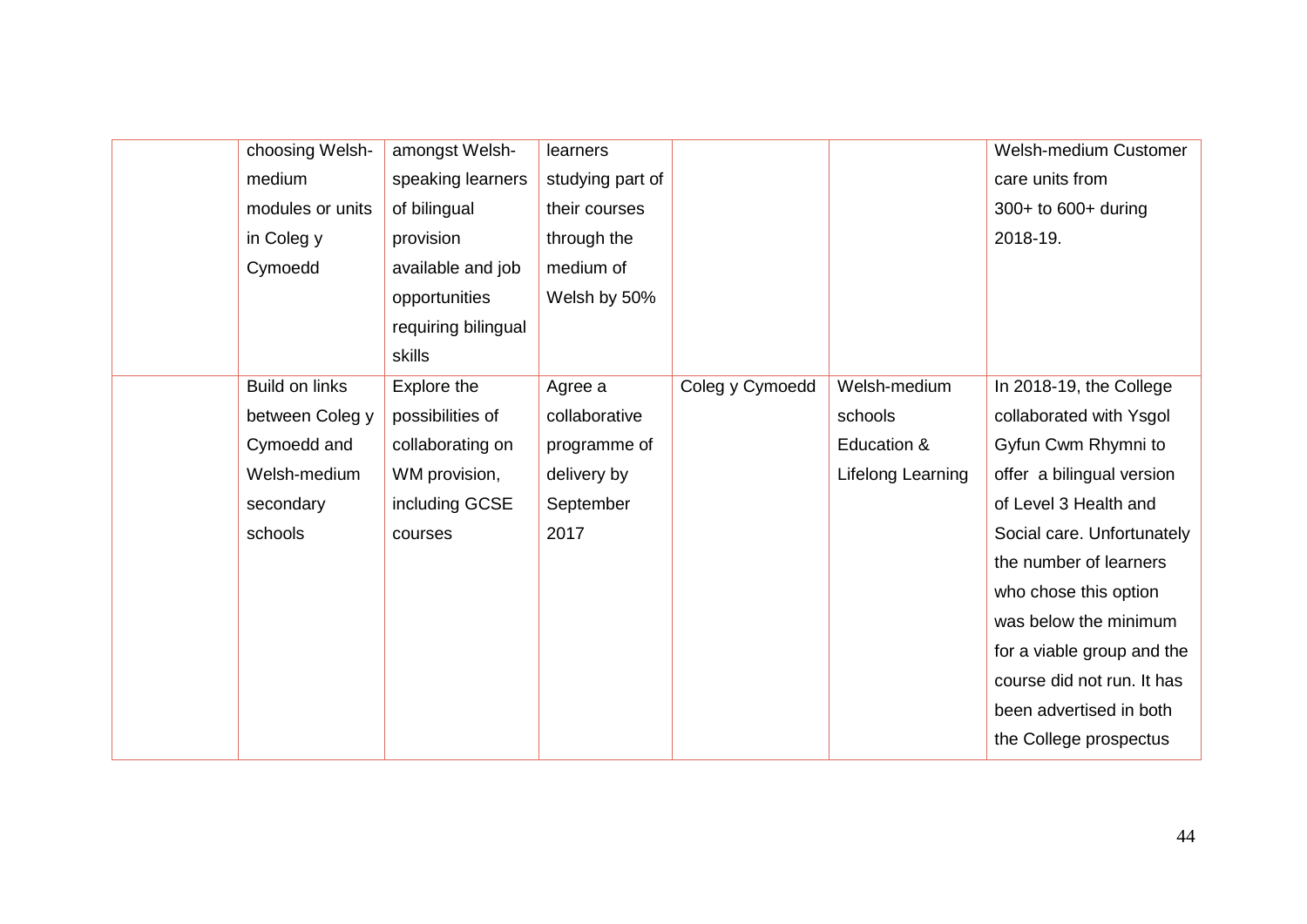| | | | | | | |
|---|---|---|---|---|---|---|
| | choosing Welsh-medium modules or units in Coleg y Cymoedd | amongst Welsh-speaking learners of bilingual provision available and job opportunities requiring bilingual skills | learners studying part of their courses through the medium of Welsh by 50% | | | Welsh-medium Customer care units from 300+ to 600+ during 2018-19. |
| | Build on links between Coleg y Cymoedd and Welsh-medium secondary schools | Explore the possibilities of collaborating on WM provision, including GCSE courses | Agree a collaborative programme of delivery by September 2017 | Coleg y Cymoedd | Welsh-medium schools Education & Lifelong Learning | In 2018-19, the College collaborated with Ysgol Gyfun Cwm Rhymni to offer a bilingual version of Level 3 Health and Social care. Unfortunately the number of learners who chose this option was below the minimum for a viable group and the course did not run. It has been advertised in both the College prospectus |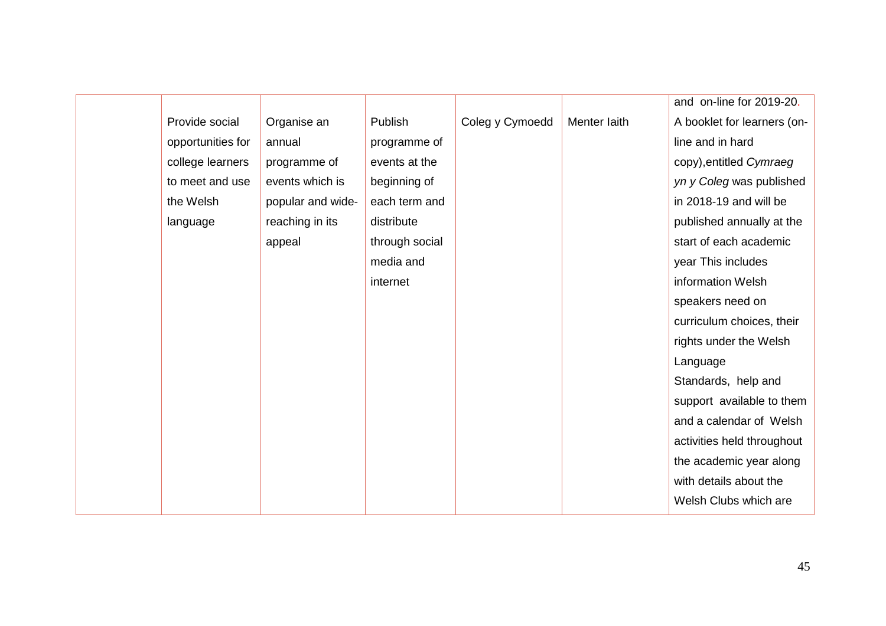| | | | | | | |
|---|---|---|---|---|---|---|
| | | | | | | and on-line for 2019-20. |
| | Provide social opportunities for college learners to meet and use the Welsh language | Organise an annual programme of events which is popular and wide-reaching in its appeal | Publish programme of events at the beginning of each term and distribute through social media and internet | Coleg y Cymoedd | Menter Iaith | A booklet for learners (on-line and in hard copy),entitled *Cymraeg yn y Coleg* was published in 2018-19 and will be published annually at the start of each academic year This includes information Welsh speakers need on curriculum choices, their rights under the Welsh Language Standards, help and support available to them and a calendar of Welsh activities held throughout the academic year along with details about the Welsh Clubs which are |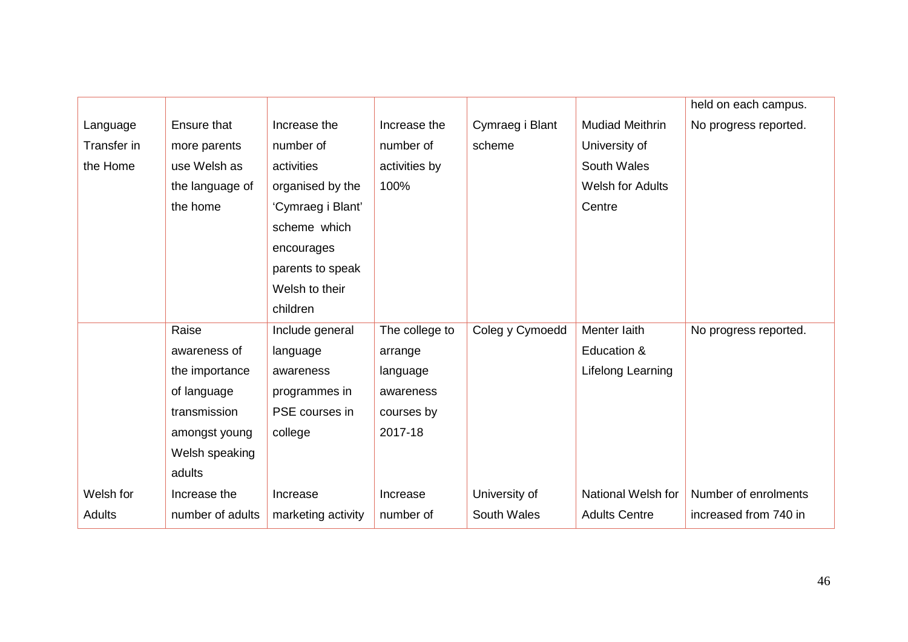| | | | | | | held on each campus. |
|---|---|---|---|---|---|---|
| Language Transfer in the Home | Ensure that more parents use Welsh as the language of the home | Increase the number of activities organised by the 'Cymraeg i Blant' scheme which encourages parents to speak Welsh to their children | Increase the number of activities by 100% | Cymraeg i Blant scheme | Mudiad Meithrin University of South Wales Welsh for Adults Centre | No progress reported. |
| | Raise awareness of the importance of language transmission amongst young Welsh speaking adults | Include general language awareness programmes in PSE courses in college | The college to arrange language awareness courses by 2017-18 | Coleg y Cymoedd | Menter Iaith Education & Lifelong Learning | No progress reported. |
| Welsh for Adults | Increase the number of adults | Increase marketing activity | Increase number of | University of South Wales | National Welsh for Adults Centre | Number of enrolments increased from 740 in |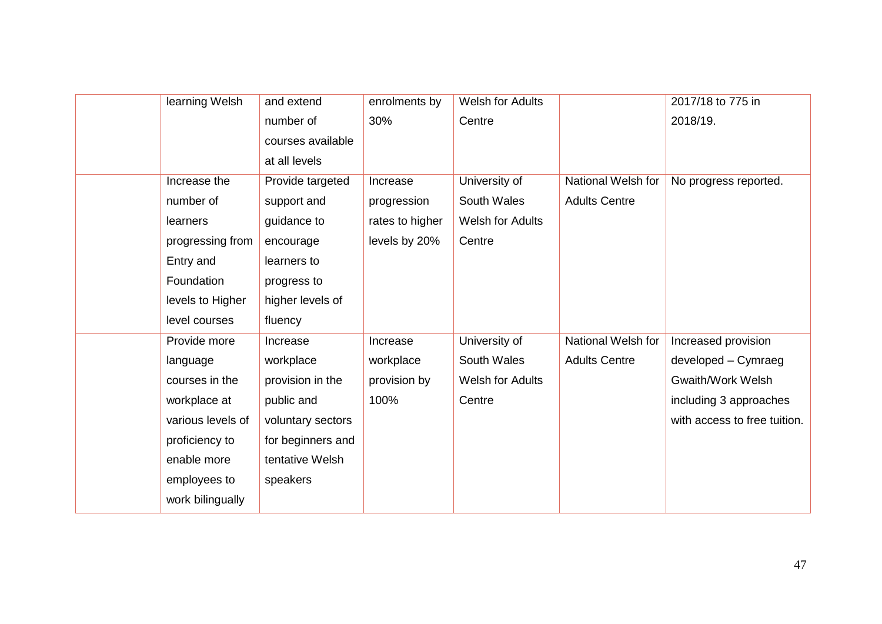|  |  |  |  |  |  |  |
|---|---|---|---|---|---|---|
|  | learning Welsh | and extend number of courses available at all levels | enrolments by 30% | Welsh for Adults Centre |  | 2017/18 to 775 in 2018/19. |
|  | Increase the number of learners progressing from Entry and Foundation levels to Higher level courses | Provide targeted support and guidance to encourage learners to progress to higher levels of fluency | Increase progression rates to higher levels by 20% | University of South Wales Welsh for Adults Centre | National Welsh for Adults Centre | No progress reported. |
|  | Provide more language courses in the workplace at various levels of proficiency to enable more employees to work bilingually | Increase workplace provision in the public and voluntary sectors for beginners and tentative Welsh speakers | Increase workplace provision by 100% | University of South Wales Welsh for Adults Centre | National Welsh for Adults Centre | Increased provision developed – Cymraeg Gwaith/Work Welsh including 3 approaches with access to free tuition. |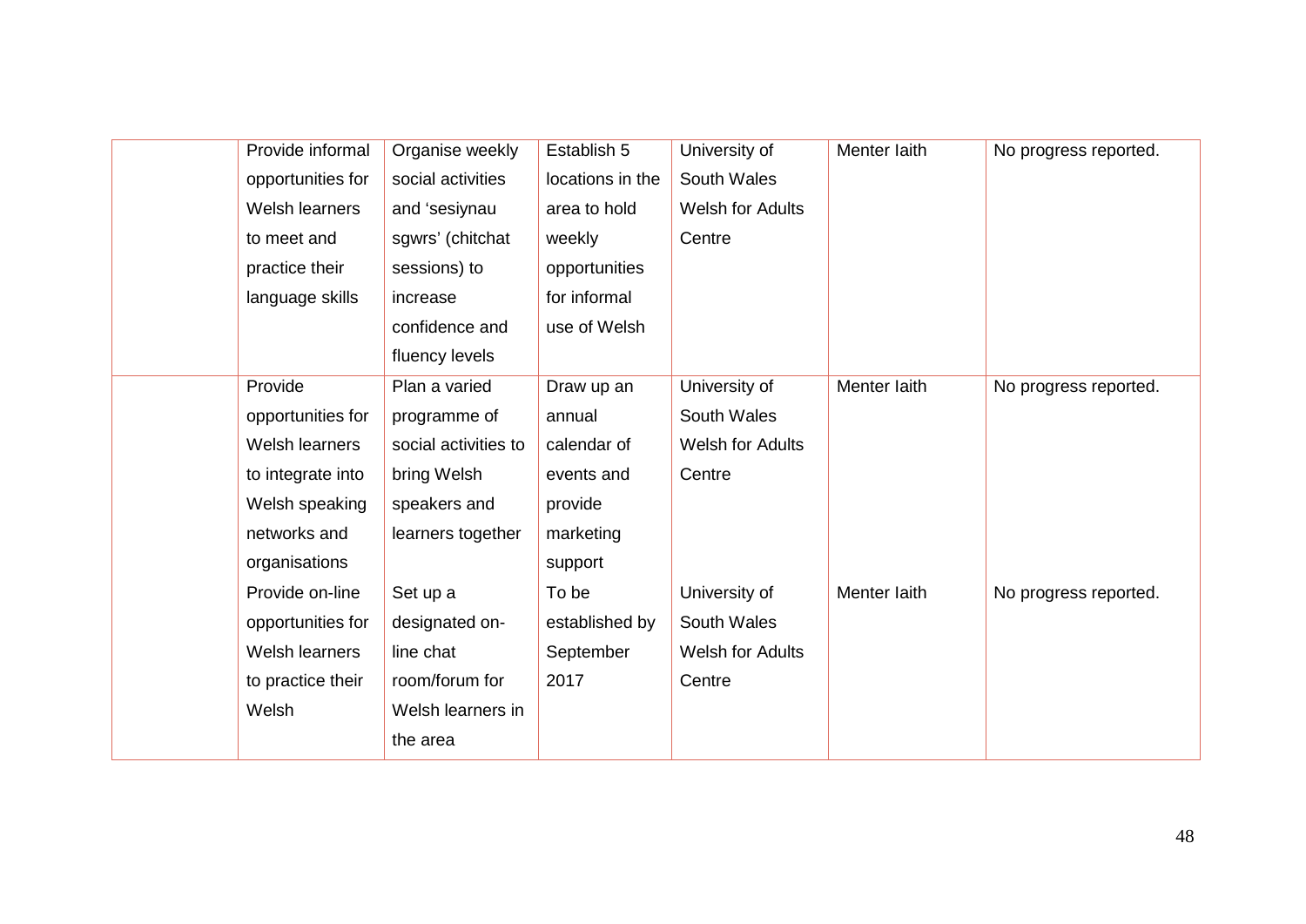| | | | | | | |
|---|---|---|---|---|---|---|
| | Provide informal opportunities for Welsh learners to meet and practice their language skills | Organise weekly social activities and 'sesiynau sgwrs' (chitchat sessions) to increase confidence and fluency levels | Establish 5 locations in the area to hold weekly opportunities for informal use of Welsh | University of South Wales Welsh for Adults Centre | Menter Iaith | No progress reported. |
| | Provide opportunities for Welsh learners to integrate into Welsh speaking networks and organisations | Plan a varied programme of social activities to bring Welsh speakers and learners together | Draw up an annual calendar of events and provide marketing support | University of South Wales Welsh for Adults Centre | Menter Iaith | No progress reported. |
| | Provide on-line opportunities for Welsh learners to practice their Welsh | Set up a designated on-line chat room/forum for Welsh learners in the area | To be established by September 2017 | University of South Wales Welsh for Adults Centre | Menter Iaith | No progress reported. |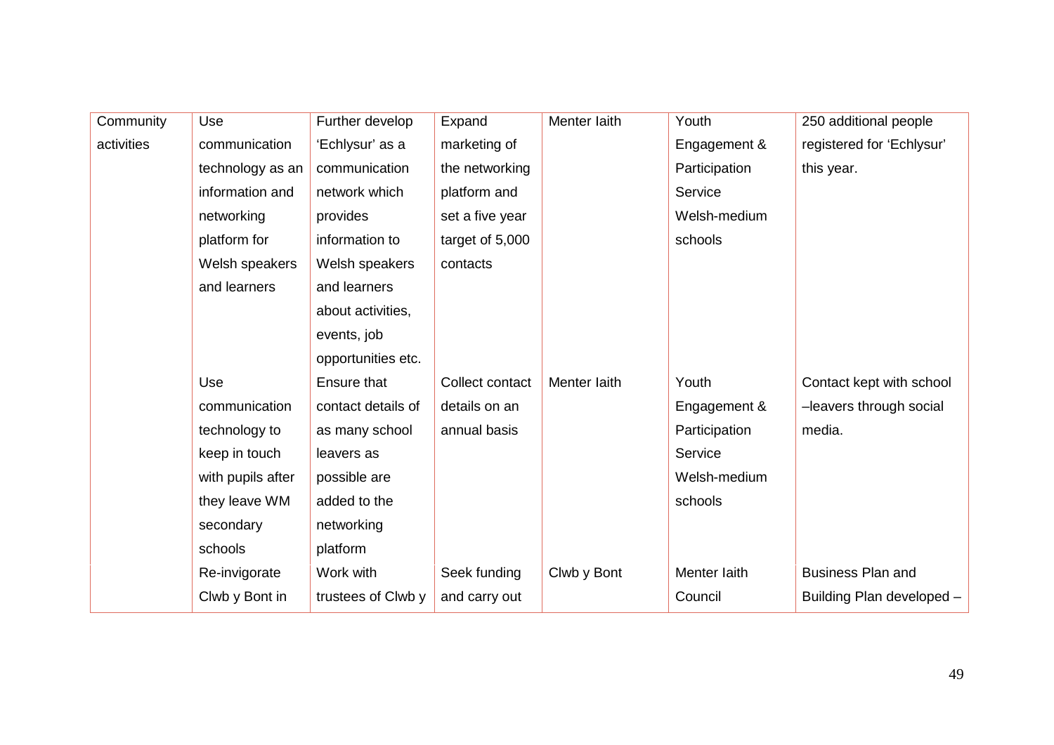| Community activities | Use communication technology as an information and networking platform for Welsh speakers and learners | Further develop 'Echlysur' as a communication network which provides information to Welsh speakers and learners about activities, events, job opportunities etc. | Expand marketing of the networking platform and set a five year target of 5,000 contacts | Menter Iaith | Youth Engagement & Participation Service Welsh-medium schools | 250 additional people registered for 'Echlysur' this year. |
|---|---|---|---|---|---|---|
| | Use communication technology to keep in touch with pupils after they leave WM secondary schools | Ensure that contact details of as many school leavers as possible are added to the networking platform | Collect contact details on an annual basis | Menter Iaith | Youth Engagement & Participation Service Welsh-medium schools | Contact kept with school –leavers through social media. |
| | Re-invigorate Clwb y Bont in | Work with trustees of Clwb y | Seek funding and carry out | Clwb y Bont | Menter Iaith Council | Business Plan and Building Plan developed – |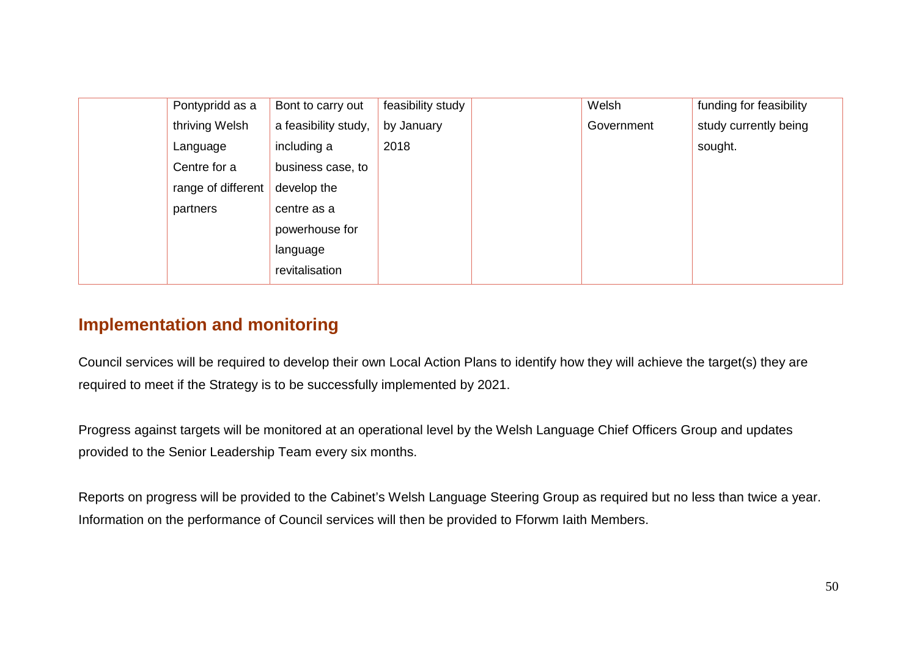|  | Pontypridd as a thriving Welsh Language Centre for a range of different partners | Bont to carry out a feasibility study, including a business case, to develop the centre as a powerhouse for language revitalisation | feasibility study by January 2018 |  | Welsh Government | funding for feasibility study currently being sought. |
|---|---|---|---|---|---|---|

## Implementation and monitoring

Council services will be required to develop their own Local Action Plans to identify how they will achieve the target(s) they are required to meet if the Strategy is to be successfully implemented by 2021.

Progress against targets will be monitored at an operational level by the Welsh Language Chief Officers Group and updates provided to the Senior Leadership Team every six months.

Reports on progress will be provided to the Cabinet's Welsh Language Steering Group as required but no less than twice a year. Information on the performance of Council services will then be provided to Fforwm Iaith Members.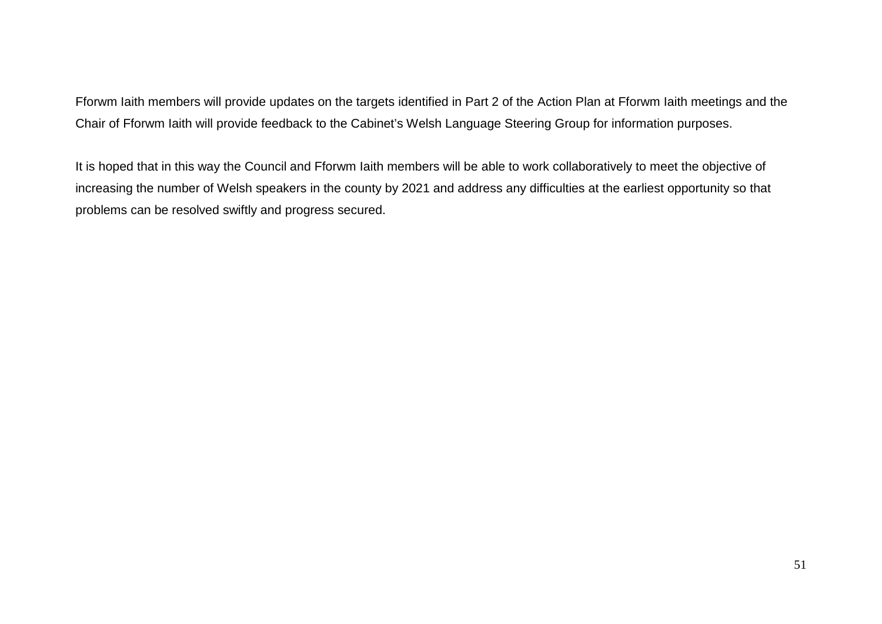Fforwm Iaith members will provide updates on the targets identified in Part 2 of the Action Plan at Fforwm Iaith meetings and the Chair of Fforwm Iaith will provide feedback to the Cabinet's Welsh Language Steering Group for information purposes.

It is hoped that in this way the Council and Fforwm Iaith members will be able to work collaboratively to meet the objective of increasing the number of Welsh speakers in the county by 2021 and address any difficulties at the earliest opportunity so that problems can be resolved swiftly and progress secured.